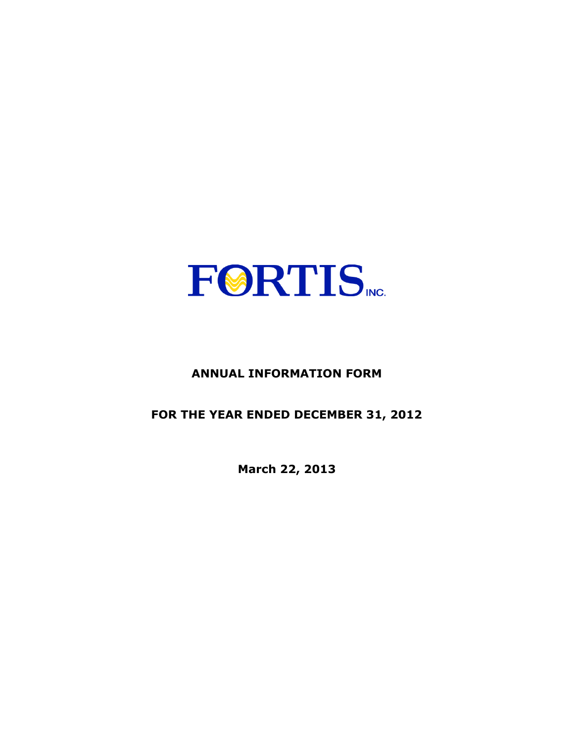# FORTIS INC.

**ANNUAL INFORMATION FORM**

**FOR THE YEAR ENDED DECEMBER 31, 2012**

**March 22, 2013**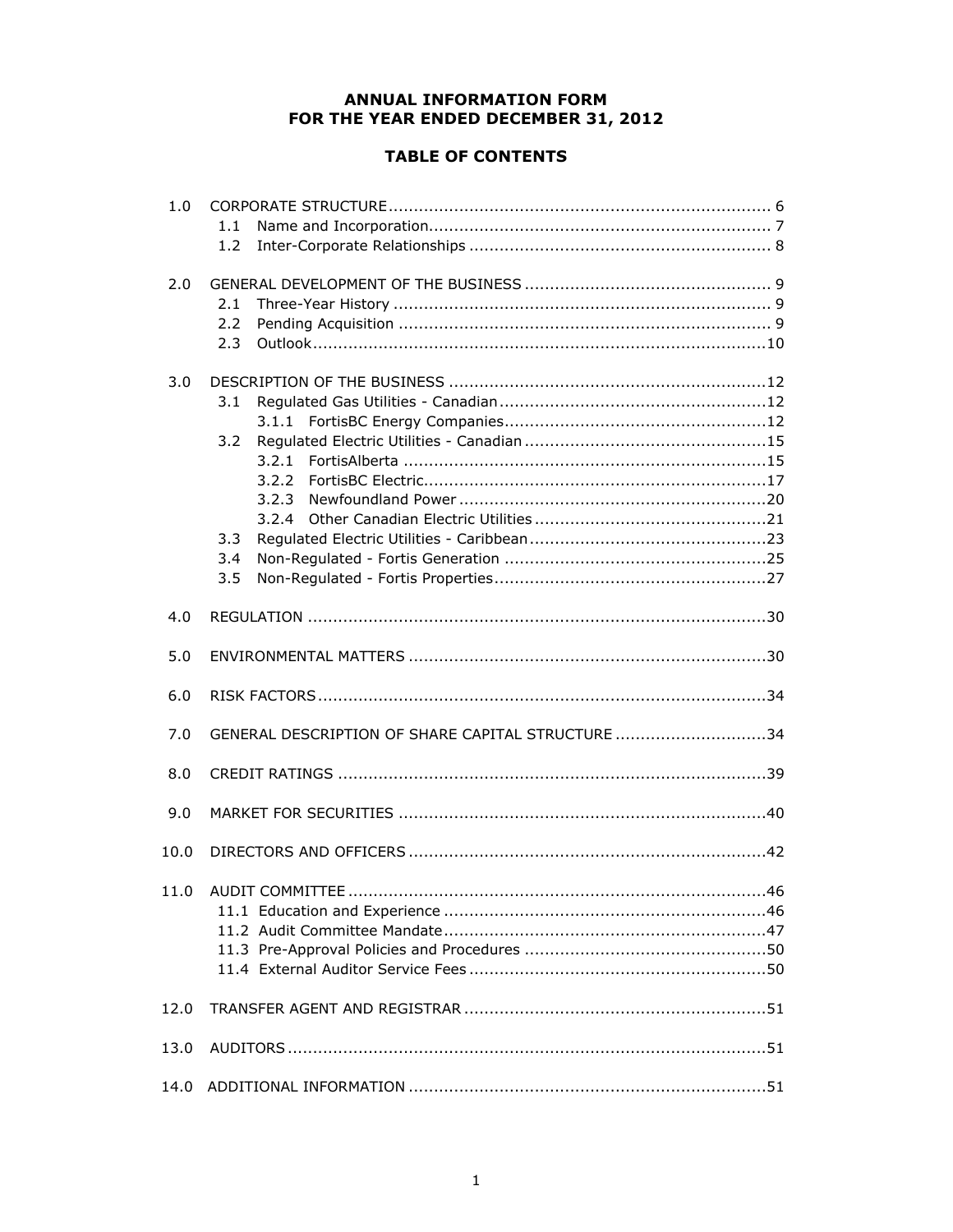# ANNUAL INFORMATION FORM
# FOR THE YEAR ENDED DECEMBER 31, 2012

## TABLE OF CONTENTS

| | | |
|---|---|---|
| 1.0 | CORPORATE STRUCTURE | 6 |
| | 1.1 Name and Incorporation | 7 |
| | 1.2 Inter-Corporate Relationships | 8 |
| 2.0 | GENERAL DEVELOPMENT OF THE BUSINESS | 9 |
| | 2.1 Three-Year History | 9 |
| | 2.2 Pending Acquisition | 9 |
| | 2.3 Outlook | 10 |
| 3.0 | DESCRIPTION OF THE BUSINESS | 12 |
| | 3.1 Regulated Gas Utilities - Canadian | 12 |
| | 3.1.1 FortisBC Energy Companies | 12 |
| | 3.2 Regulated Electric Utilities - Canadian | 15 |
| | 3.2.1 FortisAlberta | 15 |
| | 3.2.2 FortisBC Electric | 17 |
| | 3.2.3 Newfoundland Power | 20 |
| | 3.2.4 Other Canadian Electric Utilities | 21 |
| | 3.3 Regulated Electric Utilities - Caribbean | 23 |
| | 3.4 Non-Regulated - Fortis Generation | 25 |
| | 3.5 Non-Regulated - Fortis Properties | 27 |
| 4.0 | REGULATION | 30 |
| 5.0 | ENVIRONMENTAL MATTERS | 30 |
| 6.0 | RISK FACTORS | 34 |
| 7.0 | GENERAL DESCRIPTION OF SHARE CAPITAL STRUCTURE | 34 |
| 8.0 | CREDIT RATINGS | 39 |
| 9.0 | MARKET FOR SECURITIES | 40 |
| 10.0 | DIRECTORS AND OFFICERS | 42 |
| 11.0 | AUDIT COMMITTEE | 46 |
| | 11.1 Education and Experience | 46 |
| | 11.2 Audit Committee Mandate | 47 |
| | 11.3 Pre-Approval Policies and Procedures | 50 |
| | 11.4 External Auditor Service Fees | 50 |
| 12.0 | TRANSFER AGENT AND REGISTRAR | 51 |
| 13.0 | AUDITORS | 51 |
| 14.0 | ADDITIONAL INFORMATION | 51 |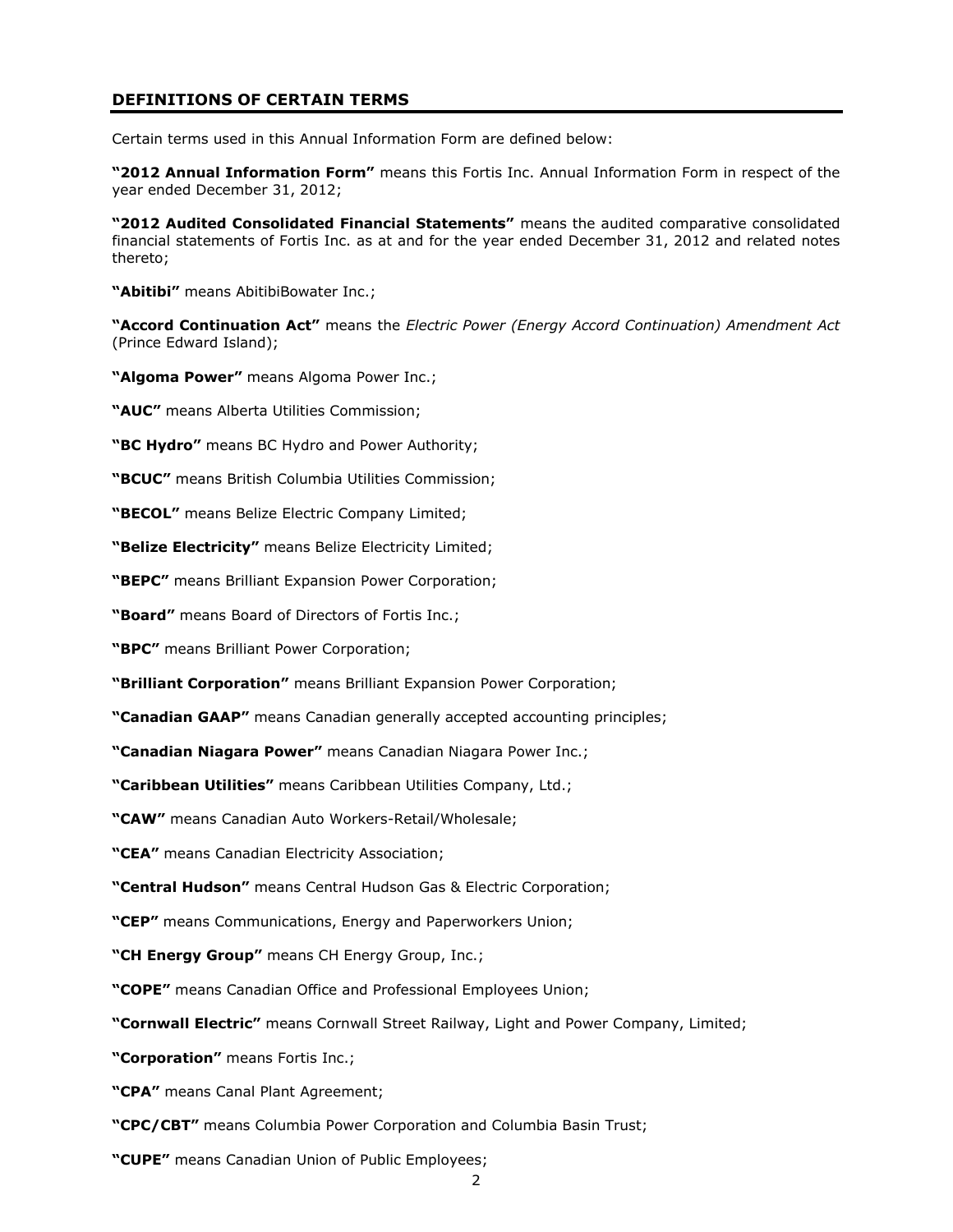## DEFINITIONS OF CERTAIN TERMS

Certain terms used in this Annual Information Form are defined below:

**"2012 Annual Information Form"** means this Fortis Inc. Annual Information Form in respect of the year ended December 31, 2012;

**"2012 Audited Consolidated Financial Statements"** means the audited comparative consolidated financial statements of Fortis Inc. as at and for the year ended December 31, 2012 and related notes thereto;

**"Abitibi"** means AbitibiBowater Inc.;

**"Accord Continuation Act"** means the *Electric Power (Energy Accord Continuation) Amendment Act* (Prince Edward Island);

**"Algoma Power"** means Algoma Power Inc.;

**"AUC"** means Alberta Utilities Commission;

**"BC Hydro"** means BC Hydro and Power Authority;

**"BCUC"** means British Columbia Utilities Commission;

**"BECOL"** means Belize Electric Company Limited;

**"Belize Electricity"** means Belize Electricity Limited;

**"BEPC"** means Brilliant Expansion Power Corporation;

**"Board"** means Board of Directors of Fortis Inc.;

**"BPC"** means Brilliant Power Corporation;

**"Brilliant Corporation"** means Brilliant Expansion Power Corporation;

**"Canadian GAAP"** means Canadian generally accepted accounting principles;

**"Canadian Niagara Power"** means Canadian Niagara Power Inc.;

**"Caribbean Utilities"** means Caribbean Utilities Company, Ltd.;

**"CAW"** means Canadian Auto Workers-Retail/Wholesale;

**"CEA"** means Canadian Electricity Association;

**"Central Hudson"** means Central Hudson Gas & Electric Corporation;

**"CEP"** means Communications, Energy and Paperworkers Union;

**"CH Energy Group"** means CH Energy Group, Inc.;

**"COPE"** means Canadian Office and Professional Employees Union;

**"Cornwall Electric"** means Cornwall Street Railway, Light and Power Company, Limited;

**"Corporation"** means Fortis Inc.;

**"CPA"** means Canal Plant Agreement;

**"CPC/CBT"** means Columbia Power Corporation and Columbia Basin Trust;

**"CUPE"** means Canadian Union of Public Employees;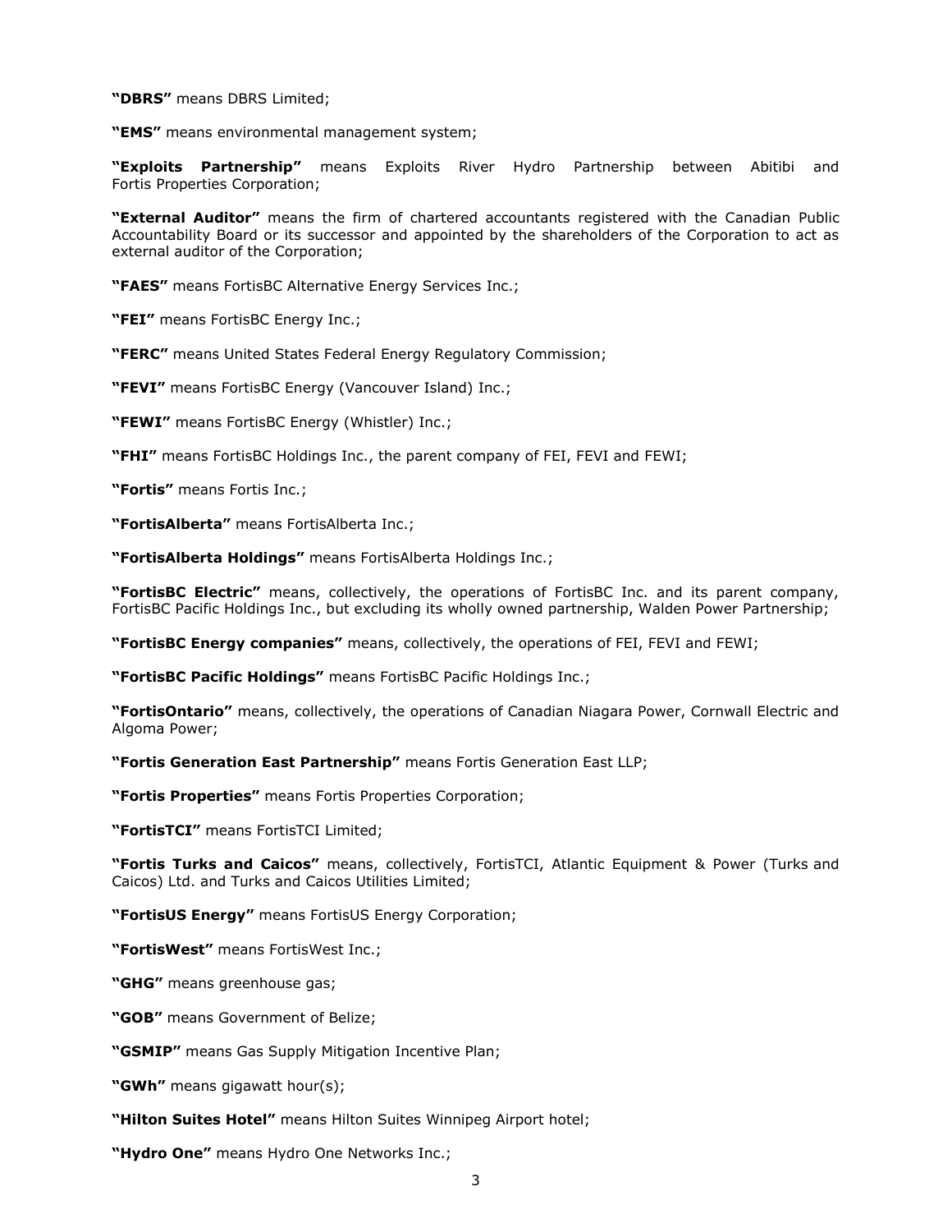**"DBRS"** means DBRS Limited;

**"EMS"** means environmental management system;

**"Exploits Partnership"** means Exploits River Hydro Partnership between Abitibi and Fortis Properties Corporation;

**"External Auditor"** means the firm of chartered accountants registered with the Canadian Public Accountability Board or its successor and appointed by the shareholders of the Corporation to act as external auditor of the Corporation;

**"FAES"** means FortisBC Alternative Energy Services Inc.;

**"FEI"** means FortisBC Energy Inc.;

**"FERC"** means United States Federal Energy Regulatory Commission;

**"FEVI"** means FortisBC Energy (Vancouver Island) Inc.;

**"FEWI"** means FortisBC Energy (Whistler) Inc.;

**"FHI"** means FortisBC Holdings Inc., the parent company of FEI, FEVI and FEWI;

**"Fortis"** means Fortis Inc.;

**"FortisAlberta"** means FortisAlberta Inc.;

**"FortisAlberta Holdings"** means FortisAlberta Holdings Inc.;

**"FortisBC Electric"** means, collectively, the operations of FortisBC Inc. and its parent company, FortisBC Pacific Holdings Inc., but excluding its wholly owned partnership, Walden Power Partnership;

**"FortisBC Energy companies"** means, collectively, the operations of FEI, FEVI and FEWI;

**"FortisBC Pacific Holdings"** means FortisBC Pacific Holdings Inc.;

**"FortisOntario"** means, collectively, the operations of Canadian Niagara Power, Cornwall Electric and Algoma Power;

**"Fortis Generation East Partnership"** means Fortis Generation East LLP;

**"Fortis Properties"** means Fortis Properties Corporation;

**"FortisTCI"** means FortisTCI Limited;

**"Fortis Turks and Caicos"** means, collectively, FortisTCI, Atlantic Equipment & Power (Turks and Caicos) Ltd. and Turks and Caicos Utilities Limited;

**"FortisUS Energy"** means FortisUS Energy Corporation;

**"FortisWest"** means FortisWest Inc.;

**"GHG"** means greenhouse gas;

**"GOB"** means Government of Belize;

**"GSMIP"** means Gas Supply Mitigation Incentive Plan;

**"GWh"** means gigawatt hour(s);

**"Hilton Suites Hotel"** means Hilton Suites Winnipeg Airport hotel;

**"Hydro One"** means Hydro One Networks Inc.;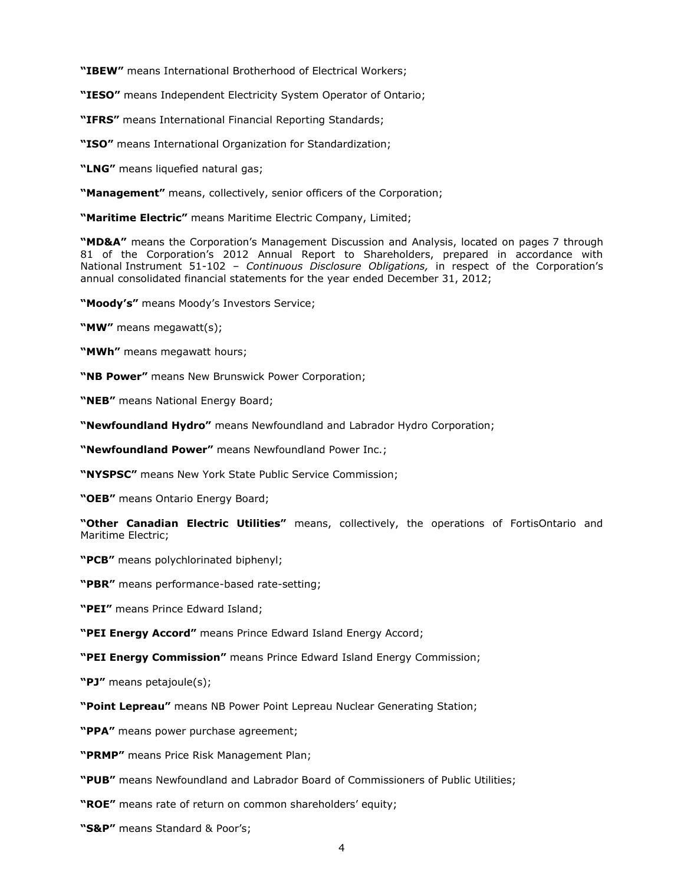**"IBEW"** means International Brotherhood of Electrical Workers;

**"IESO"** means Independent Electricity System Operator of Ontario;

**"IFRS"** means International Financial Reporting Standards;

**"ISO"** means International Organization for Standardization;

**"LNG"** means liquefied natural gas;

**"Management"** means, collectively, senior officers of the Corporation;

**"Maritime Electric"** means Maritime Electric Company, Limited;

**"MD&A"** means the Corporation's Management Discussion and Analysis, located on pages 7 through 81 of the Corporation's 2012 Annual Report to Shareholders, prepared in accordance with National Instrument 51-102 – *Continuous Disclosure Obligations,* in respect of the Corporation's annual consolidated financial statements for the year ended December 31, 2012;

**"Moody's"** means Moody's Investors Service;

**"MW"** means megawatt(s);

**"MWh"** means megawatt hours;

**"NB Power"** means New Brunswick Power Corporation;

**"NEB"** means National Energy Board;

**"Newfoundland Hydro"** means Newfoundland and Labrador Hydro Corporation;

**"Newfoundland Power"** means Newfoundland Power Inc.;

**"NYSPSC"** means New York State Public Service Commission;

**"OEB"** means Ontario Energy Board;

**"Other Canadian Electric Utilities"** means, collectively, the operations of FortisOntario and Maritime Electric;

**"PCB"** means polychlorinated biphenyl;

**"PBR"** means performance-based rate-setting;

**"PEI"** means Prince Edward Island;

**"PEI Energy Accord"** means Prince Edward Island Energy Accord;

**"PEI Energy Commission"** means Prince Edward Island Energy Commission;

**"PJ"** means petajoule(s);

**"Point Lepreau"** means NB Power Point Lepreau Nuclear Generating Station;

**"PPA"** means power purchase agreement;

**"PRMP"** means Price Risk Management Plan;

**"PUB"** means Newfoundland and Labrador Board of Commissioners of Public Utilities;

**"ROE"** means rate of return on common shareholders' equity;

**"S&P"** means Standard & Poor's;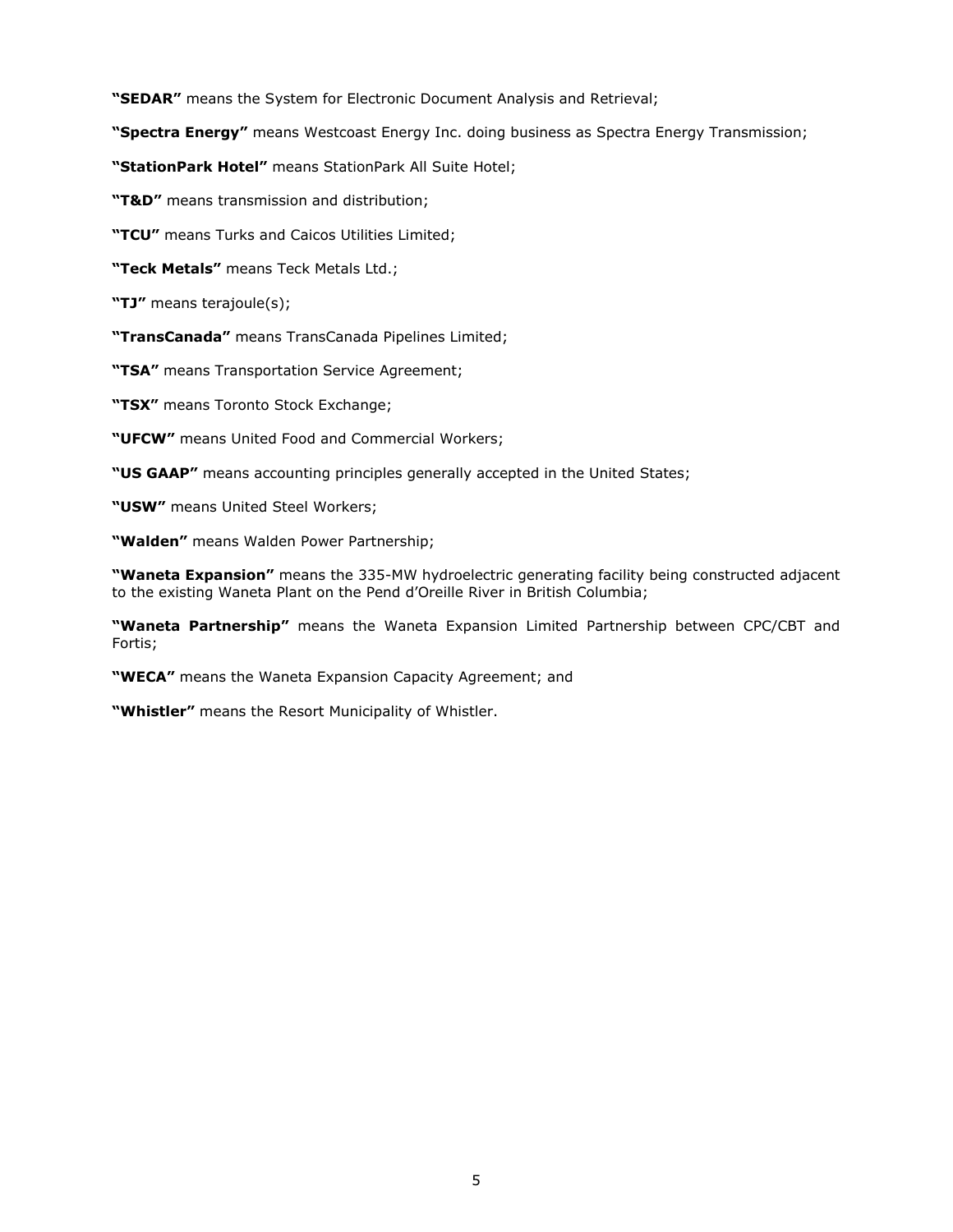**"SEDAR"** means the System for Electronic Document Analysis and Retrieval;

**"Spectra Energy"** means Westcoast Energy Inc. doing business as Spectra Energy Transmission;

**"StationPark Hotel"** means StationPark All Suite Hotel;

**"T&D"** means transmission and distribution;

**"TCU"** means Turks and Caicos Utilities Limited;

**"Teck Metals"** means Teck Metals Ltd.;

**"TJ"** means terajoule(s);

**"TransCanada"** means TransCanada Pipelines Limited;

**"TSA"** means Transportation Service Agreement;

**"TSX"** means Toronto Stock Exchange;

**"UFCW"** means United Food and Commercial Workers;

**"US GAAP"** means accounting principles generally accepted in the United States;

**"USW"** means United Steel Workers;

**"Walden"** means Walden Power Partnership;

**"Waneta Expansion"** means the 335-MW hydroelectric generating facility being constructed adjacent to the existing Waneta Plant on the Pend d'Oreille River in British Columbia;

**"Waneta Partnership"** means the Waneta Expansion Limited Partnership between CPC/CBT and Fortis;

**"WECA"** means the Waneta Expansion Capacity Agreement; and

**"Whistler"** means the Resort Municipality of Whistler.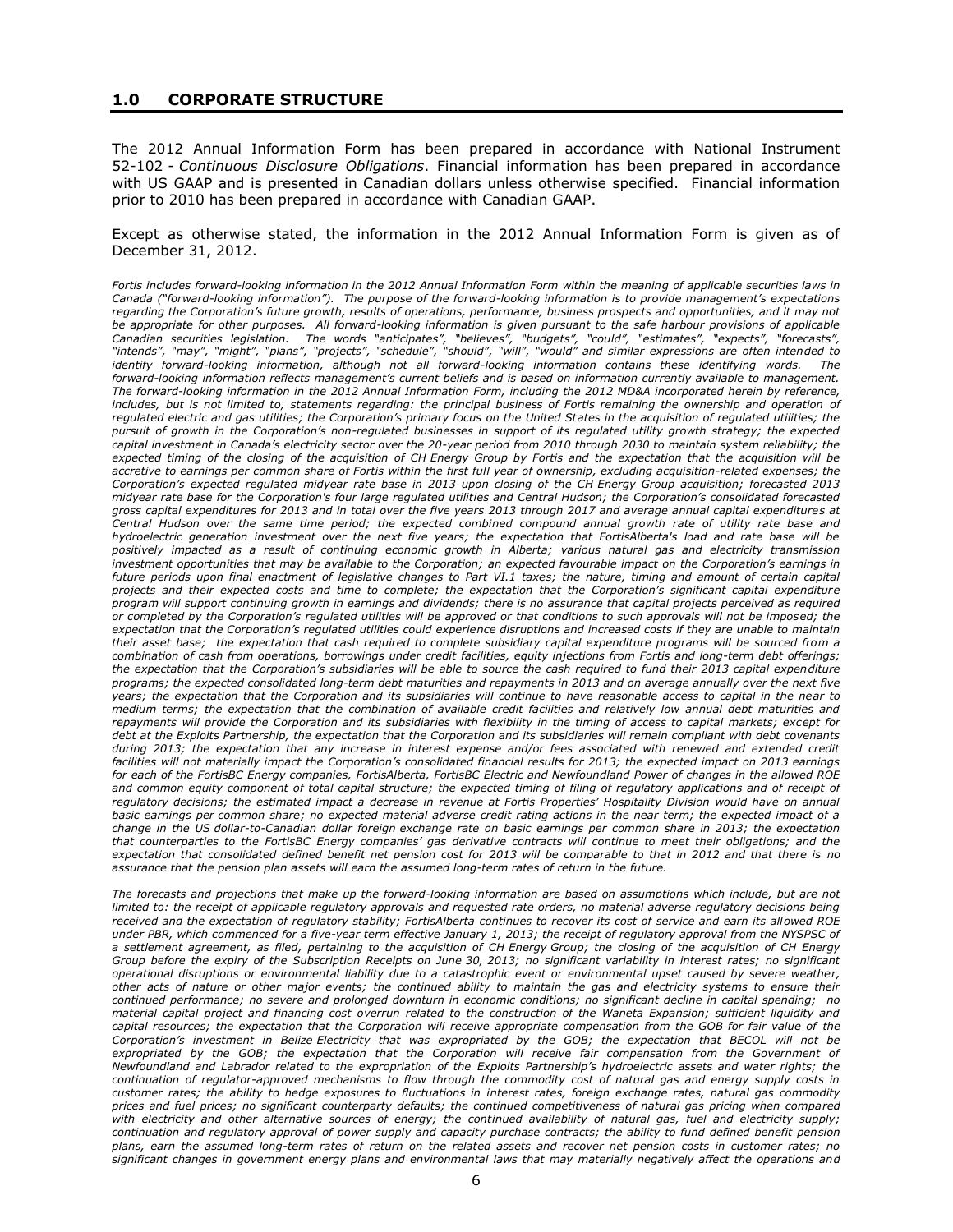## 1.0 CORPORATE STRUCTURE

The 2012 Annual Information Form has been prepared in accordance with National Instrument 52-102 - *Continuous Disclosure Obligations*. Financial information has been prepared in accordance with US GAAP and is presented in Canadian dollars unless otherwise specified. Financial information prior to 2010 has been prepared in accordance with Canadian GAAP.

Except as otherwise stated, the information in the 2012 Annual Information Form is given as of December 31, 2012.

*Fortis includes forward-looking information in the 2012 Annual Information Form within the meaning of applicable securities laws in Canada ("forward-looking information"). The purpose of the forward-looking information is to provide management's expectations regarding the Corporation's future growth, results of operations, performance, business prospects and opportunities, and it may not be appropriate for other purposes. All forward-looking information is given pursuant to the safe harbour provisions of applicable Canadian securities legislation. The words "anticipates", "believes", "budgets", "could", "estimates", "expects", "forecasts", "intends", "may", "might", "plans", "projects", "schedule", "should", "will", "would" and similar expressions are often intended to identify forward-looking information, although not all forward-looking information contains these identifying words. The forward-looking information reflects management's current beliefs and is based on information currently available to management. The forward-looking information in the 2012 Annual Information Form, including the 2012 MD&A incorporated herein by reference, includes, but is not limited to, statements regarding: the principal business of Fortis remaining the ownership and operation of regulated electric and gas utilities; the Corporation's primary focus on the United States in the acquisition of regulated utilities; the pursuit of growth in the Corporation's non-regulated businesses in support of its regulated utility growth strategy; the expected capital investment in Canada's electricity sector over the 20-year period from 2010 through 2030 to maintain system reliability; the expected timing of the closing of the acquisition of CH Energy Group by Fortis and the expectation that the acquisition will be accretive to earnings per common share of Fortis within the first full year of ownership, excluding acquisition-related expenses; the Corporation's expected regulated midyear rate base in 2013 upon closing of the CH Energy Group acquisition; forecasted 2013 midyear rate base for the Corporation's four large regulated utilities and Central Hudson; the Corporation's consolidated forecasted gross capital expenditures for 2013 and in total over the five years 2013 through 2017 and average annual capital expenditures at Central Hudson over the same time period; the expected combined compound annual growth rate of utility rate base and hydroelectric generation investment over the next five years; the expectation that FortisAlberta's load and rate base will be positively impacted as a result of continuing economic growth in Alberta; various natural gas and electricity transmission investment opportunities that may be available to the Corporation; an expected favourable impact on the Corporation's earnings in future periods upon final enactment of legislative changes to Part VI.1 taxes; the nature, timing and amount of certain capital projects and their expected costs and time to complete; the expectation that the Corporation's significant capital expenditure program will support continuing growth in earnings and dividends; there is no assurance that capital projects perceived as required or completed by the Corporation's regulated utilities will be approved or that conditions to such approvals will not be imposed; the expectation that the Corporation's regulated utilities could experience disruptions and increased costs if they are unable to maintain their asset base; the expectation that cash required to complete subsidiary capital expenditure programs will be sourced from a combination of cash from operations, borrowings under credit facilities, equity injections from Fortis and long-term debt offerings; the expectation that the Corporation's subsidiaries will be able to source the cash required to fund their 2013 capital expenditure programs; the expected consolidated long-term debt maturities and repayments in 2013 and on average annually over the next five years; the expectation that the Corporation and its subsidiaries will continue to have reasonable access to capital in the near to medium terms; the expectation that the combination of available credit facilities and relatively low annual debt maturities and repayments will provide the Corporation and its subsidiaries with flexibility in the timing of access to capital markets; except for debt at the Exploits Partnership, the expectation that the Corporation and its subsidiaries will remain compliant with debt covenants during 2013; the expectation that any increase in interest expense and/or fees associated with renewed and extended credit facilities will not materially impact the Corporation's consolidated financial results for 2013; the expected impact on 2013 earnings for each of the FortisBC Energy companies, FortisAlberta, FortisBC Electric and Newfoundland Power of changes in the allowed ROE and common equity component of total capital structure; the expected timing of filing of regulatory applications and of receipt of regulatory decisions; the estimated impact a decrease in revenue at Fortis Properties' Hospitality Division would have on annual basic earnings per common share; no expected material adverse credit rating actions in the near term; the expected impact of a change in the US dollar-to-Canadian dollar foreign exchange rate on basic earnings per common share in 2013; the expectation that counterparties to the FortisBC Energy companies' gas derivative contracts will continue to meet their obligations; and the expectation that consolidated defined benefit net pension cost for 2013 will be comparable to that in 2012 and that there is no assurance that the pension plan assets will earn the assumed long-term rates of return in the future.*

*The forecasts and projections that make up the forward-looking information are based on assumptions which include, but are not limited to: the receipt of applicable regulatory approvals and requested rate orders, no material adverse regulatory decisions being received and the expectation of regulatory stability; FortisAlberta continues to recover its cost of service and earn its allowed ROE under PBR, which commenced for a five-year term effective January 1, 2013; the receipt of regulatory approval from the NYSPSC of a settlement agreement, as filed, pertaining to the acquisition of CH Energy Group; the closing of the acquisition of CH Energy Group before the expiry of the Subscription Receipts on June 30, 2013; no significant variability in interest rates; no significant operational disruptions or environmental liability due to a catastrophic event or environmental upset caused by severe weather, other acts of nature or other major events; the continued ability to maintain the gas and electricity systems to ensure their continued performance; no severe and prolonged downturn in economic conditions; no significant decline in capital spending; no material capital project and financing cost overrun related to the construction of the Waneta Expansion; sufficient liquidity and capital resources; the expectation that the Corporation will receive appropriate compensation from the GOB for fair value of the Corporation's investment in Belize Electricity that was expropriated by the GOB; the expectation that BECOL will not be expropriated by the GOB; the expectation that the Corporation will receive fair compensation from the Government of Newfoundland and Labrador related to the expropriation of the Exploits Partnership's hydroelectric assets and water rights; the continuation of regulator-approved mechanisms to flow through the commodity cost of natural gas and energy supply costs in customer rates; the ability to hedge exposures to fluctuations in interest rates, foreign exchange rates, natural gas commodity prices and fuel prices; no significant counterparty defaults; the continued competitiveness of natural gas pricing when compared with electricity and other alternative sources of energy; the continued availability of natural gas, fuel and electricity supply; continuation and regulatory approval of power supply and capacity purchase contracts; the ability to fund defined benefit pension plans, earn the assumed long-term rates of return on the related assets and recover net pension costs in customer rates; no significant changes in government energy plans and environmental laws that may materially negatively affect the operations and*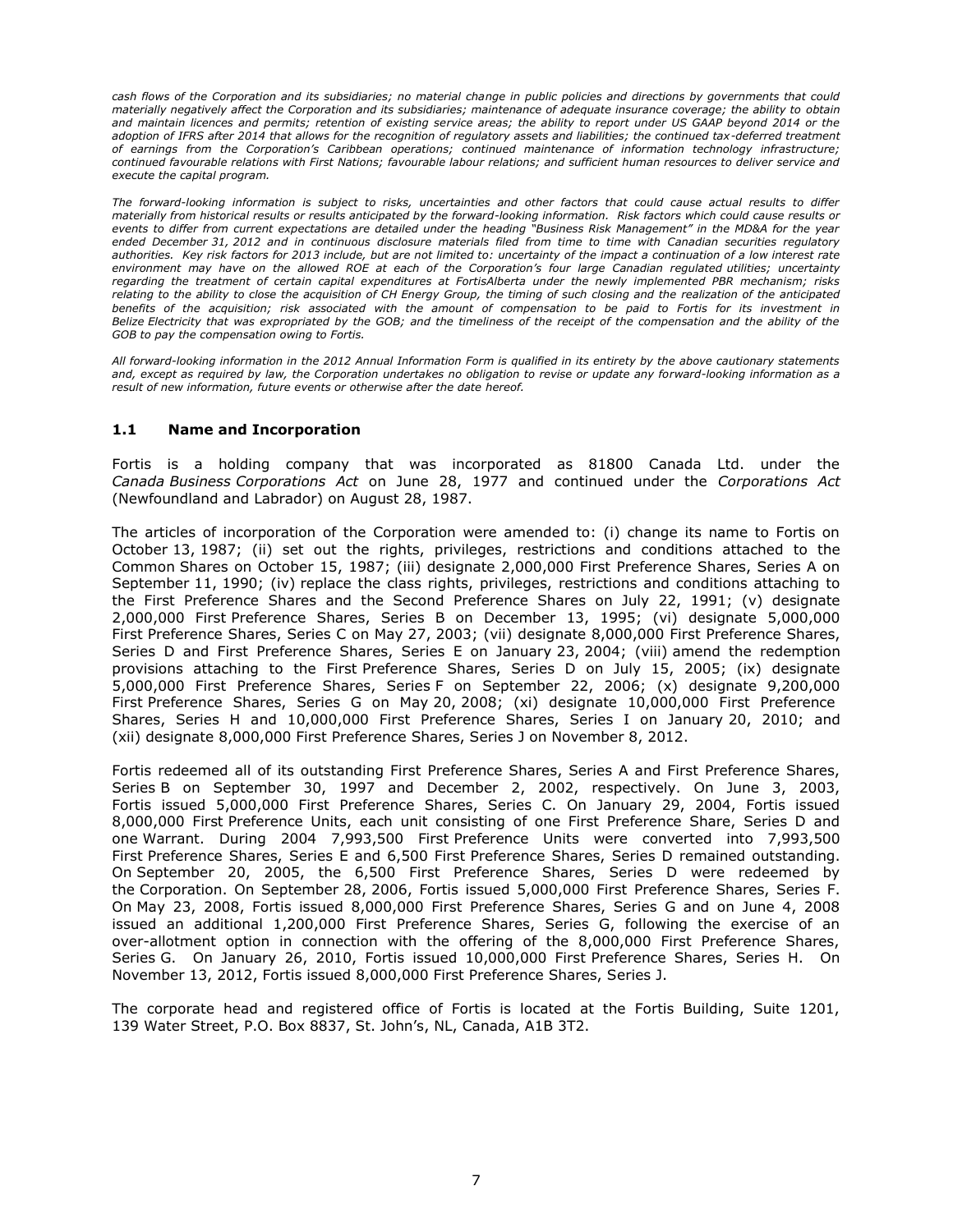*cash flows of the Corporation and its subsidiaries; no material change in public policies and directions by governments that could materially negatively affect the Corporation and its subsidiaries; maintenance of adequate insurance coverage; the ability to obtain and maintain licences and permits; retention of existing service areas; the ability to report under US GAAP beyond 2014 or the adoption of IFRS after 2014 that allows for the recognition of regulatory assets and liabilities; the continued tax-deferred treatment of earnings from the Corporation's Caribbean operations; continued maintenance of information technology infrastructure; continued favourable relations with First Nations; favourable labour relations; and sufficient human resources to deliver service and execute the capital program.*

*The forward-looking information is subject to risks, uncertainties and other factors that could cause actual results to differ materially from historical results or results anticipated by the forward-looking information. Risk factors which could cause results or events to differ from current expectations are detailed under the heading "Business Risk Management" in the MD&A for the year ended December 31, 2012 and in continuous disclosure materials filed from time to time with Canadian securities regulatory authorities. Key risk factors for 2013 include, but are not limited to: uncertainty of the impact a continuation of a low interest rate environment may have on the allowed ROE at each of the Corporation's four large Canadian regulated utilities; uncertainty regarding the treatment of certain capital expenditures at FortisAlberta under the newly implemented PBR mechanism; risks relating to the ability to close the acquisition of CH Energy Group, the timing of such closing and the realization of the anticipated benefits of the acquisition; risk associated with the amount of compensation to be paid to Fortis for its investment in Belize Electricity that was expropriated by the GOB; and the timeliness of the receipt of the compensation and the ability of the GOB to pay the compensation owing to Fortis.*

*All forward-looking information in the 2012 Annual Information Form is qualified in its entirety by the above cautionary statements and, except as required by law, the Corporation undertakes no obligation to revise or update any forward-looking information as a result of new information, future events or otherwise after the date hereof.*

### 1.1 Name and Incorporation

Fortis is a holding company that was incorporated as 81800 Canada Ltd. under the *Canada Business Corporations Act* on June 28, 1977 and continued under the *Corporations Act* (Newfoundland and Labrador) on August 28, 1987.

The articles of incorporation of the Corporation were amended to: (i) change its name to Fortis on October 13, 1987; (ii) set out the rights, privileges, restrictions and conditions attached to the Common Shares on October 15, 1987; (iii) designate 2,000,000 First Preference Shares, Series A on September 11, 1990; (iv) replace the class rights, privileges, restrictions and conditions attaching to the First Preference Shares and the Second Preference Shares on July 22, 1991; (v) designate 2,000,000 First Preference Shares, Series B on December 13, 1995; (vi) designate 5,000,000 First Preference Shares, Series C on May 27, 2003; (vii) designate 8,000,000 First Preference Shares, Series D and First Preference Shares, Series E on January 23, 2004; (viii) amend the redemption provisions attaching to the First Preference Shares, Series D on July 15, 2005; (ix) designate 5,000,000 First Preference Shares, Series F on September 22, 2006; (x) designate 9,200,000 First Preference Shares, Series G on May 20, 2008; (xi) designate 10,000,000 First Preference Shares, Series H and 10,000,000 First Preference Shares, Series I on January 20, 2010; and (xii) designate 8,000,000 First Preference Shares, Series J on November 8, 2012.

Fortis redeemed all of its outstanding First Preference Shares, Series A and First Preference Shares, Series B on September 30, 1997 and December 2, 2002, respectively. On June 3, 2003, Fortis issued 5,000,000 First Preference Shares, Series C. On January 29, 2004, Fortis issued 8,000,000 First Preference Units, each unit consisting of one First Preference Share, Series D and one Warrant. During 2004 7,993,500 First Preference Units were converted into 7,993,500 First Preference Shares, Series E and 6,500 First Preference Shares, Series D remained outstanding. On September 20, 2005, the 6,500 First Preference Shares, Series D were redeemed by the Corporation. On September 28, 2006, Fortis issued 5,000,000 First Preference Shares, Series F. On May 23, 2008, Fortis issued 8,000,000 First Preference Shares, Series G and on June 4, 2008 issued an additional 1,200,000 First Preference Shares, Series G, following the exercise of an over-allotment option in connection with the offering of the 8,000,000 First Preference Shares, Series G. On January 26, 2010, Fortis issued 10,000,000 First Preference Shares, Series H. On November 13, 2012, Fortis issued 8,000,000 First Preference Shares, Series J.

The corporate head and registered office of Fortis is located at the Fortis Building, Suite 1201, 139 Water Street, P.O. Box 8837, St. John's, NL, Canada, A1B 3T2.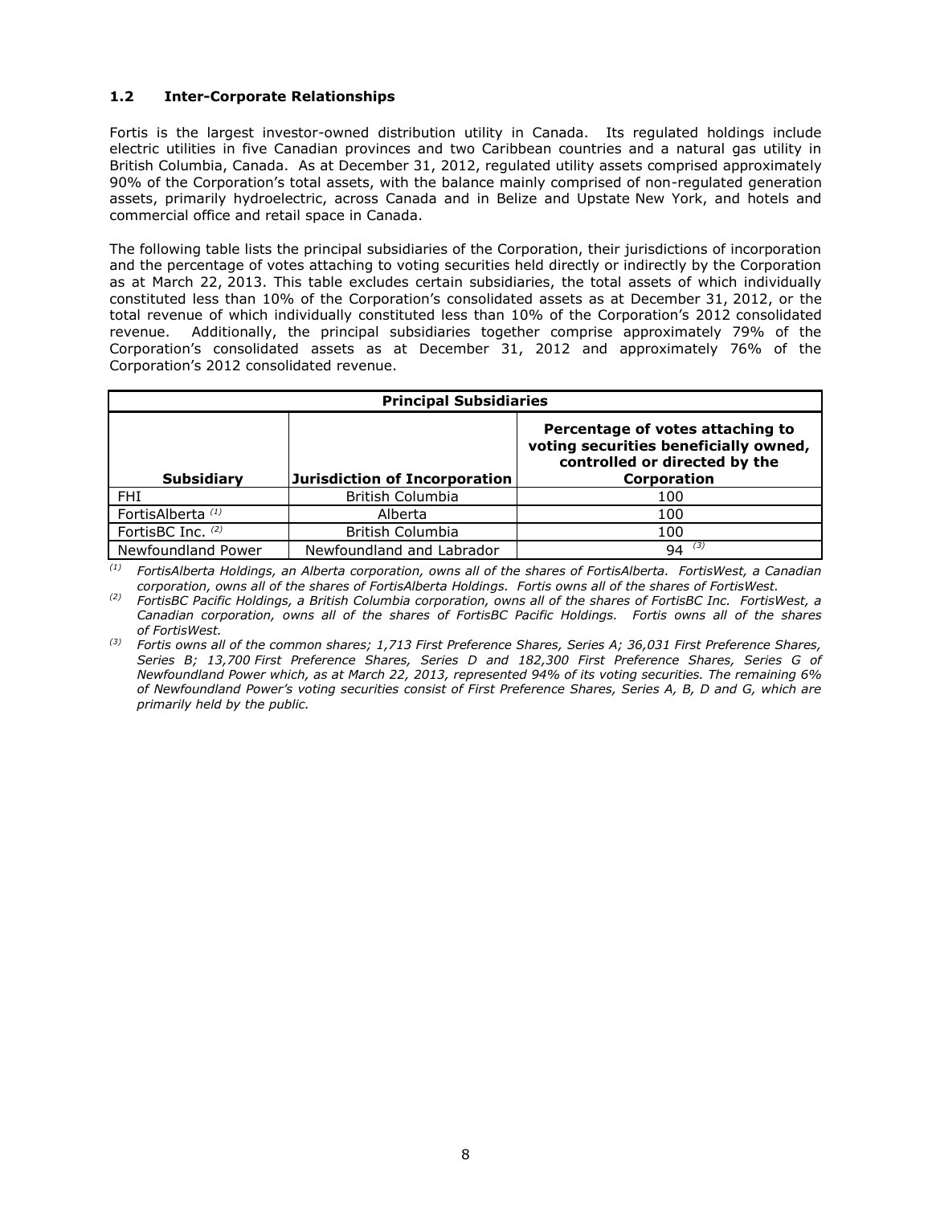### 1.2 Inter-Corporate Relationships

Fortis is the largest investor-owned distribution utility in Canada. Its regulated holdings include electric utilities in five Canadian provinces and two Caribbean countries and a natural gas utility in British Columbia, Canada. As at December 31, 2012, regulated utility assets comprised approximately 90% of the Corporation's total assets, with the balance mainly comprised of non-regulated generation assets, primarily hydroelectric, across Canada and in Belize and Upstate New York, and hotels and commercial office and retail space in Canada.

The following table lists the principal subsidiaries of the Corporation, their jurisdictions of incorporation and the percentage of votes attaching to voting securities held directly or indirectly by the Corporation as at March 22, 2013. This table excludes certain subsidiaries, the total assets of which individually constituted less than 10% of the Corporation's consolidated assets as at December 31, 2012, or the total revenue of which individually constituted less than 10% of the Corporation's 2012 consolidated revenue. Additionally, the principal subsidiaries together comprise approximately 79% of the Corporation's consolidated assets as at December 31, 2012 and approximately 76% of the Corporation's 2012 consolidated revenue.

| **Principal Subsidiaries** | | |
|---|---|---|
| **Subsidiary** | **Jurisdiction of Incorporation** | **Percentage of votes attaching to voting securities beneficially owned, controlled or directed by the Corporation** |
| FHI | British Columbia | 100 |
| FortisAlberta [(1)] | Alberta | 100 |
| FortisBC Inc. [(2)] | British Columbia | 100 |
| Newfoundland Power | Newfoundland and Labrador | 94 [(3)] |

*(1) FortisAlberta Holdings, an Alberta corporation, owns all of the shares of FortisAlberta. FortisWest, a Canadian corporation, owns all of the shares of FortisAlberta Holdings. Fortis owns all of the shares of FortisWest.*

*(2) FortisBC Pacific Holdings, a British Columbia corporation, owns all of the shares of FortisBC Inc. FortisWest, a Canadian corporation, owns all of the shares of FortisBC Pacific Holdings. Fortis owns all of the shares of FortisWest.*

*(3) Fortis owns all of the common shares; 1,713 First Preference Shares, Series A; 36,031 First Preference Shares, Series B; 13,700 First Preference Shares, Series D and 182,300 First Preference Shares, Series G of Newfoundland Power which, as at March 22, 2013, represented 94% of its voting securities. The remaining 6% of Newfoundland Power's voting securities consist of First Preference Shares, Series A, B, D and G, which are primarily held by the public.*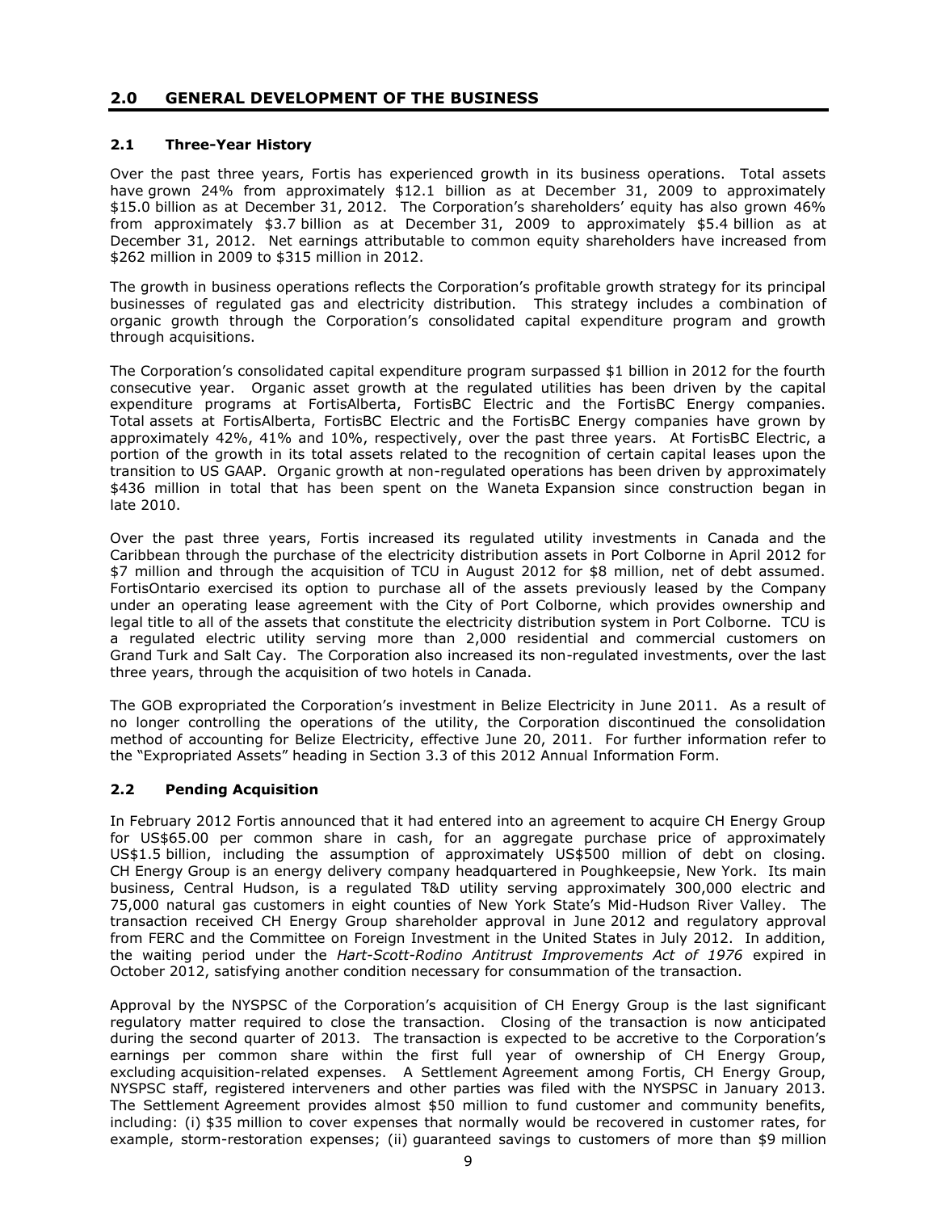## 2.0 GENERAL DEVELOPMENT OF THE BUSINESS

### 2.1 Three-Year History

Over the past three years, Fortis has experienced growth in its business operations. Total assets have grown 24% from approximately $12.1 billion as at December 31, 2009 to approximately $15.0 billion as at December 31, 2012. The Corporation's shareholders' equity has also grown 46% from approximately $3.7 billion as at December 31, 2009 to approximately $5.4 billion as at December 31, 2012. Net earnings attributable to common equity shareholders have increased from $262 million in 2009 to $315 million in 2012.

The growth in business operations reflects the Corporation's profitable growth strategy for its principal businesses of regulated gas and electricity distribution. This strategy includes a combination of organic growth through the Corporation's consolidated capital expenditure program and growth through acquisitions.

The Corporation's consolidated capital expenditure program surpassed $1 billion in 2012 for the fourth consecutive year. Organic asset growth at the regulated utilities has been driven by the capital expenditure programs at FortisAlberta, FortisBC Electric and the FortisBC Energy companies. Total assets at FortisAlberta, FortisBC Electric and the FortisBC Energy companies have grown by approximately 42%, 41% and 10%, respectively, over the past three years. At FortisBC Electric, a portion of the growth in its total assets related to the recognition of certain capital leases upon the transition to US GAAP. Organic growth at non-regulated operations has been driven by approximately $436 million in total that has been spent on the Waneta Expansion since construction began in late 2010.

Over the past three years, Fortis increased its regulated utility investments in Canada and the Caribbean through the purchase of the electricity distribution assets in Port Colborne in April 2012 for $7 million and through the acquisition of TCU in August 2012 for $8 million, net of debt assumed. FortisOntario exercised its option to purchase all of the assets previously leased by the Company under an operating lease agreement with the City of Port Colborne, which provides ownership and legal title to all of the assets that constitute the electricity distribution system in Port Colborne. TCU is a regulated electric utility serving more than 2,000 residential and commercial customers on Grand Turk and Salt Cay. The Corporation also increased its non-regulated investments, over the last three years, through the acquisition of two hotels in Canada.

The GOB expropriated the Corporation's investment in Belize Electricity in June 2011. As a result of no longer controlling the operations of the utility, the Corporation discontinued the consolidation method of accounting for Belize Electricity, effective June 20, 2011. For further information refer to the "Expropriated Assets" heading in Section 3.3 of this 2012 Annual Information Form.

### 2.2 Pending Acquisition

In February 2012 Fortis announced that it had entered into an agreement to acquire CH Energy Group for US$65.00 per common share in cash, for an aggregate purchase price of approximately US$1.5 billion, including the assumption of approximately US$500 million of debt on closing. CH Energy Group is an energy delivery company headquartered in Poughkeepsie, New York. Its main business, Central Hudson, is a regulated T&D utility serving approximately 300,000 electric and 75,000 natural gas customers in eight counties of New York State's Mid-Hudson River Valley. The transaction received CH Energy Group shareholder approval in June 2012 and regulatory approval from FERC and the Committee on Foreign Investment in the United States in July 2012. In addition, the waiting period under the *Hart-Scott-Rodino Antitrust Improvements Act of 1976* expired in October 2012, satisfying another condition necessary for consummation of the transaction.

Approval by the NYSPSC of the Corporation's acquisition of CH Energy Group is the last significant regulatory matter required to close the transaction. Closing of the transaction is now anticipated during the second quarter of 2013. The transaction is expected to be accretive to the Corporation's earnings per common share within the first full year of ownership of CH Energy Group, excluding acquisition-related expenses. A Settlement Agreement among Fortis, CH Energy Group, NYSPSC staff, registered interveners and other parties was filed with the NYSPSC in January 2013. The Settlement Agreement provides almost $50 million to fund customer and community benefits, including: (i) $35 million to cover expenses that normally would be recovered in customer rates, for example, storm-restoration expenses; (ii) guaranteed savings to customers of more than $9 million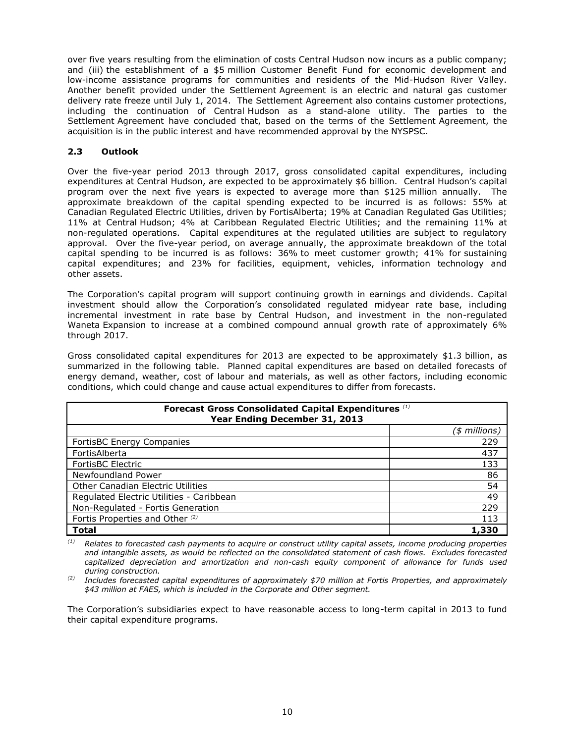over five years resulting from the elimination of costs Central Hudson now incurs as a public company; and (iii) the establishment of a $5 million Customer Benefit Fund for economic development and low-income assistance programs for communities and residents of the Mid-Hudson River Valley. Another benefit provided under the Settlement Agreement is an electric and natural gas customer delivery rate freeze until July 1, 2014. The Settlement Agreement also contains customer protections, including the continuation of Central Hudson as a stand-alone utility. The parties to the Settlement Agreement have concluded that, based on the terms of the Settlement Agreement, the acquisition is in the public interest and have recommended approval by the NYSPSC.

### 2.3 Outlook

Over the five-year period 2013 through 2017, gross consolidated capital expenditures, including expenditures at Central Hudson, are expected to be approximately $6 billion. Central Hudson's capital program over the next five years is expected to average more than $125 million annually. The approximate breakdown of the capital spending expected to be incurred is as follows: 55% at Canadian Regulated Electric Utilities, driven by FortisAlberta; 19% at Canadian Regulated Gas Utilities; 11% at Central Hudson; 4% at Caribbean Regulated Electric Utilities; and the remaining 11% at non-regulated operations. Capital expenditures at the regulated utilities are subject to regulatory approval. Over the five-year period, on average annually, the approximate breakdown of the total capital spending to be incurred is as follows: 36% to meet customer growth; 41% for sustaining capital expenditures; and 23% for facilities, equipment, vehicles, information technology and other assets.

The Corporation's capital program will support continuing growth in earnings and dividends. Capital investment should allow the Corporation's consolidated regulated midyear rate base, including incremental investment in rate base by Central Hudson, and investment in the non-regulated Waneta Expansion to increase at a combined compound annual growth rate of approximately 6% through 2017.

Gross consolidated capital expenditures for 2013 are expected to be approximately $1.3 billion, as summarized in the following table. Planned capital expenditures are based on detailed forecasts of energy demand, weather, cost of labour and materials, as well as other factors, including economic conditions, which could change and cause actual expenditures to differ from forecasts.

| **Forecast Gross Consolidated Capital Expenditures** [(1)] **Year Ending December 31, 2013** | |
|---|---|
| | *($ millions)* |
| FortisBC Energy Companies | 229 |
| FortisAlberta | 437 |
| FortisBC Electric | 133 |
| Newfoundland Power | 86 |
| Other Canadian Electric Utilities | 54 |
| Regulated Electric Utilities - Caribbean | 49 |
| Non-Regulated - Fortis Generation | 229 |
| Fortis Properties and Other [(2)] | 113 |
| **Total** | **1,330** |

(1) *Relates to forecasted cash payments to acquire or construct utility capital assets, income producing properties and intangible assets, as would be reflected on the consolidated statement of cash flows. Excludes forecasted capitalized depreciation and amortization and non-cash equity component of allowance for funds used during construction.*

(2) *Includes forecasted capital expenditures of approximately $70 million at Fortis Properties, and approximately $43 million at FAES, which is included in the Corporate and Other segment.*

The Corporation's subsidiaries expect to have reasonable access to long-term capital in 2013 to fund their capital expenditure programs.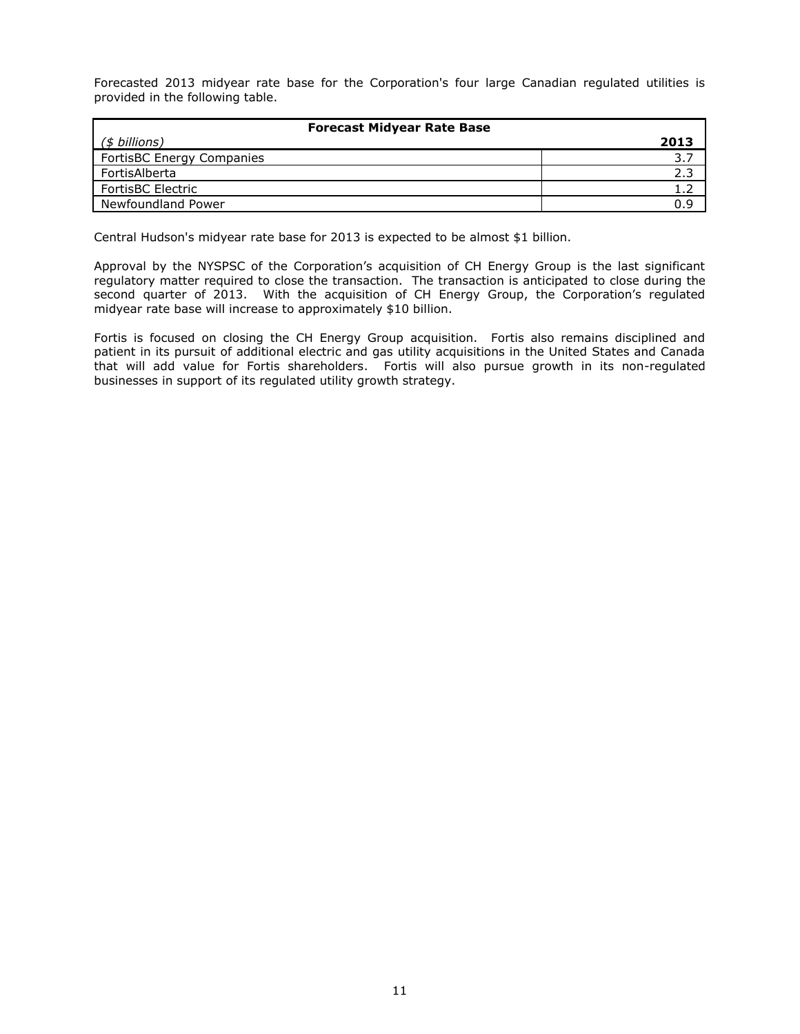Forecasted 2013 midyear rate base for the Corporation's four large Canadian regulated utilities is provided in the following table.

| **Forecast Midyear Rate Base** | |
|---|---|
| *($ billions)* | **2013** |
| FortisBC Energy Companies | 3.7 |
| FortisAlberta | 2.3 |
| FortisBC Electric | 1.2 |
| Newfoundland Power | 0.9 |

Central Hudson's midyear rate base for 2013 is expected to be almost $1 billion.

Approval by the NYSPSC of the Corporation's acquisition of CH Energy Group is the last significant regulatory matter required to close the transaction. The transaction is anticipated to close during the second quarter of 2013. With the acquisition of CH Energy Group, the Corporation's regulated midyear rate base will increase to approximately $10 billion.

Fortis is focused on closing the CH Energy Group acquisition. Fortis also remains disciplined and patient in its pursuit of additional electric and gas utility acquisitions in the United States and Canada that will add value for Fortis shareholders. Fortis will also pursue growth in its non-regulated businesses in support of its regulated utility growth strategy.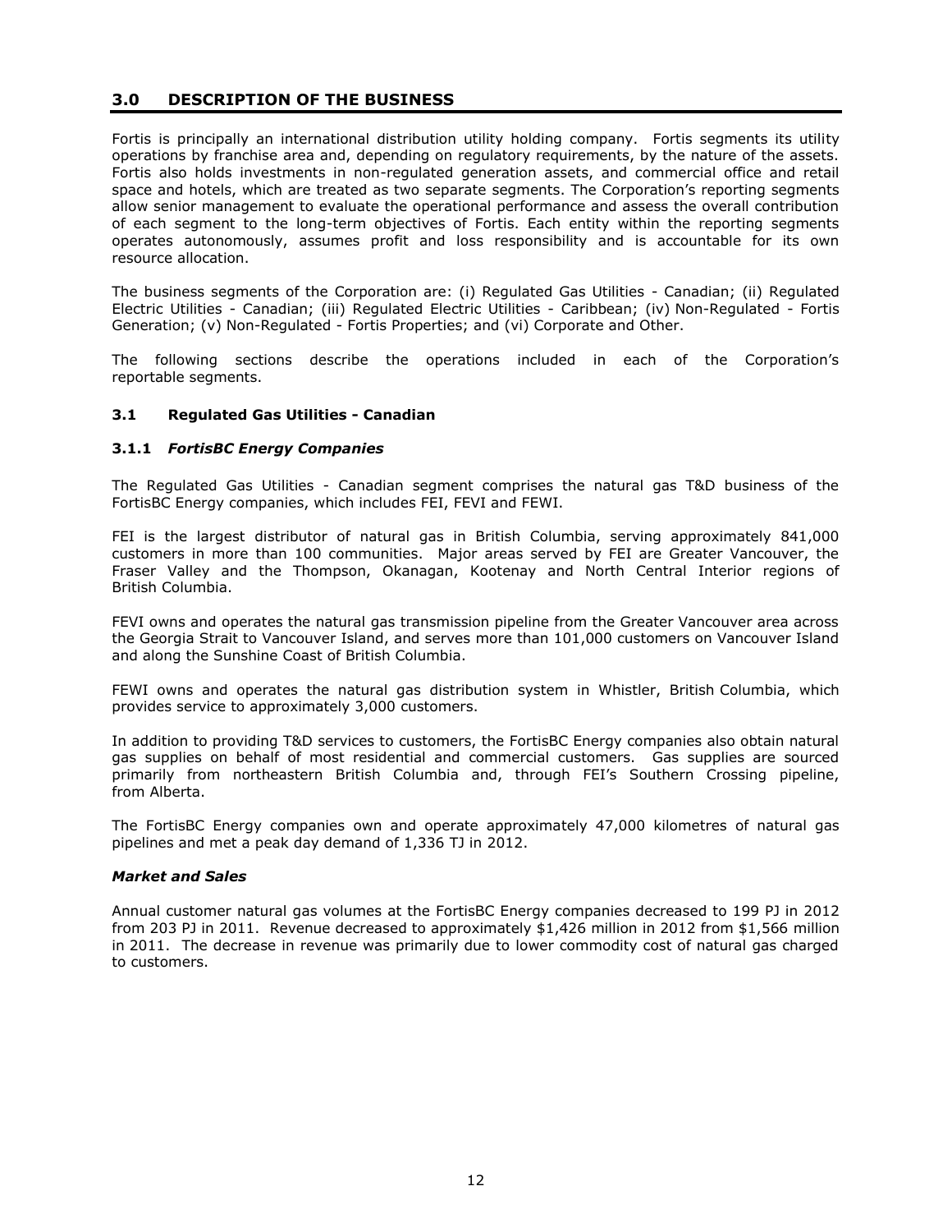## 3.0 DESCRIPTION OF THE BUSINESS

Fortis is principally an international distribution utility holding company. Fortis segments its utility operations by franchise area and, depending on regulatory requirements, by the nature of the assets. Fortis also holds investments in non-regulated generation assets, and commercial office and retail space and hotels, which are treated as two separate segments. The Corporation's reporting segments allow senior management to evaluate the operational performance and assess the overall contribution of each segment to the long-term objectives of Fortis. Each entity within the reporting segments operates autonomously, assumes profit and loss responsibility and is accountable for its own resource allocation.

The business segments of the Corporation are: (i) Regulated Gas Utilities - Canadian; (ii) Regulated Electric Utilities - Canadian; (iii) Regulated Electric Utilities - Caribbean; (iv) Non-Regulated - Fortis Generation; (v) Non-Regulated - Fortis Properties; and (vi) Corporate and Other.

The following sections describe the operations included in each of the Corporation's reportable segments.

### 3.1 Regulated Gas Utilities - Canadian

#### 3.1.1 *FortisBC Energy Companies*

The Regulated Gas Utilities - Canadian segment comprises the natural gas T&D business of the FortisBC Energy companies, which includes FEI, FEVI and FEWI.

FEI is the largest distributor of natural gas in British Columbia, serving approximately 841,000 customers in more than 100 communities. Major areas served by FEI are Greater Vancouver, the Fraser Valley and the Thompson, Okanagan, Kootenay and North Central Interior regions of British Columbia.

FEVI owns and operates the natural gas transmission pipeline from the Greater Vancouver area across the Georgia Strait to Vancouver Island, and serves more than 101,000 customers on Vancouver Island and along the Sunshine Coast of British Columbia.

FEWI owns and operates the natural gas distribution system in Whistler, British Columbia, which provides service to approximately 3,000 customers.

In addition to providing T&D services to customers, the FortisBC Energy companies also obtain natural gas supplies on behalf of most residential and commercial customers. Gas supplies are sourced primarily from northeastern British Columbia and, through FEI's Southern Crossing pipeline, from Alberta.

The FortisBC Energy companies own and operate approximately 47,000 kilometres of natural gas pipelines and met a peak day demand of 1,336 TJ in 2012.

***Market and Sales***

Annual customer natural gas volumes at the FortisBC Energy companies decreased to 199 PJ in 2012 from 203 PJ in 2011. Revenue decreased to approximately $1,426 million in 2012 from $1,566 million in 2011. The decrease in revenue was primarily due to lower commodity cost of natural gas charged to customers.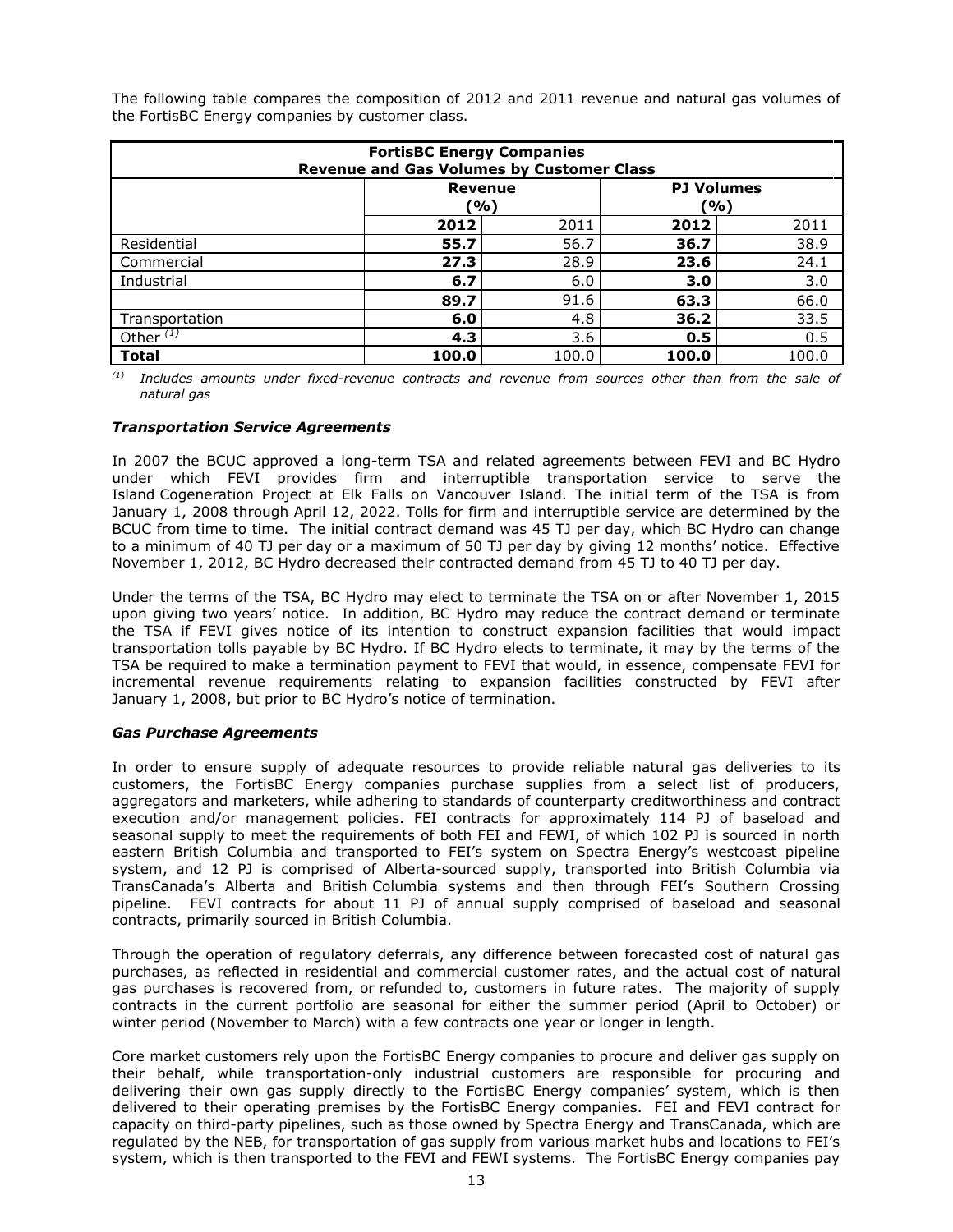The following table compares the composition of 2012 and 2011 revenue and natural gas volumes of the FortisBC Energy companies by customer class.

| **FortisBC Energy Companies**<br>**Revenue and Gas Volumes by Customer Class** | | | | |
|---|---|---|---|---|
| | **Revenue (%)** | | **PJ Volumes (%)** | |
| | **2012** | 2011 | **2012** | 2011 |
| Residential | **55.7** | 56.7 | **36.7** | 38.9 |
| Commercial | **27.3** | 28.9 | **23.6** | 24.1 |
| Industrial | **6.7** | 6.0 | **3.0** | 3.0 |
| | **89.7** | 91.6 | **63.3** | 66.0 |
| Transportation | **6.0** | 4.8 | **36.2** | 33.5 |
| Other [(1)] | **4.3** | 3.6 | **0.5** | 0.5 |
| **Total** | **100.0** | 100.0 | **100.0** | 100.0 |

[(1)] *Includes amounts under fixed-revenue contracts and revenue from sources other than from the sale of natural gas*

### *Transportation Service Agreements*

In 2007 the BCUC approved a long-term TSA and related agreements between FEVI and BC Hydro under which FEVI provides firm and interruptible transportation service to serve the Island Cogeneration Project at Elk Falls on Vancouver Island. The initial term of the TSA is from January 1, 2008 through April 12, 2022. Tolls for firm and interruptible service are determined by the BCUC from time to time. The initial contract demand was 45 TJ per day, which BC Hydro can change to a minimum of 40 TJ per day or a maximum of 50 TJ per day by giving 12 months' notice. Effective November 1, 2012, BC Hydro decreased their contracted demand from 45 TJ to 40 TJ per day.

Under the terms of the TSA, BC Hydro may elect to terminate the TSA on or after November 1, 2015 upon giving two years' notice. In addition, BC Hydro may reduce the contract demand or terminate the TSA if FEVI gives notice of its intention to construct expansion facilities that would impact transportation tolls payable by BC Hydro. If BC Hydro elects to terminate, it may by the terms of the TSA be required to make a termination payment to FEVI that would, in essence, compensate FEVI for incremental revenue requirements relating to expansion facilities constructed by FEVI after January 1, 2008, but prior to BC Hydro's notice of termination.

### *Gas Purchase Agreements*

In order to ensure supply of adequate resources to provide reliable natural gas deliveries to its customers, the FortisBC Energy companies purchase supplies from a select list of producers, aggregators and marketers, while adhering to standards of counterparty creditworthiness and contract execution and/or management policies. FEI contracts for approximately 114 PJ of baseload and seasonal supply to meet the requirements of both FEI and FEWI, of which 102 PJ is sourced in north eastern British Columbia and transported to FEI's system on Spectra Energy's westcoast pipeline system, and 12 PJ is comprised of Alberta-sourced supply, transported into British Columbia via TransCanada's Alberta and British Columbia systems and then through FEI's Southern Crossing pipeline. FEVI contracts for about 11 PJ of annual supply comprised of baseload and seasonal contracts, primarily sourced in British Columbia.

Through the operation of regulatory deferrals, any difference between forecasted cost of natural gas purchases, as reflected in residential and commercial customer rates, and the actual cost of natural gas purchases is recovered from, or refunded to, customers in future rates. The majority of supply contracts in the current portfolio are seasonal for either the summer period (April to October) or winter period (November to March) with a few contracts one year or longer in length.

Core market customers rely upon the FortisBC Energy companies to procure and deliver gas supply on their behalf, while transportation-only industrial customers are responsible for procuring and delivering their own gas supply directly to the FortisBC Energy companies' system, which is then delivered to their operating premises by the FortisBC Energy companies. FEI and FEVI contract for capacity on third-party pipelines, such as those owned by Spectra Energy and TransCanada, which are regulated by the NEB, for transportation of gas supply from various market hubs and locations to FEI's system, which is then transported to the FEVI and FEWI systems. The FortisBC Energy companies pay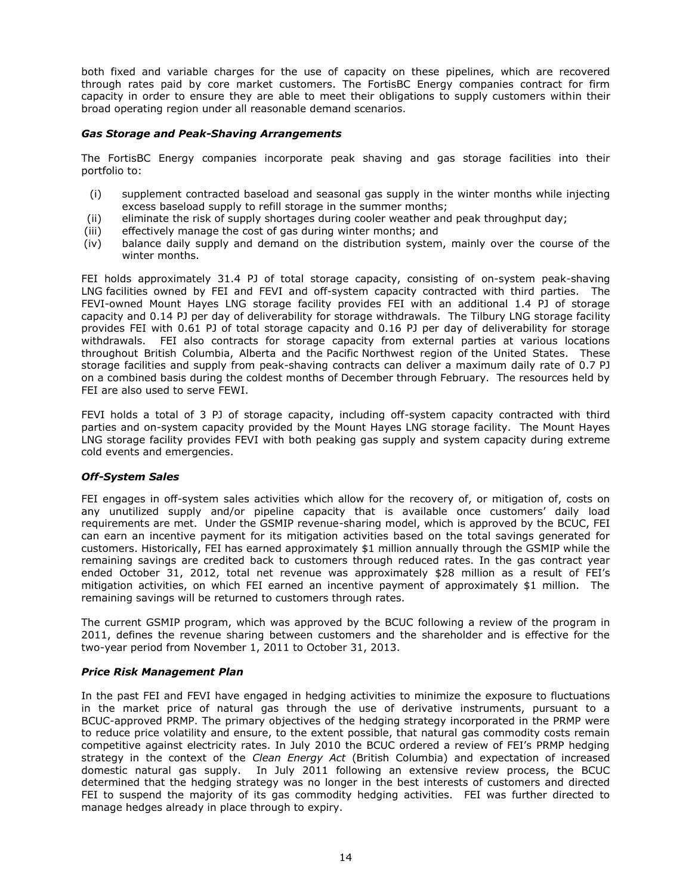both fixed and variable charges for the use of capacity on these pipelines, which are recovered through rates paid by core market customers. The FortisBC Energy companies contract for firm capacity in order to ensure they are able to meet their obligations to supply customers within their broad operating region under all reasonable demand scenarios.

***Gas Storage and Peak-Shaving Arrangements***

The FortisBC Energy companies incorporate peak shaving and gas storage facilities into their portfolio to:

(i) supplement contracted baseload and seasonal gas supply in the winter months while injecting excess baseload supply to refill storage in the summer months;
(ii) eliminate the risk of supply shortages during cooler weather and peak throughput day;
(iii) effectively manage the cost of gas during winter months; and
(iv) balance daily supply and demand on the distribution system, mainly over the course of the winter months.

FEI holds approximately 31.4 PJ of total storage capacity, consisting of on-system peak-shaving LNG facilities owned by FEI and FEVI and off-system capacity contracted with third parties. The FEVI-owned Mount Hayes LNG storage facility provides FEI with an additional 1.4 PJ of storage capacity and 0.14 PJ per day of deliverability for storage withdrawals. The Tilbury LNG storage facility provides FEI with 0.61 PJ of total storage capacity and 0.16 PJ per day of deliverability for storage withdrawals. FEI also contracts for storage capacity from external parties at various locations throughout British Columbia, Alberta and the Pacific Northwest region of the United States. These storage facilities and supply from peak-shaving contracts can deliver a maximum daily rate of 0.7 PJ on a combined basis during the coldest months of December through February. The resources held by FEI are also used to serve FEWI.

FEVI holds a total of 3 PJ of storage capacity, including off-system capacity contracted with third parties and on-system capacity provided by the Mount Hayes LNG storage facility. The Mount Hayes LNG storage facility provides FEVI with both peaking gas supply and system capacity during extreme cold events and emergencies.

***Off-System Sales***

FEI engages in off-system sales activities which allow for the recovery of, or mitigation of, costs on any unutilized supply and/or pipeline capacity that is available once customers' daily load requirements are met. Under the GSMIP revenue-sharing model, which is approved by the BCUC, FEI can earn an incentive payment for its mitigation activities based on the total savings generated for customers. Historically, FEI has earned approximately $1 million annually through the GSMIP while the remaining savings are credited back to customers through reduced rates. In the gas contract year ended October 31, 2012, total net revenue was approximately $28 million as a result of FEI's mitigation activities, on which FEI earned an incentive payment of approximately $1 million. The remaining savings will be returned to customers through rates.

The current GSMIP program, which was approved by the BCUC following a review of the program in 2011, defines the revenue sharing between customers and the shareholder and is effective for the two-year period from November 1, 2011 to October 31, 2013.

***Price Risk Management Plan***

In the past FEI and FEVI have engaged in hedging activities to minimize the exposure to fluctuations in the market price of natural gas through the use of derivative instruments, pursuant to a BCUC-approved PRMP. The primary objectives of the hedging strategy incorporated in the PRMP were to reduce price volatility and ensure, to the extent possible, that natural gas commodity costs remain competitive against electricity rates. In July 2010 the BCUC ordered a review of FEI's PRMP hedging strategy in the context of the *Clean Energy Act* (British Columbia) and expectation of increased domestic natural gas supply. In July 2011 following an extensive review process, the BCUC determined that the hedging strategy was no longer in the best interests of customers and directed FEI to suspend the majority of its gas commodity hedging activities. FEI was further directed to manage hedges already in place through to expiry.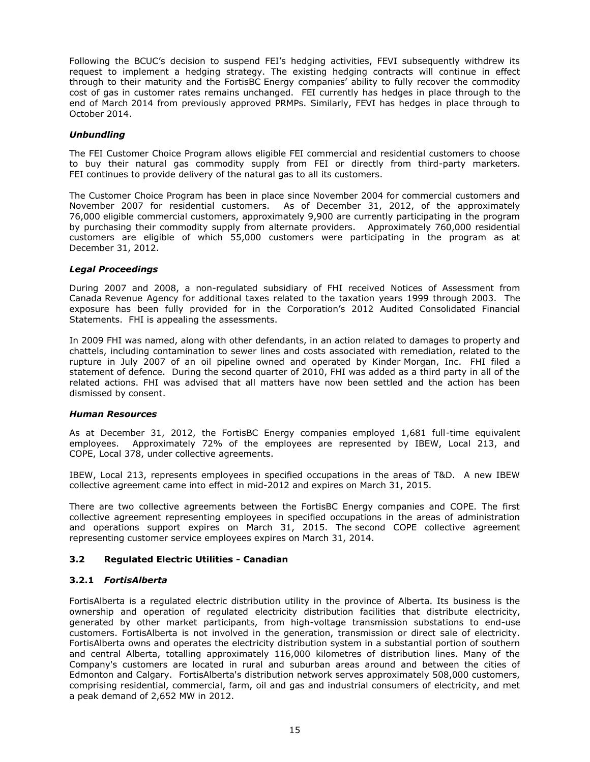Following the BCUC's decision to suspend FEI's hedging activities, FEVI subsequently withdrew its request to implement a hedging strategy. The existing hedging contracts will continue in effect through to their maturity and the FortisBC Energy companies' ability to fully recover the commodity cost of gas in customer rates remains unchanged. FEI currently has hedges in place through to the end of March 2014 from previously approved PRMPs. Similarly, FEVI has hedges in place through to October 2014.

***Unbundling***

The FEI Customer Choice Program allows eligible FEI commercial and residential customers to choose to buy their natural gas commodity supply from FEI or directly from third-party marketers. FEI continues to provide delivery of the natural gas to all its customers.

The Customer Choice Program has been in place since November 2004 for commercial customers and November 2007 for residential customers. As of December 31, 2012, of the approximately 76,000 eligible commercial customers, approximately 9,900 are currently participating in the program by purchasing their commodity supply from alternate providers. Approximately 760,000 residential customers are eligible of which 55,000 customers were participating in the program as at December 31, 2012.

***Legal Proceedings***

During 2007 and 2008, a non-regulated subsidiary of FHI received Notices of Assessment from Canada Revenue Agency for additional taxes related to the taxation years 1999 through 2003. The exposure has been fully provided for in the Corporation's 2012 Audited Consolidated Financial Statements. FHI is appealing the assessments.

In 2009 FHI was named, along with other defendants, in an action related to damages to property and chattels, including contamination to sewer lines and costs associated with remediation, related to the rupture in July 2007 of an oil pipeline owned and operated by Kinder Morgan, Inc. FHI filed a statement of defence. During the second quarter of 2010, FHI was added as a third party in all of the related actions. FHI was advised that all matters have now been settled and the action has been dismissed by consent.

***Human Resources***

As at December 31, 2012, the FortisBC Energy companies employed 1,681 full-time equivalent employees. Approximately 72% of the employees are represented by IBEW, Local 213, and COPE, Local 378, under collective agreements.

IBEW, Local 213, represents employees in specified occupations in the areas of T&D. A new IBEW collective agreement came into effect in mid-2012 and expires on March 31, 2015.

There are two collective agreements between the FortisBC Energy companies and COPE. The first collective agreement representing employees in specified occupations in the areas of administration and operations support expires on March 31, 2015. The second COPE collective agreement representing customer service employees expires on March 31, 2014.

### 3.2 Regulated Electric Utilities - Canadian

#### 3.2.1 *FortisAlberta*

FortisAlberta is a regulated electric distribution utility in the province of Alberta. Its business is the ownership and operation of regulated electricity distribution facilities that distribute electricity, generated by other market participants, from high-voltage transmission substations to end-use customers. FortisAlberta is not involved in the generation, transmission or direct sale of electricity. FortisAlberta owns and operates the electricity distribution system in a substantial portion of southern and central Alberta, totalling approximately 116,000 kilometres of distribution lines. Many of the Company's customers are located in rural and suburban areas around and between the cities of Edmonton and Calgary. FortisAlberta's distribution network serves approximately 508,000 customers, comprising residential, commercial, farm, oil and gas and industrial consumers of electricity, and met a peak demand of 2,652 MW in 2012.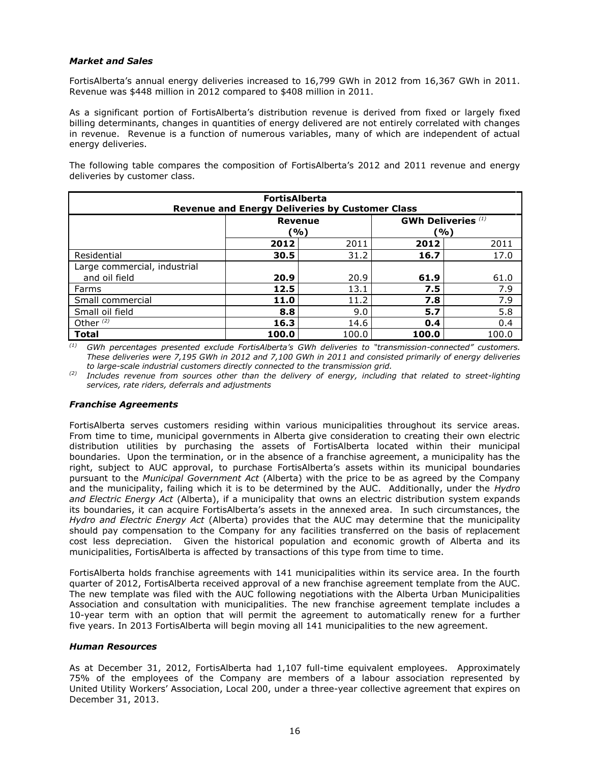### *Market and Sales*

FortisAlberta's annual energy deliveries increased to 16,799 GWh in 2012 from 16,367 GWh in 2011. Revenue was $448 million in 2012 compared to $408 million in 2011.

As a significant portion of FortisAlberta's distribution revenue is derived from fixed or largely fixed billing determinants, changes in quantities of energy delivered are not entirely correlated with changes in revenue. Revenue is a function of numerous variables, many of which are independent of actual energy deliveries.

The following table compares the composition of FortisAlberta's 2012 and 2011 revenue and energy deliveries by customer class.

| **FortisAlberta Revenue and Energy Deliveries by Customer Class** | | | | |
|---|---|---|---|---|
| | **Revenue (%)** | | **GWh Deliveries [(1)] (%)** | |
| | **2012** | 2011 | **2012** | 2011 |
| Residential | **30.5** | 31.2 | **16.7** | 17.0 |
| Large commercial, industrial and oil field | **20.9** | 20.9 | **61.9** | 61.0 |
| Farms | **12.5** | 13.1 | **7.5** | 7.9 |
| Small commercial | **11.0** | 11.2 | **7.8** | 7.9 |
| Small oil field | **8.8** | 9.0 | **5.7** | 5.8 |
| Other [(2)] | **16.3** | 14.6 | **0.4** | 0.4 |
| **Total** | **100.0** | 100.0 | **100.0** | 100.0 |

[(1)] *GWh percentages presented exclude FortisAlberta's GWh deliveries to "transmission-connected" customers. These deliveries were 7,195 GWh in 2012 and 7,100 GWh in 2011 and consisted primarily of energy deliveries to large-scale industrial customers directly connected to the transmission grid.*

[(2)] *Includes revenue from sources other than the delivery of energy, including that related to street-lighting services, rate riders, deferrals and adjustments*

### *Franchise Agreements*

FortisAlberta serves customers residing within various municipalities throughout its service areas. From time to time, municipal governments in Alberta give consideration to creating their own electric distribution utilities by purchasing the assets of FortisAlberta located within their municipal boundaries. Upon the termination, or in the absence of a franchise agreement, a municipality has the right, subject to AUC approval, to purchase FortisAlberta's assets within its municipal boundaries pursuant to the *Municipal Government Act* (Alberta) with the price to be as agreed by the Company and the municipality, failing which it is to be determined by the AUC. Additionally, under the *Hydro and Electric Energy Act* (Alberta), if a municipality that owns an electric distribution system expands its boundaries, it can acquire FortisAlberta's assets in the annexed area. In such circumstances, the *Hydro and Electric Energy Act* (Alberta) provides that the AUC may determine that the municipality should pay compensation to the Company for any facilities transferred on the basis of replacement cost less depreciation. Given the historical population and economic growth of Alberta and its municipalities, FortisAlberta is affected by transactions of this type from time to time.

FortisAlberta holds franchise agreements with 141 municipalities within its service area. In the fourth quarter of 2012, FortisAlberta received approval of a new franchise agreement template from the AUC. The new template was filed with the AUC following negotiations with the Alberta Urban Municipalities Association and consultation with municipalities. The new franchise agreement template includes a 10-year term with an option that will permit the agreement to automatically renew for a further five years. In 2013 FortisAlberta will begin moving all 141 municipalities to the new agreement.

### *Human Resources*

As at December 31, 2012, FortisAlberta had 1,107 full-time equivalent employees. Approximately 75% of the employees of the Company are members of a labour association represented by United Utility Workers' Association, Local 200, under a three-year collective agreement that expires on December 31, 2013.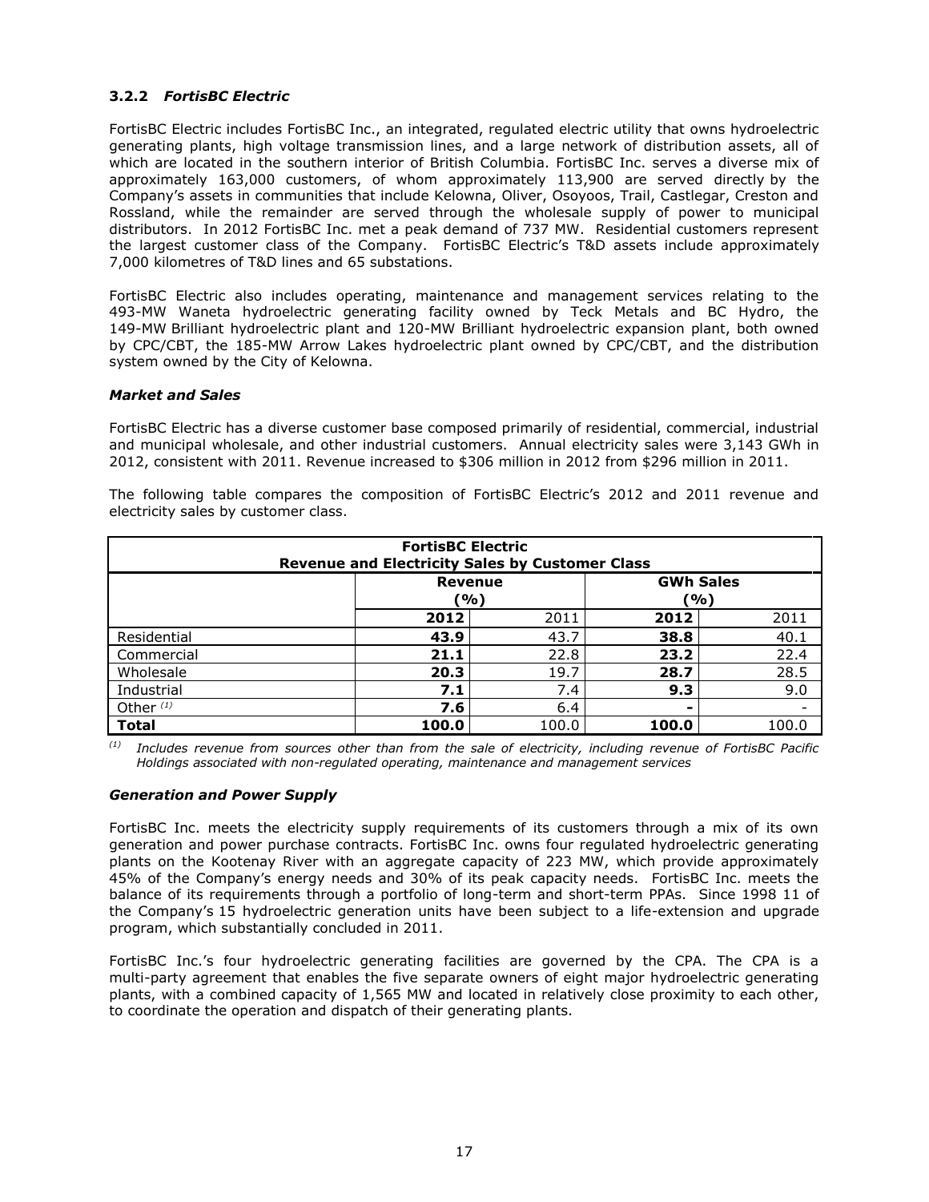### 3.2.2 *FortisBC Electric*

FortisBC Electric includes FortisBC Inc., an integrated, regulated electric utility that owns hydroelectric generating plants, high voltage transmission lines, and a large network of distribution assets, all of which are located in the southern interior of British Columbia. FortisBC Inc. serves a diverse mix of approximately 163,000 customers, of whom approximately 113,900 are served directly by the Company's assets in communities that include Kelowna, Oliver, Osoyoos, Trail, Castlegar, Creston and Rossland, while the remainder are served through the wholesale supply of power to municipal distributors. In 2012 FortisBC Inc. met a peak demand of 737 MW. Residential customers represent the largest customer class of the Company. FortisBC Electric's T&D assets include approximately 7,000 kilometres of T&D lines and 65 substations.

FortisBC Electric also includes operating, maintenance and management services relating to the 493-MW Waneta hydroelectric generating facility owned by Teck Metals and BC Hydro, the 149-MW Brilliant hydroelectric plant and 120-MW Brilliant hydroelectric expansion plant, both owned by CPC/CBT, the 185-MW Arrow Lakes hydroelectric plant owned by CPC/CBT, and the distribution system owned by the City of Kelowna.

#### *Market and Sales*

FortisBC Electric has a diverse customer base composed primarily of residential, commercial, industrial and municipal wholesale, and other industrial customers. Annual electricity sales were 3,143 GWh in 2012, consistent with 2011. Revenue increased to $306 million in 2012 from $296 million in 2011.

The following table compares the composition of FortisBC Electric's 2012 and 2011 revenue and electricity sales by customer class.

**FortisBC Electric**
**Revenue and Electricity Sales by Customer Class**

| | Revenue (%) | | GWh Sales (%) | |
|---|---|---|---|---|
| | **2012** | 2011 | **2012** | 2011 |
| Residential | **43.9** | 43.7 | **38.8** | 40.1 |
| Commercial | **21.1** | 22.8 | **23.2** | 22.4 |
| Wholesale | **20.3** | 19.7 | **28.7** | 28.5 |
| Industrial | **7.1** | 7.4 | **9.3** | 9.0 |
| Other [(1)] | **7.6** | 6.4 | **-** | - |
| **Total** | **100.0** | 100.0 | **100.0** | 100.0 |

[(1)] *Includes revenue from sources other than from the sale of electricity, including revenue of FortisBC Pacific Holdings associated with non-regulated operating, maintenance and management services*

#### *Generation and Power Supply*

FortisBC Inc. meets the electricity supply requirements of its customers through a mix of its own generation and power purchase contracts. FortisBC Inc. owns four regulated hydroelectric generating plants on the Kootenay River with an aggregate capacity of 223 MW, which provide approximately 45% of the Company's energy needs and 30% of its peak capacity needs. FortisBC Inc. meets the balance of its requirements through a portfolio of long-term and short-term PPAs. Since 1998 11 of the Company's 15 hydroelectric generation units have been subject to a life-extension and upgrade program, which substantially concluded in 2011.

FortisBC Inc.'s four hydroelectric generating facilities are governed by the CPA. The CPA is a multi-party agreement that enables the five separate owners of eight major hydroelectric generating plants, with a combined capacity of 1,565 MW and located in relatively close proximity to each other, to coordinate the operation and dispatch of their generating plants.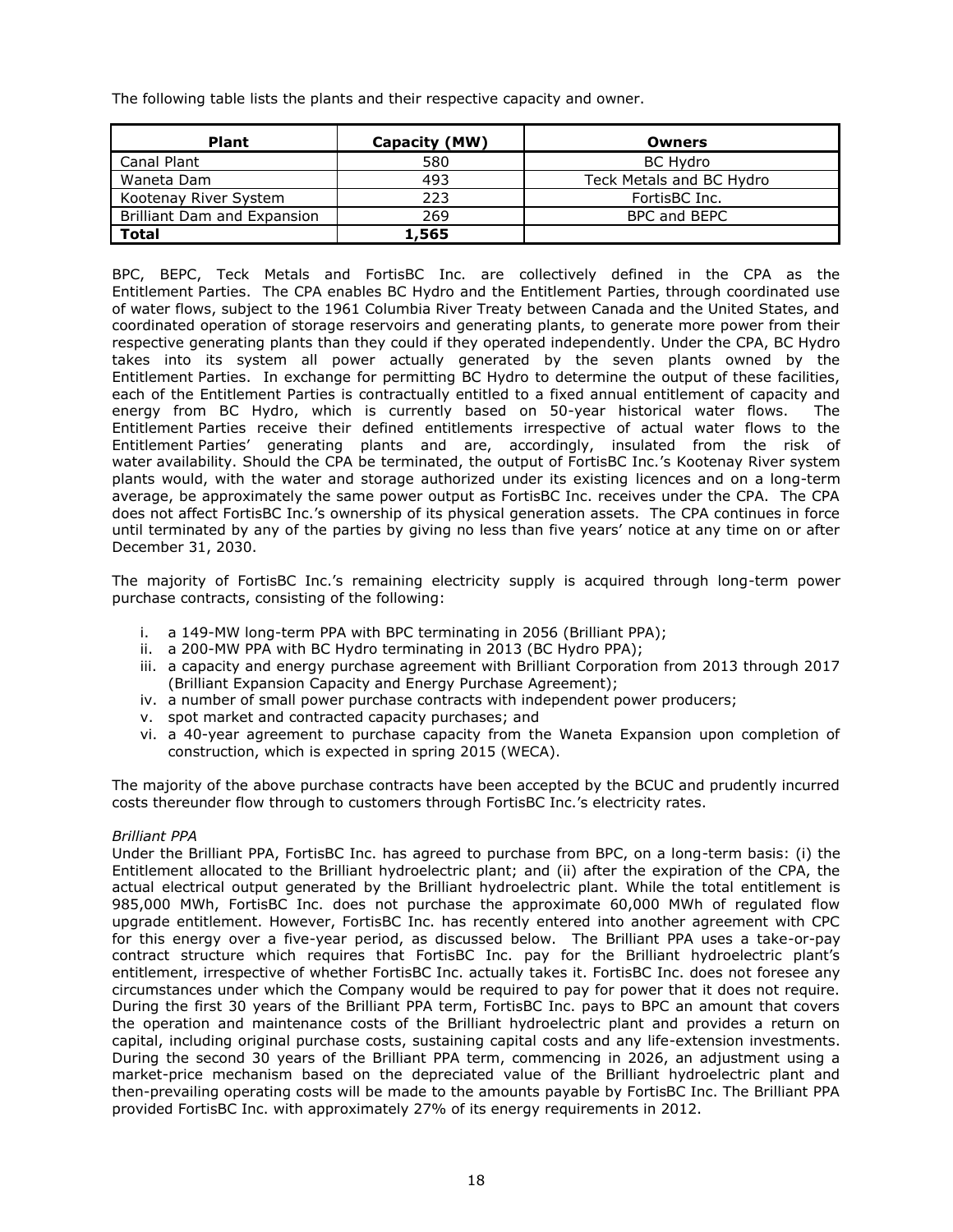The following table lists the plants and their respective capacity and owner.

| Plant | Capacity (MW) | Owners |
| --- | --- | --- |
| Canal Plant | 580 | BC Hydro |
| Waneta Dam | 493 | Teck Metals and BC Hydro |
| Kootenay River System | 223 | FortisBC Inc. |
| Brilliant Dam and Expansion | 269 | BPC and BEPC |
| **Total** | **1,565** | |

BPC, BEPC, Teck Metals and FortisBC Inc. are collectively defined in the CPA as the Entitlement Parties. The CPA enables BC Hydro and the Entitlement Parties, through coordinated use of water flows, subject to the 1961 Columbia River Treaty between Canada and the United States, and coordinated operation of storage reservoirs and generating plants, to generate more power from their respective generating plants than they could if they operated independently. Under the CPA, BC Hydro takes into its system all power actually generated by the seven plants owned by the Entitlement Parties. In exchange for permitting BC Hydro to determine the output of these facilities, each of the Entitlement Parties is contractually entitled to a fixed annual entitlement of capacity and energy from BC Hydro, which is currently based on 50-year historical water flows. The Entitlement Parties receive their defined entitlements irrespective of actual water flows to the Entitlement Parties' generating plants and are, accordingly, insulated from the risk of water availability. Should the CPA be terminated, the output of FortisBC Inc.'s Kootenay River system plants would, with the water and storage authorized under its existing licences and on a long-term average, be approximately the same power output as FortisBC Inc. receives under the CPA. The CPA does not affect FortisBC Inc.'s ownership of its physical generation assets. The CPA continues in force until terminated by any of the parties by giving no less than five years' notice at any time on or after December 31, 2030.

The majority of FortisBC Inc.'s remaining electricity supply is acquired through long-term power purchase contracts, consisting of the following:

i. a 149-MW long-term PPA with BPC terminating in 2056 (Brilliant PPA);
ii. a 200-MW PPA with BC Hydro terminating in 2013 (BC Hydro PPA);
iii. a capacity and energy purchase agreement with Brilliant Corporation from 2013 through 2017 (Brilliant Expansion Capacity and Energy Purchase Agreement);
iv. a number of small power purchase contracts with independent power producers;
v. spot market and contracted capacity purchases; and
vi. a 40-year agreement to purchase capacity from the Waneta Expansion upon completion of construction, which is expected in spring 2015 (WECA).

The majority of the above purchase contracts have been accepted by the BCUC and prudently incurred costs thereunder flow through to customers through FortisBC Inc.'s electricity rates.

*Brilliant PPA*

Under the Brilliant PPA, FortisBC Inc. has agreed to purchase from BPC, on a long-term basis: (i) the Entitlement allocated to the Brilliant hydroelectric plant; and (ii) after the expiration of the CPA, the actual electrical output generated by the Brilliant hydroelectric plant. While the total entitlement is 985,000 MWh, FortisBC Inc. does not purchase the approximate 60,000 MWh of regulated flow upgrade entitlement. However, FortisBC Inc. has recently entered into another agreement with CPC for this energy over a five-year period, as discussed below. The Brilliant PPA uses a take-or-pay contract structure which requires that FortisBC Inc. pay for the Brilliant hydroelectric plant's entitlement, irrespective of whether FortisBC Inc. actually takes it. FortisBC Inc. does not foresee any circumstances under which the Company would be required to pay for power that it does not require. During the first 30 years of the Brilliant PPA term, FortisBC Inc. pays to BPC an amount that covers the operation and maintenance costs of the Brilliant hydroelectric plant and provides a return on capital, including original purchase costs, sustaining capital costs and any life-extension investments. During the second 30 years of the Brilliant PPA term, commencing in 2026, an adjustment using a market-price mechanism based on the depreciated value of the Brilliant hydroelectric plant and then-prevailing operating costs will be made to the amounts payable by FortisBC Inc. The Brilliant PPA provided FortisBC Inc. with approximately 27% of its energy requirements in 2012.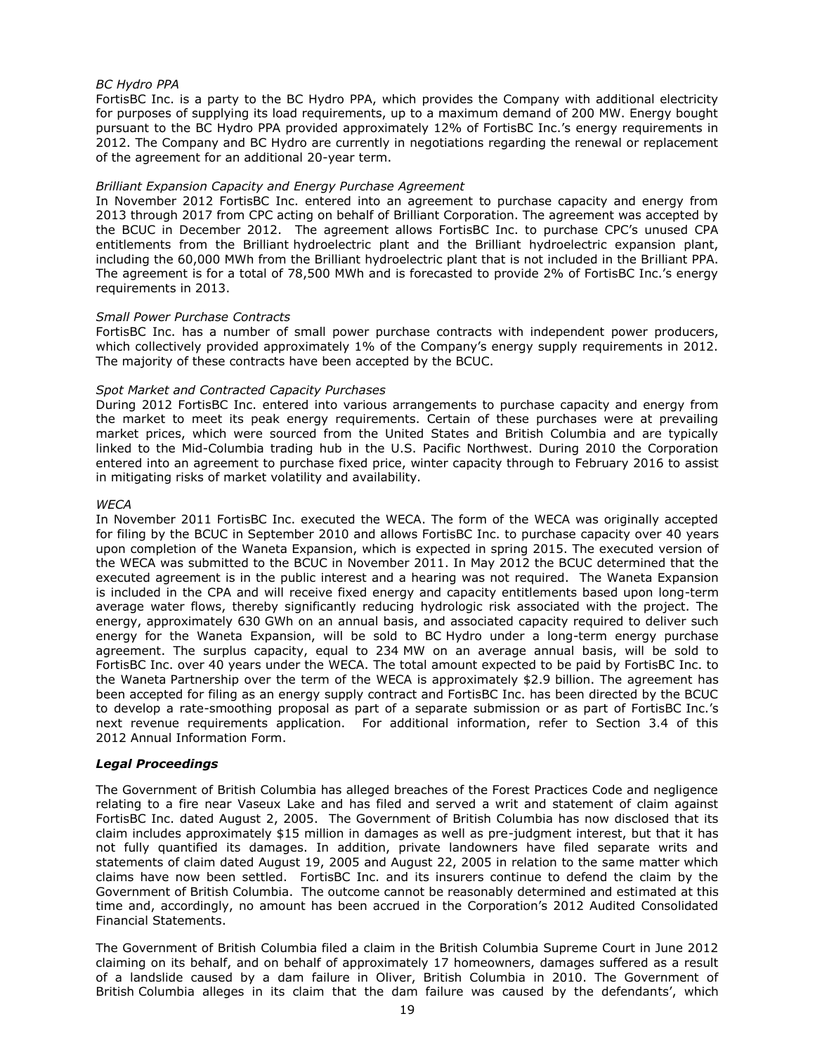*BC Hydro PPA*

FortisBC Inc. is a party to the BC Hydro PPA, which provides the Company with additional electricity for purposes of supplying its load requirements, up to a maximum demand of 200 MW. Energy bought pursuant to the BC Hydro PPA provided approximately 12% of FortisBC Inc.'s energy requirements in 2012. The Company and BC Hydro are currently in negotiations regarding the renewal or replacement of the agreement for an additional 20-year term.

*Brilliant Expansion Capacity and Energy Purchase Agreement*

In November 2012 FortisBC Inc. entered into an agreement to purchase capacity and energy from 2013 through 2017 from CPC acting on behalf of Brilliant Corporation. The agreement was accepted by the BCUC in December 2012. The agreement allows FortisBC Inc. to purchase CPC's unused CPA entitlements from the Brilliant hydroelectric plant and the Brilliant hydroelectric expansion plant, including the 60,000 MWh from the Brilliant hydroelectric plant that is not included in the Brilliant PPA. The agreement is for a total of 78,500 MWh and is forecasted to provide 2% of FortisBC Inc.'s energy requirements in 2013.

*Small Power Purchase Contracts*

FortisBC Inc. has a number of small power purchase contracts with independent power producers, which collectively provided approximately 1% of the Company's energy supply requirements in 2012. The majority of these contracts have been accepted by the BCUC.

*Spot Market and Contracted Capacity Purchases*

During 2012 FortisBC Inc. entered into various arrangements to purchase capacity and energy from the market to meet its peak energy requirements. Certain of these purchases were at prevailing market prices, which were sourced from the United States and British Columbia and are typically linked to the Mid-Columbia trading hub in the U.S. Pacific Northwest. During 2010 the Corporation entered into an agreement to purchase fixed price, winter capacity through to February 2016 to assist in mitigating risks of market volatility and availability.

*WECA*

In November 2011 FortisBC Inc. executed the WECA. The form of the WECA was originally accepted for filing by the BCUC in September 2010 and allows FortisBC Inc. to purchase capacity over 40 years upon completion of the Waneta Expansion, which is expected in spring 2015. The executed version of the WECA was submitted to the BCUC in November 2011. In May 2012 the BCUC determined that the executed agreement is in the public interest and a hearing was not required. The Waneta Expansion is included in the CPA and will receive fixed energy and capacity entitlements based upon long-term average water flows, thereby significantly reducing hydrologic risk associated with the project. The energy, approximately 630 GWh on an annual basis, and associated capacity required to deliver such energy for the Waneta Expansion, will be sold to BC Hydro under a long-term energy purchase agreement. The surplus capacity, equal to 234 MW on an average annual basis, will be sold to FortisBC Inc. over 40 years under the WECA. The total amount expected to be paid by FortisBC Inc. to the Waneta Partnership over the term of the WECA is approximately $2.9 billion. The agreement has been accepted for filing as an energy supply contract and FortisBC Inc. has been directed by the BCUC to develop a rate-smoothing proposal as part of a separate submission or as part of FortisBC Inc.'s next revenue requirements application. For additional information, refer to Section 3.4 of this 2012 Annual Information Form.

### *Legal Proceedings*

The Government of British Columbia has alleged breaches of the Forest Practices Code and negligence relating to a fire near Vaseux Lake and has filed and served a writ and statement of claim against FortisBC Inc. dated August 2, 2005. The Government of British Columbia has now disclosed that its claim includes approximately $15 million in damages as well as pre-judgment interest, but that it has not fully quantified its damages. In addition, private landowners have filed separate writs and statements of claim dated August 19, 2005 and August 22, 2005 in relation to the same matter which claims have now been settled. FortisBC Inc. and its insurers continue to defend the claim by the Government of British Columbia. The outcome cannot be reasonably determined and estimated at this time and, accordingly, no amount has been accrued in the Corporation's 2012 Audited Consolidated Financial Statements.

The Government of British Columbia filed a claim in the British Columbia Supreme Court in June 2012 claiming on its behalf, and on behalf of approximately 17 homeowners, damages suffered as a result of a landslide caused by a dam failure in Oliver, British Columbia in 2010. The Government of British Columbia alleges in its claim that the dam failure was caused by the defendants', which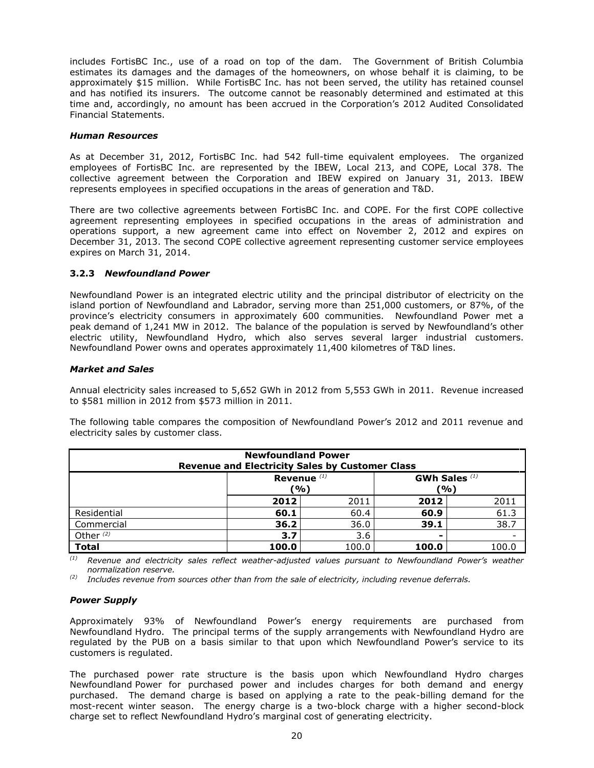includes FortisBC Inc., use of a road on top of the dam. The Government of British Columbia estimates its damages and the damages of the homeowners, on whose behalf it is claiming, to be approximately $15 million. While FortisBC Inc. has not been served, the utility has retained counsel and has notified its insurers. The outcome cannot be reasonably determined and estimated at this time and, accordingly, no amount has been accrued in the Corporation's 2012 Audited Consolidated Financial Statements.

***Human Resources***

As at December 31, 2012, FortisBC Inc. had 542 full-time equivalent employees. The organized employees of FortisBC Inc. are represented by the IBEW, Local 213, and COPE, Local 378. The collective agreement between the Corporation and IBEW expired on January 31, 2013. IBEW represents employees in specified occupations in the areas of generation and T&D.

There are two collective agreements between FortisBC Inc. and COPE. For the first COPE collective agreement representing employees in specified occupations in the areas of administration and operations support, a new agreement came into effect on November 2, 2012 and expires on December 31, 2013. The second COPE collective agreement representing customer service employees expires on March 31, 2014.

### 3.2.3 *Newfoundland Power*

Newfoundland Power is an integrated electric utility and the principal distributor of electricity on the island portion of Newfoundland and Labrador, serving more than 251,000 customers, or 87%, of the province's electricity consumers in approximately 600 communities. Newfoundland Power met a peak demand of 1,241 MW in 2012. The balance of the population is served by Newfoundland's other electric utility, Newfoundland Hydro, which also serves several larger industrial customers. Newfoundland Power owns and operates approximately 11,400 kilometres of T&D lines.

***Market and Sales***

Annual electricity sales increased to 5,652 GWh in 2012 from 5,553 GWh in 2011. Revenue increased to $581 million in 2012 from $573 million in 2011.

The following table compares the composition of Newfoundland Power's 2012 and 2011 revenue and electricity sales by customer class.

**Newfoundland Power**
**Revenue and Electricity Sales by Customer Class**

| | Revenue [(1)] (%) | | GWh Sales [(1)] (%) | |
|---|---|---|---|---|
| | **2012** | 2011 | **2012** | 2011 |
| Residential | **60.1** | 60.4 | **60.9** | 61.3 |
| Commercial | **36.2** | 36.0 | **39.1** | 38.7 |
| Other [(2)] | **3.7** | 3.6 | **-** | - |
| **Total** | **100.0** | 100.0 | **100.0** | 100.0 |

[(1)] *Revenue and electricity sales reflect weather-adjusted values pursuant to Newfoundland Power's weather normalization reserve.*
[(2)] *Includes revenue from sources other than from the sale of electricity, including revenue deferrals.*

***Power Supply***

Approximately 93% of Newfoundland Power's energy requirements are purchased from Newfoundland Hydro. The principal terms of the supply arrangements with Newfoundland Hydro are regulated by the PUB on a basis similar to that upon which Newfoundland Power's service to its customers is regulated.

The purchased power rate structure is the basis upon which Newfoundland Hydro charges Newfoundland Power for purchased power and includes charges for both demand and energy purchased. The demand charge is based on applying a rate to the peak-billing demand for the most-recent winter season. The energy charge is a two-block charge with a higher second-block charge set to reflect Newfoundland Hydro's marginal cost of generating electricity.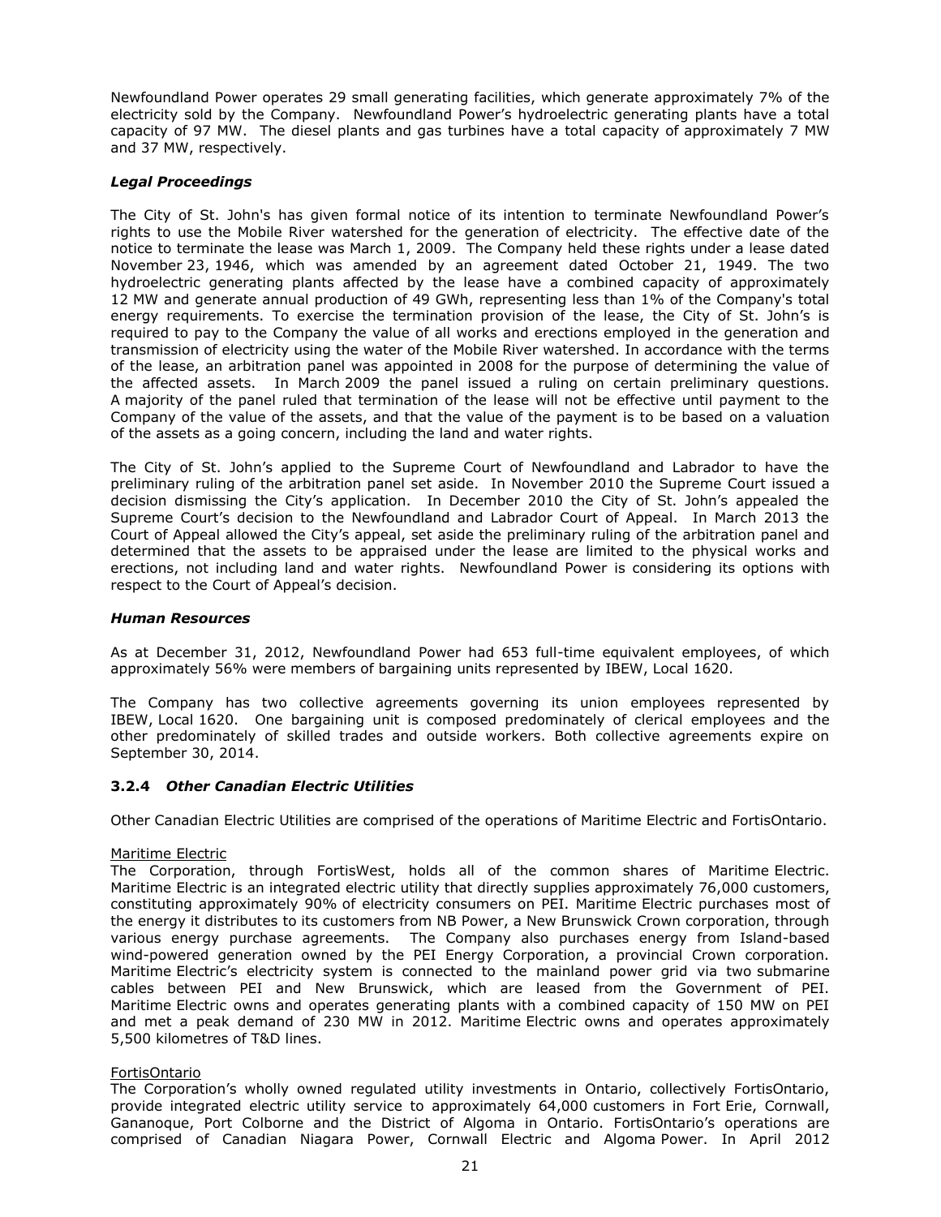Newfoundland Power operates 29 small generating facilities, which generate approximately 7% of the electricity sold by the Company. Newfoundland Power's hydroelectric generating plants have a total capacity of 97 MW. The diesel plants and gas turbines have a total capacity of approximately 7 MW and 37 MW, respectively.

### *Legal Proceedings*

The City of St. John's has given formal notice of its intention to terminate Newfoundland Power's rights to use the Mobile River watershed for the generation of electricity. The effective date of the notice to terminate the lease was March 1, 2009. The Company held these rights under a lease dated November 23, 1946, which was amended by an agreement dated October 21, 1949. The two hydroelectric generating plants affected by the lease have a combined capacity of approximately 12 MW and generate annual production of 49 GWh, representing less than 1% of the Company's total energy requirements. To exercise the termination provision of the lease, the City of St. John's is required to pay to the Company the value of all works and erections employed in the generation and transmission of electricity using the water of the Mobile River watershed. In accordance with the terms of the lease, an arbitration panel was appointed in 2008 for the purpose of determining the value of the affected assets. In March 2009 the panel issued a ruling on certain preliminary questions. A majority of the panel ruled that termination of the lease will not be effective until payment to the Company of the value of the assets, and that the value of the payment is to be based on a valuation of the assets as a going concern, including the land and water rights.

The City of St. John's applied to the Supreme Court of Newfoundland and Labrador to have the preliminary ruling of the arbitration panel set aside. In November 2010 the Supreme Court issued a decision dismissing the City's application. In December 2010 the City of St. John's appealed the Supreme Court's decision to the Newfoundland and Labrador Court of Appeal. In March 2013 the Court of Appeal allowed the City's appeal, set aside the preliminary ruling of the arbitration panel and determined that the assets to be appraised under the lease are limited to the physical works and erections, not including land and water rights. Newfoundland Power is considering its options with respect to the Court of Appeal's decision.

### *Human Resources*

As at December 31, 2012, Newfoundland Power had 653 full-time equivalent employees, of which approximately 56% were members of bargaining units represented by IBEW, Local 1620.

The Company has two collective agreements governing its union employees represented by IBEW, Local 1620. One bargaining unit is composed predominately of clerical employees and the other predominately of skilled trades and outside workers. Both collective agreements expire on September 30, 2014.

### 3.2.4 *Other Canadian Electric Utilities*

Other Canadian Electric Utilities are comprised of the operations of Maritime Electric and FortisOntario.

<u>Maritime Electric</u>

The Corporation, through FortisWest, holds all of the common shares of Maritime Electric. Maritime Electric is an integrated electric utility that directly supplies approximately 76,000 customers, constituting approximately 90% of electricity consumers on PEI. Maritime Electric purchases most of the energy it distributes to its customers from NB Power, a New Brunswick Crown corporation, through various energy purchase agreements. The Company also purchases energy from Island-based wind-powered generation owned by the PEI Energy Corporation, a provincial Crown corporation. Maritime Electric's electricity system is connected to the mainland power grid via two submarine cables between PEI and New Brunswick, which are leased from the Government of PEI. Maritime Electric owns and operates generating plants with a combined capacity of 150 MW on PEI and met a peak demand of 230 MW in 2012. Maritime Electric owns and operates approximately 5,500 kilometres of T&D lines.

<u>FortisOntario</u>

The Corporation's wholly owned regulated utility investments in Ontario, collectively FortisOntario, provide integrated electric utility service to approximately 64,000 customers in Fort Erie, Cornwall, Gananoque, Port Colborne and the District of Algoma in Ontario. FortisOntario's operations are comprised of Canadian Niagara Power, Cornwall Electric and Algoma Power. In April 2012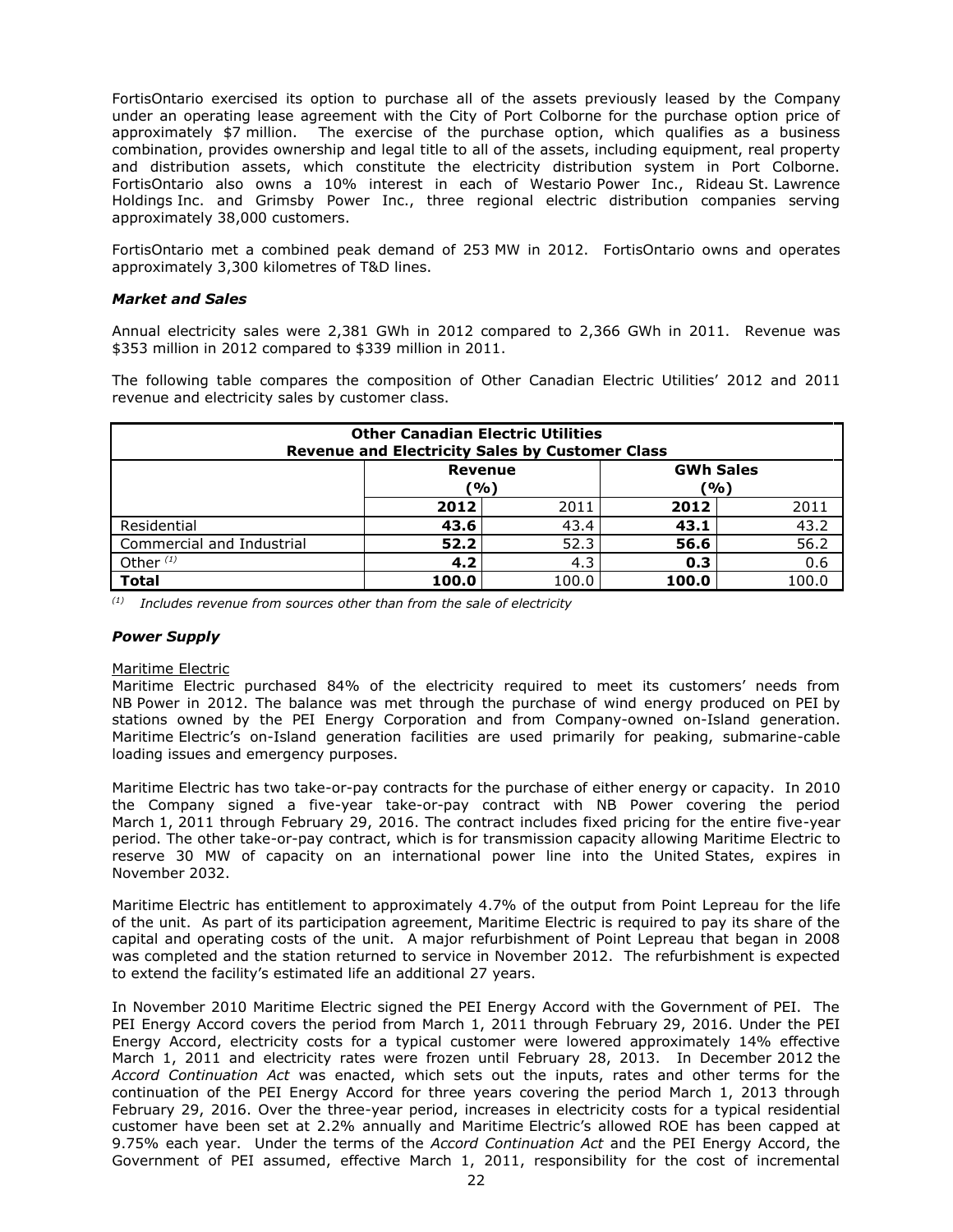FortisOntario exercised its option to purchase all of the assets previously leased by the Company under an operating lease agreement with the City of Port Colborne for the purchase option price of approximately $7 million. The exercise of the purchase option, which qualifies as a business combination, provides ownership and legal title to all of the assets, including equipment, real property and distribution assets, which constitute the electricity distribution system in Port Colborne. FortisOntario also owns a 10% interest in each of Westario Power Inc., Rideau St. Lawrence Holdings Inc. and Grimsby Power Inc., three regional electric distribution companies serving approximately 38,000 customers.

FortisOntario met a combined peak demand of 253 MW in 2012. FortisOntario owns and operates approximately 3,300 kilometres of T&D lines.

### *Market and Sales*

Annual electricity sales were 2,381 GWh in 2012 compared to 2,366 GWh in 2011. Revenue was $353 million in 2012 compared to $339 million in 2011.

The following table compares the composition of Other Canadian Electric Utilities' 2012 and 2011 revenue and electricity sales by customer class.

| **Other Canadian Electric Utilities Revenue and Electricity Sales by Customer Class** | | | | |
|---|---|---|---|---|
| | **Revenue (%)** | | **GWh Sales (%)** | |
| | **2012** | 2011 | **2012** | 2011 |
| Residential | **43.6** | 43.4 | **43.1** | 43.2 |
| Commercial and Industrial | **52.2** | 52.3 | **56.6** | 56.2 |
| Other [(1)] | **4.2** | 4.3 | **0.3** | 0.6 |
| **Total** | **100.0** | 100.0 | **100.0** | 100.0 |

[(1)] *Includes revenue from sources other than from the sale of electricity*

### *Power Supply*

Maritime Electric

Maritime Electric purchased 84% of the electricity required to meet its customers' needs from NB Power in 2012. The balance was met through the purchase of wind energy produced on PEI by stations owned by the PEI Energy Corporation and from Company-owned on-Island generation. Maritime Electric's on-Island generation facilities are used primarily for peaking, submarine-cable loading issues and emergency purposes.

Maritime Electric has two take-or-pay contracts for the purchase of either energy or capacity. In 2010 the Company signed a five-year take-or-pay contract with NB Power covering the period March 1, 2011 through February 29, 2016. The contract includes fixed pricing for the entire five-year period. The other take-or-pay contract, which is for transmission capacity allowing Maritime Electric to reserve 30 MW of capacity on an international power line into the United States, expires in November 2032.

Maritime Electric has entitlement to approximately 4.7% of the output from Point Lepreau for the life of the unit. As part of its participation agreement, Maritime Electric is required to pay its share of the capital and operating costs of the unit. A major refurbishment of Point Lepreau that began in 2008 was completed and the station returned to service in November 2012. The refurbishment is expected to extend the facility's estimated life an additional 27 years.

In November 2010 Maritime Electric signed the PEI Energy Accord with the Government of PEI. The PEI Energy Accord covers the period from March 1, 2011 through February 29, 2016. Under the PEI Energy Accord, electricity costs for a typical customer were lowered approximately 14% effective March 1, 2011 and electricity rates were frozen until February 28, 2013. In December 2012 the *Accord Continuation Act* was enacted, which sets out the inputs, rates and other terms for the continuation of the PEI Energy Accord for three years covering the period March 1, 2013 through February 29, 2016. Over the three-year period, increases in electricity costs for a typical residential customer have been set at 2.2% annually and Maritime Electric's allowed ROE has been capped at 9.75% each year. Under the terms of the *Accord Continuation Act* and the PEI Energy Accord, the Government of PEI assumed, effective March 1, 2011, responsibility for the cost of incremental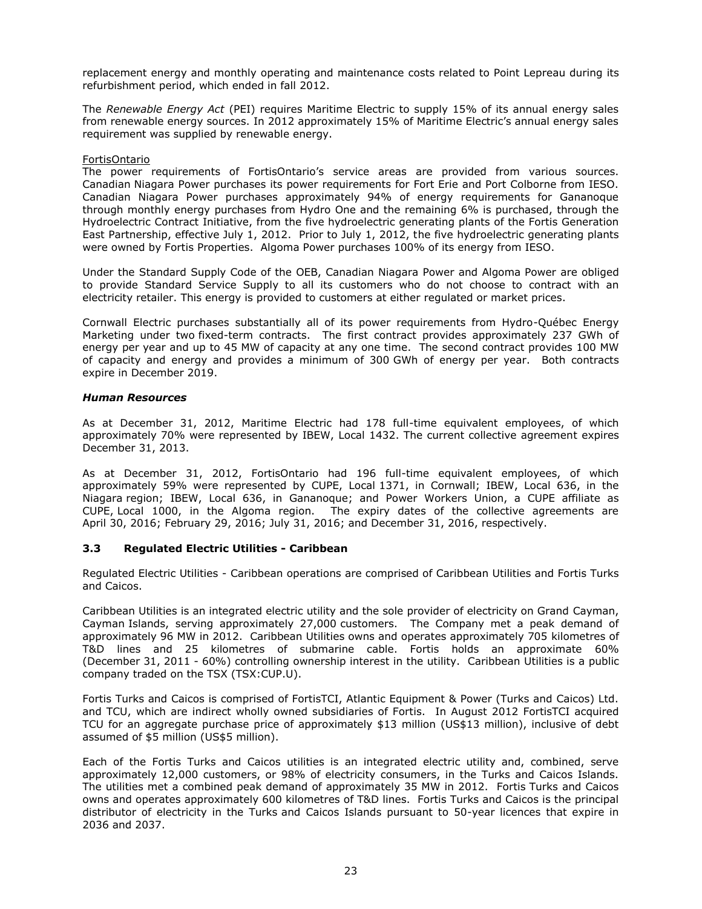replacement energy and monthly operating and maintenance costs related to Point Lepreau during its refurbishment period, which ended in fall 2012.

The *Renewable Energy Act* (PEI) requires Maritime Electric to supply 15% of its annual energy sales from renewable energy sources. In 2012 approximately 15% of Maritime Electric's annual energy sales requirement was supplied by renewable energy.

FortisOntario

The power requirements of FortisOntario's service areas are provided from various sources. Canadian Niagara Power purchases its power requirements for Fort Erie and Port Colborne from IESO. Canadian Niagara Power purchases approximately 94% of energy requirements for Gananoque through monthly energy purchases from Hydro One and the remaining 6% is purchased, through the Hydroelectric Contract Initiative, from the five hydroelectric generating plants of the Fortis Generation East Partnership, effective July 1, 2012. Prior to July 1, 2012, the five hydroelectric generating plants were owned by Fortis Properties. Algoma Power purchases 100% of its energy from IESO.

Under the Standard Supply Code of the OEB, Canadian Niagara Power and Algoma Power are obliged to provide Standard Service Supply to all its customers who do not choose to contract with an electricity retailer. This energy is provided to customers at either regulated or market prices.

Cornwall Electric purchases substantially all of its power requirements from Hydro-Québec Energy Marketing under two fixed-term contracts. The first contract provides approximately 237 GWh of energy per year and up to 45 MW of capacity at any one time. The second contract provides 100 MW of capacity and energy and provides a minimum of 300 GWh of energy per year. Both contracts expire in December 2019.

***Human Resources***

As at December 31, 2012, Maritime Electric had 178 full-time equivalent employees, of which approximately 70% were represented by IBEW, Local 1432. The current collective agreement expires December 31, 2013.

As at December 31, 2012, FortisOntario had 196 full-time equivalent employees, of which approximately 59% were represented by CUPE, Local 1371, in Cornwall; IBEW, Local 636, in the Niagara region; IBEW, Local 636, in Gananoque; and Power Workers Union, a CUPE affiliate as CUPE, Local 1000, in the Algoma region. The expiry dates of the collective agreements are April 30, 2016; February 29, 2016; July 31, 2016; and December 31, 2016, respectively.

### 3.3 Regulated Electric Utilities - Caribbean

Regulated Electric Utilities - Caribbean operations are comprised of Caribbean Utilities and Fortis Turks and Caicos.

Caribbean Utilities is an integrated electric utility and the sole provider of electricity on Grand Cayman, Cayman Islands, serving approximately 27,000 customers. The Company met a peak demand of approximately 96 MW in 2012. Caribbean Utilities owns and operates approximately 705 kilometres of T&D lines and 25 kilometres of submarine cable. Fortis holds an approximate 60% (December 31, 2011 - 60%) controlling ownership interest in the utility. Caribbean Utilities is a public company traded on the TSX (TSX:CUP.U).

Fortis Turks and Caicos is comprised of FortisTCI, Atlantic Equipment & Power (Turks and Caicos) Ltd. and TCU, which are indirect wholly owned subsidiaries of Fortis. In August 2012 FortisTCI acquired TCU for an aggregate purchase price of approximately $13 million (US$13 million), inclusive of debt assumed of $5 million (US$5 million).

Each of the Fortis Turks and Caicos utilities is an integrated electric utility and, combined, serve approximately 12,000 customers, or 98% of electricity consumers, in the Turks and Caicos Islands. The utilities met a combined peak demand of approximately 35 MW in 2012. Fortis Turks and Caicos owns and operates approximately 600 kilometres of T&D lines. Fortis Turks and Caicos is the principal distributor of electricity in the Turks and Caicos Islands pursuant to 50-year licences that expire in 2036 and 2037.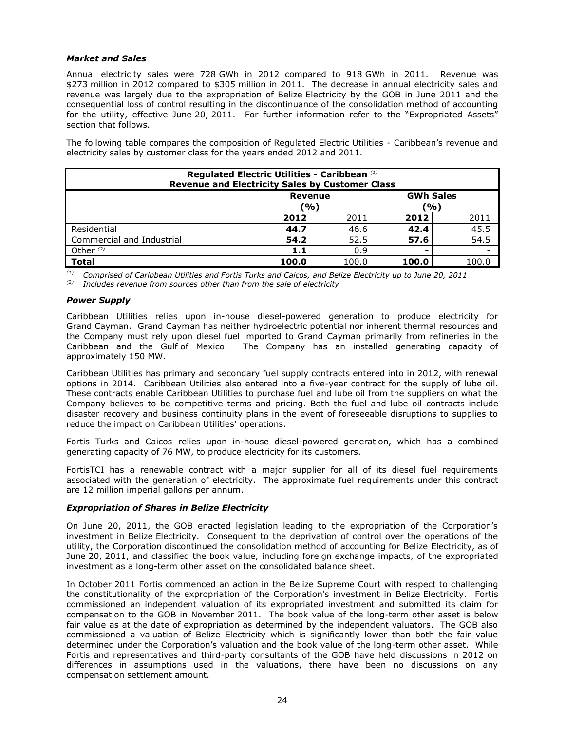### *Market and Sales*

Annual electricity sales were 728 GWh in 2012 compared to 918 GWh in 2011. Revenue was $273 million in 2012 compared to $305 million in 2011. The decrease in annual electricity sales and revenue was largely due to the expropriation of Belize Electricity by the GOB in June 2011 and the consequential loss of control resulting in the discontinuance of the consolidation method of accounting for the utility, effective June 20, 2011. For further information refer to the "Expropriated Assets" section that follows.

The following table compares the composition of Regulated Electric Utilities - Caribbean's revenue and electricity sales by customer class for the years ended 2012 and 2011.

| **Regulated Electric Utilities - Caribbean** [(1)] **Revenue and Electricity Sales by Customer Class** | | | | |
|---|---|---|---|---|
| | **Revenue (%)** | | **GWh Sales (%)** | |
| | **2012** | 2011 | **2012** | 2011 |
| Residential | **44.7** | 46.6 | **42.4** | 45.5 |
| Commercial and Industrial | **54.2** | 52.5 | **57.6** | 54.5 |
| Other [(2)] | **1.1** | 0.9 | **-** | - |
| **Total** | **100.0** | 100.0 | **100.0** | 100.0 |

*(1) Comprised of Caribbean Utilities and Fortis Turks and Caicos, and Belize Electricity up to June 20, 2011*
*(2) Includes revenue from sources other than from the sale of electricity*

### *Power Supply*

Caribbean Utilities relies upon in-house diesel-powered generation to produce electricity for Grand Cayman. Grand Cayman has neither hydroelectric potential nor inherent thermal resources and the Company must rely upon diesel fuel imported to Grand Cayman primarily from refineries in the Caribbean and the Gulf of Mexico. The Company has an installed generating capacity of approximately 150 MW.

Caribbean Utilities has primary and secondary fuel supply contracts entered into in 2012, with renewal options in 2014. Caribbean Utilities also entered into a five-year contract for the supply of lube oil. These contracts enable Caribbean Utilities to purchase fuel and lube oil from the suppliers on what the Company believes to be competitive terms and pricing. Both the fuel and lube oil contracts include disaster recovery and business continuity plans in the event of foreseeable disruptions to supplies to reduce the impact on Caribbean Utilities' operations.

Fortis Turks and Caicos relies upon in-house diesel-powered generation, which has a combined generating capacity of 76 MW, to produce electricity for its customers.

FortisTCI has a renewable contract with a major supplier for all of its diesel fuel requirements associated with the generation of electricity. The approximate fuel requirements under this contract are 12 million imperial gallons per annum.

### *Expropriation of Shares in Belize Electricity*

On June 20, 2011, the GOB enacted legislation leading to the expropriation of the Corporation's investment in Belize Electricity. Consequent to the deprivation of control over the operations of the utility, the Corporation discontinued the consolidation method of accounting for Belize Electricity, as of June 20, 2011, and classified the book value, including foreign exchange impacts, of the expropriated investment as a long-term other asset on the consolidated balance sheet.

In October 2011 Fortis commenced an action in the Belize Supreme Court with respect to challenging the constitutionality of the expropriation of the Corporation's investment in Belize Electricity. Fortis commissioned an independent valuation of its expropriated investment and submitted its claim for compensation to the GOB in November 2011. The book value of the long-term other asset is below fair value as at the date of expropriation as determined by the independent valuators. The GOB also commissioned a valuation of Belize Electricity which is significantly lower than both the fair value determined under the Corporation's valuation and the book value of the long-term other asset. While Fortis and representatives and third-party consultants of the GOB have held discussions in 2012 on differences in assumptions used in the valuations, there have been no discussions on any compensation settlement amount.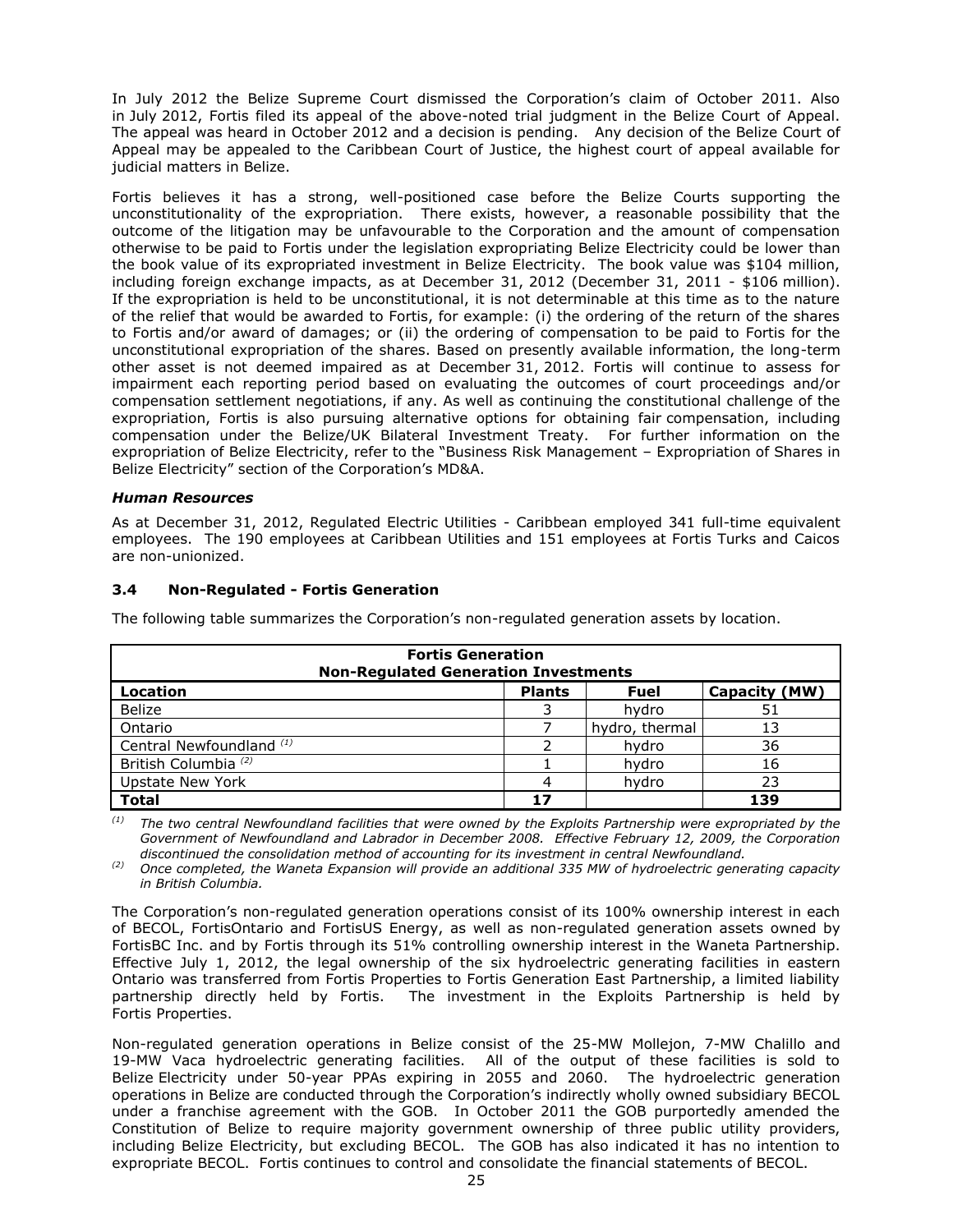In July 2012 the Belize Supreme Court dismissed the Corporation's claim of October 2011. Also in July 2012, Fortis filed its appeal of the above-noted trial judgment in the Belize Court of Appeal. The appeal was heard in October 2012 and a decision is pending. Any decision of the Belize Court of Appeal may be appealed to the Caribbean Court of Justice, the highest court of appeal available for judicial matters in Belize.

Fortis believes it has a strong, well-positioned case before the Belize Courts supporting the unconstitutionality of the expropriation. There exists, however, a reasonable possibility that the outcome of the litigation may be unfavourable to the Corporation and the amount of compensation otherwise to be paid to Fortis under the legislation expropriating Belize Electricity could be lower than the book value of its expropriated investment in Belize Electricity. The book value was $104 million, including foreign exchange impacts, as at December 31, 2012 (December 31, 2011 - $106 million). If the expropriation is held to be unconstitutional, it is not determinable at this time as to the nature of the relief that would be awarded to Fortis, for example: (i) the ordering of the return of the shares to Fortis and/or award of damages; or (ii) the ordering of compensation to be paid to Fortis for the unconstitutional expropriation of the shares. Based on presently available information, the long-term other asset is not deemed impaired as at December 31, 2012. Fortis will continue to assess for impairment each reporting period based on evaluating the outcomes of court proceedings and/or compensation settlement negotiations, if any. As well as continuing the constitutional challenge of the expropriation, Fortis is also pursuing alternative options for obtaining fair compensation, including compensation under the Belize/UK Bilateral Investment Treaty. For further information on the expropriation of Belize Electricity, refer to the "Business Risk Management – Expropriation of Shares in Belize Electricity" section of the Corporation's MD&A.

### *Human Resources*

As at December 31, 2012, Regulated Electric Utilities - Caribbean employed 341 full-time equivalent employees. The 190 employees at Caribbean Utilities and 151 employees at Fortis Turks and Caicos are non-unionized.

## 3.4 Non-Regulated - Fortis Generation

The following table summarizes the Corporation's non-regulated generation assets by location.

| **Fortis Generation**<br>**Non-Regulated Generation Investments** | | | |
|---|---|---|---|
| **Location** | **Plants** | **Fuel** | **Capacity (MW)** |
| Belize | 3 | hydro | 51 |
| Ontario | 7 | hydro, thermal | 13 |
| Central Newfoundland [(1)] | 2 | hydro | 36 |
| British Columbia [(2)] | 1 | hydro | 16 |
| Upstate New York | 4 | hydro | 23 |
| **Total** | **17** | | **139** |

*(1) The two central Newfoundland facilities that were owned by the Exploits Partnership were expropriated by the Government of Newfoundland and Labrador in December 2008. Effective February 12, 2009, the Corporation discontinued the consolidation method of accounting for its investment in central Newfoundland.*

*(2) Once completed, the Waneta Expansion will provide an additional 335 MW of hydroelectric generating capacity in British Columbia.*

The Corporation's non-regulated generation operations consist of its 100% ownership interest in each of BECOL, FortisOntario and FortisUS Energy, as well as non-regulated generation assets owned by FortisBC Inc. and by Fortis through its 51% controlling ownership interest in the Waneta Partnership. Effective July 1, 2012, the legal ownership of the six hydroelectric generating facilities in eastern Ontario was transferred from Fortis Properties to Fortis Generation East Partnership, a limited liability partnership directly held by Fortis. The investment in the Exploits Partnership is held by Fortis Properties.

Non-regulated generation operations in Belize consist of the 25-MW Mollejon, 7-MW Chalillo and 19-MW Vaca hydroelectric generating facilities. All of the output of these facilities is sold to Belize Electricity under 50-year PPAs expiring in 2055 and 2060. The hydroelectric generation operations in Belize are conducted through the Corporation's indirectly wholly owned subsidiary BECOL under a franchise agreement with the GOB. In October 2011 the GOB purportedly amended the Constitution of Belize to require majority government ownership of three public utility providers, including Belize Electricity, but excluding BECOL. The GOB has also indicated it has no intention to expropriate BECOL. Fortis continues to control and consolidate the financial statements of BECOL.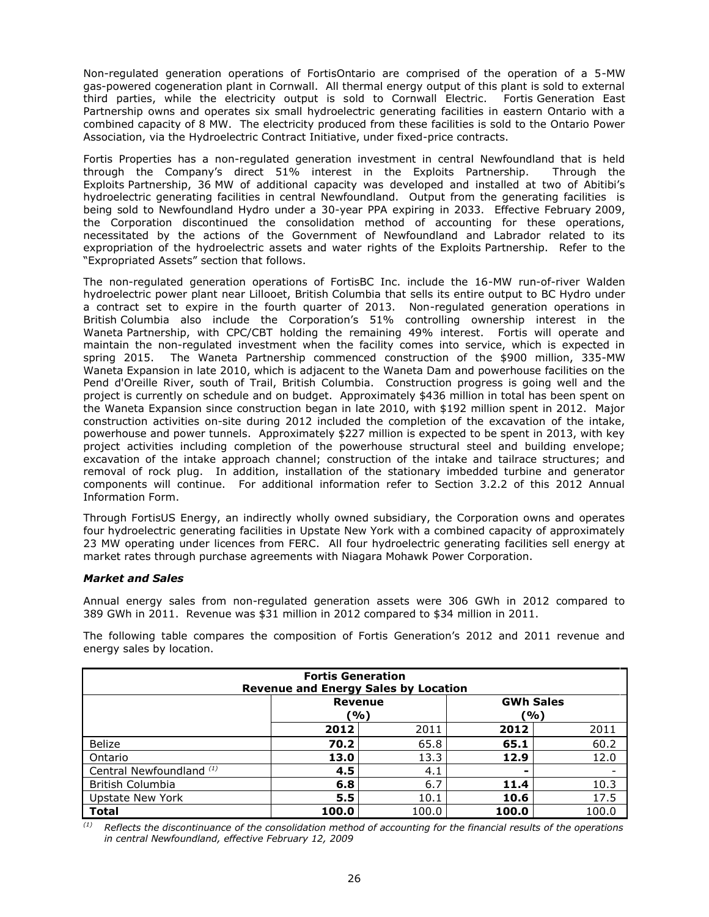Non-regulated generation operations of FortisOntario are comprised of the operation of a 5-MW gas-powered cogeneration plant in Cornwall. All thermal energy output of this plant is sold to external third parties, while the electricity output is sold to Cornwall Electric. Fortis Generation East Partnership owns and operates six small hydroelectric generating facilities in eastern Ontario with a combined capacity of 8 MW. The electricity produced from these facilities is sold to the Ontario Power Association, via the Hydroelectric Contract Initiative, under fixed-price contracts.

Fortis Properties has a non-regulated generation investment in central Newfoundland that is held through the Company's direct 51% interest in the Exploits Partnership. Through the Exploits Partnership, 36 MW of additional capacity was developed and installed at two of Abitibi's hydroelectric generating facilities in central Newfoundland. Output from the generating facilities is being sold to Newfoundland Hydro under a 30-year PPA expiring in 2033. Effective February 2009, the Corporation discontinued the consolidation method of accounting for these operations, necessitated by the actions of the Government of Newfoundland and Labrador related to its expropriation of the hydroelectric assets and water rights of the Exploits Partnership. Refer to the "Expropriated Assets" section that follows.

The non-regulated generation operations of FortisBC Inc. include the 16-MW run-of-river Walden hydroelectric power plant near Lillooet, British Columbia that sells its entire output to BC Hydro under a contract set to expire in the fourth quarter of 2013. Non-regulated generation operations in British Columbia also include the Corporation's 51% controlling ownership interest in the Waneta Partnership, with CPC/CBT holding the remaining 49% interest. Fortis will operate and maintain the non-regulated investment when the facility comes into service, which is expected in spring 2015. The Waneta Partnership commenced construction of the $900 million, 335-MW Waneta Expansion in late 2010, which is adjacent to the Waneta Dam and powerhouse facilities on the Pend d'Oreille River, south of Trail, British Columbia. Construction progress is going well and the project is currently on schedule and on budget. Approximately $436 million in total has been spent on the Waneta Expansion since construction began in late 2010, with $192 million spent in 2012. Major construction activities on-site during 2012 included the completion of the excavation of the intake, powerhouse and power tunnels. Approximately $227 million is expected to be spent in 2013, with key project activities including completion of the powerhouse structural steel and building envelope; excavation of the intake approach channel; construction of the intake and tailrace structures; and removal of rock plug. In addition, installation of the stationary imbedded turbine and generator components will continue. For additional information refer to Section 3.2.2 of this 2012 Annual Information Form.

Through FortisUS Energy, an indirectly wholly owned subsidiary, the Corporation owns and operates four hydroelectric generating facilities in Upstate New York with a combined capacity of approximately 23 MW operating under licences from FERC. All four hydroelectric generating facilities sell energy at market rates through purchase agreements with Niagara Mohawk Power Corporation.

***Market and Sales***

Annual energy sales from non-regulated generation assets were 306 GWh in 2012 compared to 389 GWh in 2011. Revenue was $31 million in 2012 compared to $34 million in 2011.

The following table compares the composition of Fortis Generation's 2012 and 2011 revenue and energy sales by location.

**Fortis Generation**
**Revenue and Energy Sales by Location**

| | **Revenue (%)** | | **GWh Sales (%)** | |
|---|---|---|---|---|
| | **2012** | 2011 | **2012** | 2011 |
| Belize | **70.2** | 65.8 | **65.1** | 60.2 |
| Ontario | **13.0** | 13.3 | **12.9** | 12.0 |
| Central Newfoundland [(1)] | **4.5** | 4.1 | **-** | - |
| British Columbia | **6.8** | 6.7 | **11.4** | 10.3 |
| Upstate New York | **5.5** | 10.1 | **10.6** | 17.5 |
| **Total** | **100.0** | 100.0 | **100.0** | 100.0 |

[(1)] *Reflects the discontinuance of the consolidation method of accounting for the financial results of the operations in central Newfoundland, effective February 12, 2009*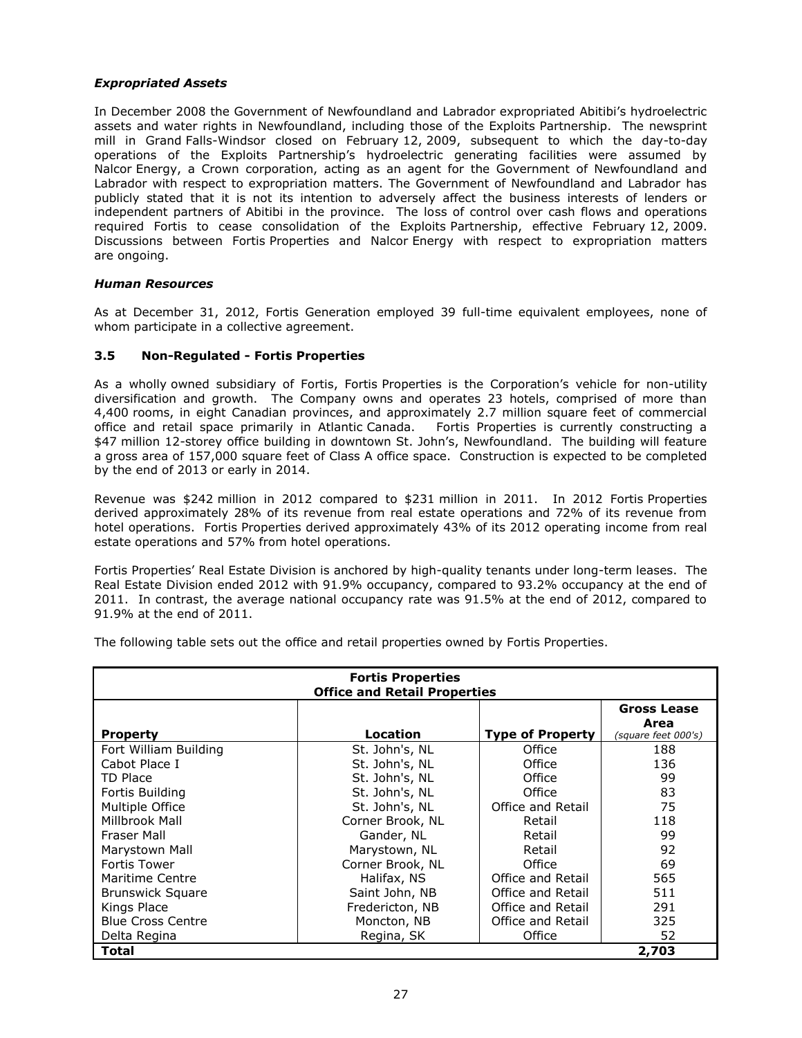### *Expropriated Assets*

In December 2008 the Government of Newfoundland and Labrador expropriated Abitibi's hydroelectric assets and water rights in Newfoundland, including those of the Exploits Partnership. The newsprint mill in Grand Falls-Windsor closed on February 12, 2009, subsequent to which the day-to-day operations of the Exploits Partnership's hydroelectric generating facilities were assumed by Nalcor Energy, a Crown corporation, acting as an agent for the Government of Newfoundland and Labrador with respect to expropriation matters. The Government of Newfoundland and Labrador has publicly stated that it is not its intention to adversely affect the business interests of lenders or independent partners of Abitibi in the province. The loss of control over cash flows and operations required Fortis to cease consolidation of the Exploits Partnership, effective February 12, 2009. Discussions between Fortis Properties and Nalcor Energy with respect to expropriation matters are ongoing.

### *Human Resources*

As at December 31, 2012, Fortis Generation employed 39 full-time equivalent employees, none of whom participate in a collective agreement.

### 3.5 Non-Regulated - Fortis Properties

As a wholly owned subsidiary of Fortis, Fortis Properties is the Corporation's vehicle for non-utility diversification and growth. The Company owns and operates 23 hotels, comprised of more than 4,400 rooms, in eight Canadian provinces, and approximately 2.7 million square feet of commercial office and retail space primarily in Atlantic Canada. Fortis Properties is currently constructing a $47 million 12-storey office building in downtown St. John's, Newfoundland. The building will feature a gross area of 157,000 square feet of Class A office space. Construction is expected to be completed by the end of 2013 or early in 2014.

Revenue was $242 million in 2012 compared to $231 million in 2011. In 2012 Fortis Properties derived approximately 28% of its revenue from real estate operations and 72% of its revenue from hotel operations. Fortis Properties derived approximately 43% of its 2012 operating income from real estate operations and 57% from hotel operations.

Fortis Properties' Real Estate Division is anchored by high-quality tenants under long-term leases. The Real Estate Division ended 2012 with 91.9% occupancy, compared to 93.2% occupancy at the end of 2011. In contrast, the average national occupancy rate was 91.5% at the end of 2012, compared to 91.9% at the end of 2011.

The following table sets out the office and retail properties owned by Fortis Properties.

| **Fortis Properties<br>Office and Retail Properties** | | | |
|---|---|---|---|
| **Property** | **Location** | **Type of Property** | **Gross Lease Area** *(square feet 000's)* |
| Fort William Building | St. John's, NL | Office | 188 |
| Cabot Place I | St. John's, NL | Office | 136 |
| TD Place | St. John's, NL | Office | 99 |
| Fortis Building | St. John's, NL | Office | 83 |
| Multiple Office | St. John's, NL | Office and Retail | 75 |
| Millbrook Mall | Corner Brook, NL | Retail | 118 |
| Fraser Mall | Gander, NL | Retail | 99 |
| Marystown Mall | Marystown, NL | Retail | 92 |
| Fortis Tower | Corner Brook, NL | Office | 69 |
| Maritime Centre | Halifax, NS | Office and Retail | 565 |
| Brunswick Square | Saint John, NB | Office and Retail | 511 |
| Kings Place | Fredericton, NB | Office and Retail | 291 |
| Blue Cross Centre | Moncton, NB | Office and Retail | 325 |
| Delta Regina | Regina, SK | Office | 52 |
| **Total** | | | **2,703** |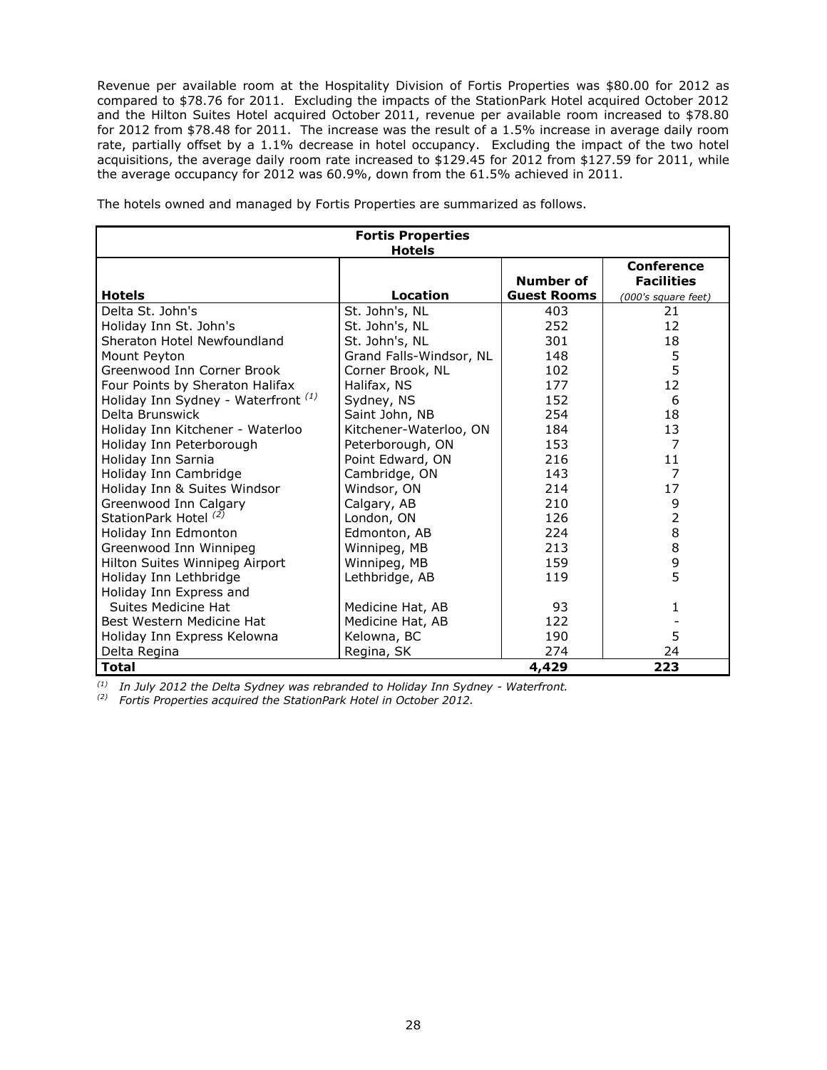Revenue per available room at the Hospitality Division of Fortis Properties was $80.00 for 2012 as compared to $78.76 for 2011. Excluding the impacts of the StationPark Hotel acquired October 2012 and the Hilton Suites Hotel acquired October 2011, revenue per available room increased to $78.80 for 2012 from $78.48 for 2011. The increase was the result of a 1.5% increase in average daily room rate, partially offset by a 1.1% decrease in hotel occupancy. Excluding the impact of the two hotel acquisitions, the average daily room rate increased to $129.45 for 2012 from $127.59 for 2011, while the average occupancy for 2012 was 60.9%, down from the 61.5% achieved in 2011.

The hotels owned and managed by Fortis Properties are summarized as follows.

**Fortis Properties Hotels**

| Hotels | Location | Number of Guest Rooms | Conference Facilities *(000's square feet)* |
|---|---|---|---|
| Delta St. John's | St. John's, NL | 403 | 21 |
| Holiday Inn St. John's | St. John's, NL | 252 | 12 |
| Sheraton Hotel Newfoundland | St. John's, NL | 301 | 18 |
| Mount Peyton | Grand Falls-Windsor, NL | 148 | 5 |
| Greenwood Inn Corner Brook | Corner Brook, NL | 102 | 5 |
| Four Points by Sheraton Halifax | Halifax, NS | 177 | 12 |
| Holiday Inn Sydney - Waterfront [(1)] | Sydney, NS | 152 | 6 |
| Delta Brunswick | Saint John, NB | 254 | 18 |
| Holiday Inn Kitchener - Waterloo | Kitchener-Waterloo, ON | 184 | 13 |
| Holiday Inn Peterborough | Peterborough, ON | 153 | 7 |
| Holiday Inn Sarnia | Point Edward, ON | 216 | 11 |
| Holiday Inn Cambridge | Cambridge, ON | 143 | 7 |
| Holiday Inn & Suites Windsor | Windsor, ON | 214 | 17 |
| Greenwood Inn Calgary | Calgary, AB | 210 | 9 |
| StationPark Hotel [(2)] | London, ON | 126 | 2 |
| Holiday Inn Edmonton | Edmonton, AB | 224 | 8 |
| Greenwood Inn Winnipeg | Winnipeg, MB | 213 | 8 |
| Hilton Suites Winnipeg Airport | Winnipeg, MB | 159 | 9 |
| Holiday Inn Lethbridge | Lethbridge, AB | 119 | 5 |
| Holiday Inn Express and Suites Medicine Hat | Medicine Hat, AB | 93 | 1 |
| Best Western Medicine Hat | Medicine Hat, AB | 122 | - |
| Holiday Inn Express Kelowna | Kelowna, BC | 190 | 5 |
| Delta Regina | Regina, SK | 274 | 24 |
| **Total** | | **4,429** | **223** |

*(1) In July 2012 the Delta Sydney was rebranded to Holiday Inn Sydney - Waterfront.*

*(2) Fortis Properties acquired the StationPark Hotel in October 2012.*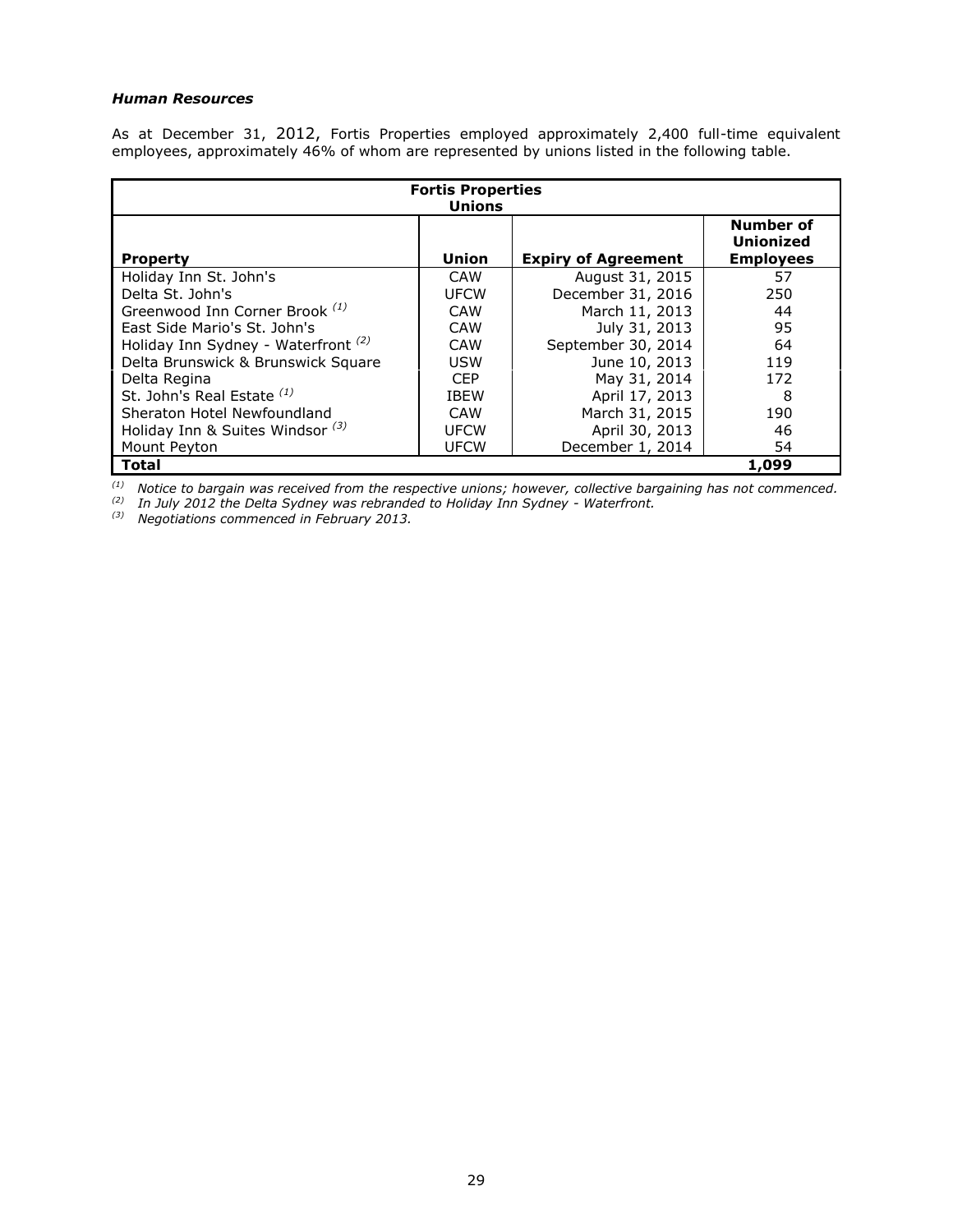### *Human Resources*

As at December 31, 2012, Fortis Properties employed approximately 2,400 full-time equivalent employees, approximately 46% of whom are represented by unions listed in the following table.

| **Fortis Properties Unions** | | | |
|---|---|---|---|
| **Property** | **Union** | **Expiry of Agreement** | **Number of Unionized Employees** |
| Holiday Inn St. John's | CAW | August 31, 2015 | 57 |
| Delta St. John's | UFCW | December 31, 2016 | 250 |
| Greenwood Inn Corner Brook [(1)] | CAW | March 11, 2013 | 44 |
| East Side Mario's St. John's | CAW | July 31, 2013 | 95 |
| Holiday Inn Sydney - Waterfront [(2)] | CAW | September 30, 2014 | 64 |
| Delta Brunswick & Brunswick Square | USW | June 10, 2013 | 119 |
| Delta Regina | CEP | May 31, 2014 | 172 |
| St. John's Real Estate [(1)] | IBEW | April 17, 2013 | 8 |
| Sheraton Hotel Newfoundland | CAW | March 31, 2015 | 190 |
| Holiday Inn & Suites Windsor [(3)] | UFCW | April 30, 2013 | 46 |
| Mount Peyton | UFCW | December 1, 2014 | 54 |
| **Total** | | | **1,099** |

[(1)] *Notice to bargain was received from the respective unions; however, collective bargaining has not commenced.*
[(2)] *In July 2012 the Delta Sydney was rebranded to Holiday Inn Sydney - Waterfront.*
[(3)] *Negotiations commenced in February 2013.*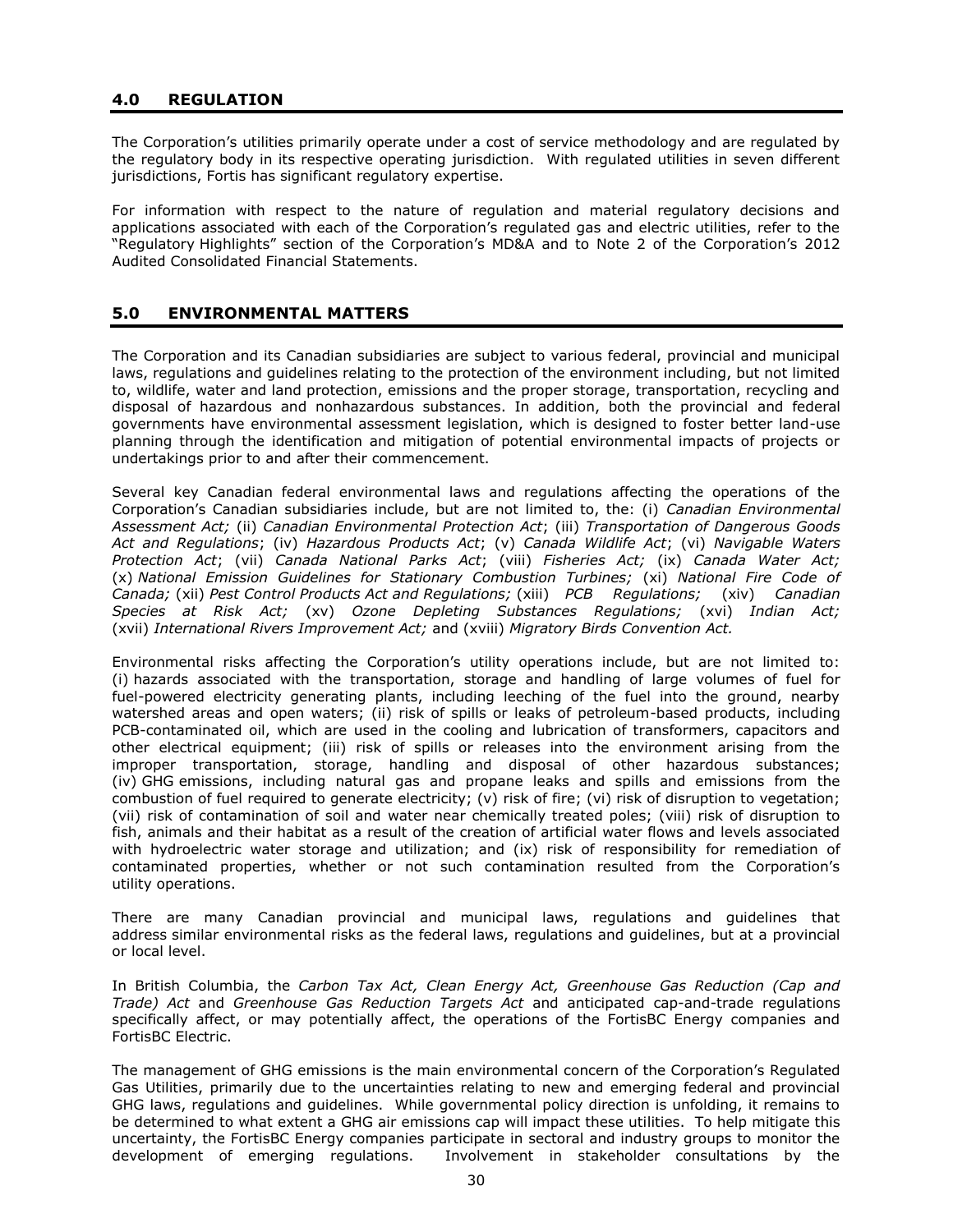## 4.0 REGULATION

The Corporation's utilities primarily operate under a cost of service methodology and are regulated by the regulatory body in its respective operating jurisdiction. With regulated utilities in seven different jurisdictions, Fortis has significant regulatory expertise.

For information with respect to the nature of regulation and material regulatory decisions and applications associated with each of the Corporation's regulated gas and electric utilities, refer to the "Regulatory Highlights" section of the Corporation's MD&A and to Note 2 of the Corporation's 2012 Audited Consolidated Financial Statements.

## 5.0 ENVIRONMENTAL MATTERS

The Corporation and its Canadian subsidiaries are subject to various federal, provincial and municipal laws, regulations and guidelines relating to the protection of the environment including, but not limited to, wildlife, water and land protection, emissions and the proper storage, transportation, recycling and disposal of hazardous and nonhazardous substances. In addition, both the provincial and federal governments have environmental assessment legislation, which is designed to foster better land-use planning through the identification and mitigation of potential environmental impacts of projects or undertakings prior to and after their commencement.

Several key Canadian federal environmental laws and regulations affecting the operations of the Corporation's Canadian subsidiaries include, but are not limited to, the: (i) *Canadian Environmental Assessment Act;* (ii) *Canadian Environmental Protection Act*; (iii) *Transportation of Dangerous Goods Act and Regulations*; (iv) *Hazardous Products Act*; (v) *Canada Wildlife Act*; (vi) *Navigable Waters Protection Act*; (vii) *Canada National Parks Act*; (viii) *Fisheries Act;* (ix) *Canada Water Act;* (x) *National Emission Guidelines for Stationary Combustion Turbines;* (xi) *National Fire Code of Canada;* (xii) *Pest Control Products Act and Regulations;* (xiii) *PCB Regulations;* (xiv) *Canadian Species at Risk Act;* (xv) *Ozone Depleting Substances Regulations;* (xvi) *Indian Act;* (xvii) *International Rivers Improvement Act;* and (xviii) *Migratory Birds Convention Act.*

Environmental risks affecting the Corporation's utility operations include, but are not limited to: (i) hazards associated with the transportation, storage and handling of large volumes of fuel for fuel-powered electricity generating plants, including leeching of the fuel into the ground, nearby watershed areas and open waters; (ii) risk of spills or leaks of petroleum-based products, including PCB-contaminated oil, which are used in the cooling and lubrication of transformers, capacitors and other electrical equipment; (iii) risk of spills or releases into the environment arising from the improper transportation, storage, handling and disposal of other hazardous substances; (iv) GHG emissions, including natural gas and propane leaks and spills and emissions from the combustion of fuel required to generate electricity; (v) risk of fire; (vi) risk of disruption to vegetation; (vii) risk of contamination of soil and water near chemically treated poles; (viii) risk of disruption to fish, animals and their habitat as a result of the creation of artificial water flows and levels associated with hydroelectric water storage and utilization; and (ix) risk of responsibility for remediation of contaminated properties, whether or not such contamination resulted from the Corporation's utility operations.

There are many Canadian provincial and municipal laws, regulations and guidelines that address similar environmental risks as the federal laws, regulations and guidelines, but at a provincial or local level.

In British Columbia, the *Carbon Tax Act, Clean Energy Act, Greenhouse Gas Reduction (Cap and Trade) Act* and *Greenhouse Gas Reduction Targets Act* and anticipated cap-and-trade regulations specifically affect, or may potentially affect, the operations of the FortisBC Energy companies and FortisBC Electric.

The management of GHG emissions is the main environmental concern of the Corporation's Regulated Gas Utilities, primarily due to the uncertainties relating to new and emerging federal and provincial GHG laws, regulations and guidelines. While governmental policy direction is unfolding, it remains to be determined to what extent a GHG air emissions cap will impact these utilities. To help mitigate this uncertainty, the FortisBC Energy companies participate in sectoral and industry groups to monitor the development of emerging regulations. Involvement in stakeholder consultations by the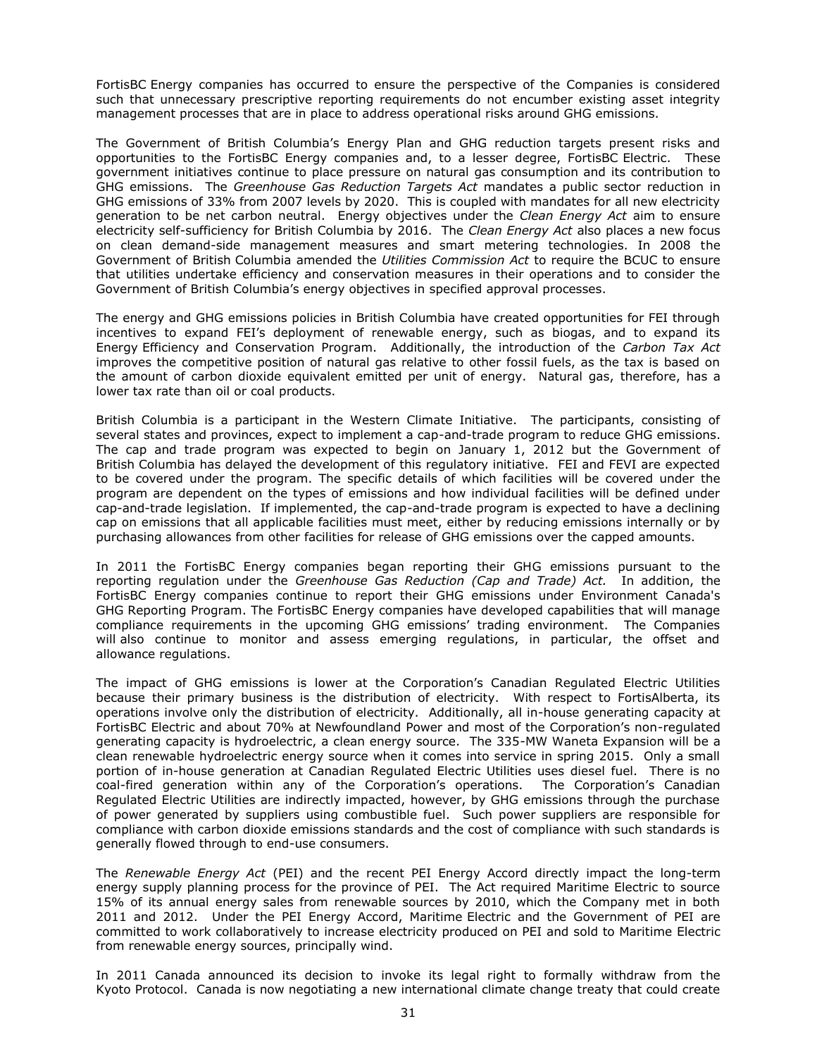FortisBC Energy companies has occurred to ensure the perspective of the Companies is considered such that unnecessary prescriptive reporting requirements do not encumber existing asset integrity management processes that are in place to address operational risks around GHG emissions.

The Government of British Columbia's Energy Plan and GHG reduction targets present risks and opportunities to the FortisBC Energy companies and, to a lesser degree, FortisBC Electric. These government initiatives continue to place pressure on natural gas consumption and its contribution to GHG emissions. The *Greenhouse Gas Reduction Targets Act* mandates a public sector reduction in GHG emissions of 33% from 2007 levels by 2020. This is coupled with mandates for all new electricity generation to be net carbon neutral. Energy objectives under the *Clean Energy Act* aim to ensure electricity self-sufficiency for British Columbia by 2016. The *Clean Energy Act* also places a new focus on clean demand-side management measures and smart metering technologies. In 2008 the Government of British Columbia amended the *Utilities Commission Act* to require the BCUC to ensure that utilities undertake efficiency and conservation measures in their operations and to consider the Government of British Columbia's energy objectives in specified approval processes.

The energy and GHG emissions policies in British Columbia have created opportunities for FEI through incentives to expand FEI's deployment of renewable energy, such as biogas, and to expand its Energy Efficiency and Conservation Program. Additionally, the introduction of the *Carbon Tax Act* improves the competitive position of natural gas relative to other fossil fuels, as the tax is based on the amount of carbon dioxide equivalent emitted per unit of energy. Natural gas, therefore, has a lower tax rate than oil or coal products.

British Columbia is a participant in the Western Climate Initiative. The participants, consisting of several states and provinces, expect to implement a cap-and-trade program to reduce GHG emissions. The cap and trade program was expected to begin on January 1, 2012 but the Government of British Columbia has delayed the development of this regulatory initiative. FEI and FEVI are expected to be covered under the program. The specific details of which facilities will be covered under the program are dependent on the types of emissions and how individual facilities will be defined under cap-and-trade legislation. If implemented, the cap-and-trade program is expected to have a declining cap on emissions that all applicable facilities must meet, either by reducing emissions internally or by purchasing allowances from other facilities for release of GHG emissions over the capped amounts.

In 2011 the FortisBC Energy companies began reporting their GHG emissions pursuant to the reporting regulation under the *Greenhouse Gas Reduction (Cap and Trade) Act.* In addition, the FortisBC Energy companies continue to report their GHG emissions under Environment Canada's GHG Reporting Program. The FortisBC Energy companies have developed capabilities that will manage compliance requirements in the upcoming GHG emissions' trading environment. The Companies will also continue to monitor and assess emerging regulations, in particular, the offset and allowance regulations.

The impact of GHG emissions is lower at the Corporation's Canadian Regulated Electric Utilities because their primary business is the distribution of electricity. With respect to FortisAlberta, its operations involve only the distribution of electricity. Additionally, all in-house generating capacity at FortisBC Electric and about 70% at Newfoundland Power and most of the Corporation's non-regulated generating capacity is hydroelectric, a clean energy source. The 335-MW Waneta Expansion will be a clean renewable hydroelectric energy source when it comes into service in spring 2015. Only a small portion of in-house generation at Canadian Regulated Electric Utilities uses diesel fuel. There is no coal-fired generation within any of the Corporation's operations. The Corporation's Canadian Regulated Electric Utilities are indirectly impacted, however, by GHG emissions through the purchase of power generated by suppliers using combustible fuel. Such power suppliers are responsible for compliance with carbon dioxide emissions standards and the cost of compliance with such standards is generally flowed through to end-use consumers.

The *Renewable Energy Act* (PEI) and the recent PEI Energy Accord directly impact the long-term energy supply planning process for the province of PEI. The Act required Maritime Electric to source 15% of its annual energy sales from renewable sources by 2010, which the Company met in both 2011 and 2012. Under the PEI Energy Accord, Maritime Electric and the Government of PEI are committed to work collaboratively to increase electricity produced on PEI and sold to Maritime Electric from renewable energy sources, principally wind.

In 2011 Canada announced its decision to invoke its legal right to formally withdraw from the Kyoto Protocol. Canada is now negotiating a new international climate change treaty that could create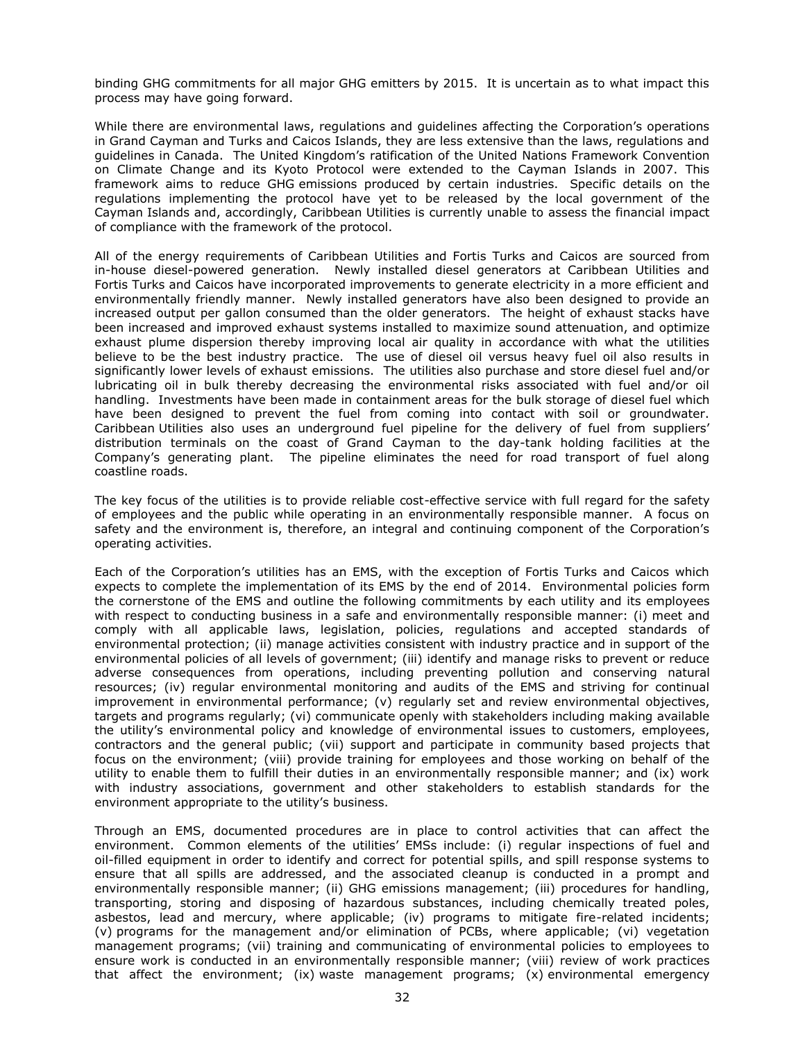binding GHG commitments for all major GHG emitters by 2015. It is uncertain as to what impact this process may have going forward.

While there are environmental laws, regulations and guidelines affecting the Corporation's operations in Grand Cayman and Turks and Caicos Islands, they are less extensive than the laws, regulations and guidelines in Canada. The United Kingdom's ratification of the United Nations Framework Convention on Climate Change and its Kyoto Protocol were extended to the Cayman Islands in 2007. This framework aims to reduce GHG emissions produced by certain industries. Specific details on the regulations implementing the protocol have yet to be released by the local government of the Cayman Islands and, accordingly, Caribbean Utilities is currently unable to assess the financial impact of compliance with the framework of the protocol.

All of the energy requirements of Caribbean Utilities and Fortis Turks and Caicos are sourced from in-house diesel-powered generation. Newly installed diesel generators at Caribbean Utilities and Fortis Turks and Caicos have incorporated improvements to generate electricity in a more efficient and environmentally friendly manner. Newly installed generators have also been designed to provide an increased output per gallon consumed than the older generators. The height of exhaust stacks have been increased and improved exhaust systems installed to maximize sound attenuation, and optimize exhaust plume dispersion thereby improving local air quality in accordance with what the utilities believe to be the best industry practice. The use of diesel oil versus heavy fuel oil also results in significantly lower levels of exhaust emissions. The utilities also purchase and store diesel fuel and/or lubricating oil in bulk thereby decreasing the environmental risks associated with fuel and/or oil handling. Investments have been made in containment areas for the bulk storage of diesel fuel which have been designed to prevent the fuel from coming into contact with soil or groundwater. Caribbean Utilities also uses an underground fuel pipeline for the delivery of fuel from suppliers' distribution terminals on the coast of Grand Cayman to the day-tank holding facilities at the Company's generating plant. The pipeline eliminates the need for road transport of fuel along coastline roads.

The key focus of the utilities is to provide reliable cost-effective service with full regard for the safety of employees and the public while operating in an environmentally responsible manner. A focus on safety and the environment is, therefore, an integral and continuing component of the Corporation's operating activities.

Each of the Corporation's utilities has an EMS, with the exception of Fortis Turks and Caicos which expects to complete the implementation of its EMS by the end of 2014. Environmental policies form the cornerstone of the EMS and outline the following commitments by each utility and its employees with respect to conducting business in a safe and environmentally responsible manner: (i) meet and comply with all applicable laws, legislation, policies, regulations and accepted standards of environmental protection; (ii) manage activities consistent with industry practice and in support of the environmental policies of all levels of government; (iii) identify and manage risks to prevent or reduce adverse consequences from operations, including preventing pollution and conserving natural resources; (iv) regular environmental monitoring and audits of the EMS and striving for continual improvement in environmental performance; (v) regularly set and review environmental objectives, targets and programs regularly; (vi) communicate openly with stakeholders including making available the utility's environmental policy and knowledge of environmental issues to customers, employees, contractors and the general public; (vii) support and participate in community based projects that focus on the environment; (viii) provide training for employees and those working on behalf of the utility to enable them to fulfill their duties in an environmentally responsible manner; and (ix) work with industry associations, government and other stakeholders to establish standards for the environment appropriate to the utility's business.

Through an EMS, documented procedures are in place to control activities that can affect the environment. Common elements of the utilities' EMSs include: (i) regular inspections of fuel and oil-filled equipment in order to identify and correct for potential spills, and spill response systems to ensure that all spills are addressed, and the associated cleanup is conducted in a prompt and environmentally responsible manner; (ii) GHG emissions management; (iii) procedures for handling, transporting, storing and disposing of hazardous substances, including chemically treated poles, asbestos, lead and mercury, where applicable; (iv) programs to mitigate fire-related incidents; (v) programs for the management and/or elimination of PCBs, where applicable; (vi) vegetation management programs; (vii) training and communicating of environmental policies to employees to ensure work is conducted in an environmentally responsible manner; (viii) review of work practices that affect the environment; (ix) waste management programs; (x) environmental emergency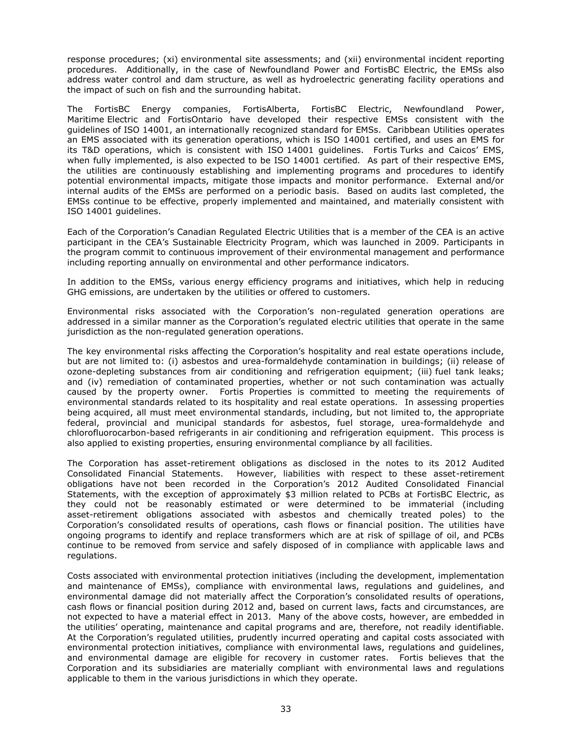response procedures; (xi) environmental site assessments; and (xii) environmental incident reporting procedures. Additionally, in the case of Newfoundland Power and FortisBC Electric, the EMSs also address water control and dam structure, as well as hydroelectric generating facility operations and the impact of such on fish and the surrounding habitat.

The FortisBC Energy companies, FortisAlberta, FortisBC Electric, Newfoundland Power, Maritime Electric and FortisOntario have developed their respective EMSs consistent with the guidelines of ISO 14001, an internationally recognized standard for EMSs. Caribbean Utilities operates an EMS associated with its generation operations, which is ISO 14001 certified, and uses an EMS for its T&D operations, which is consistent with ISO 14001 guidelines. Fortis Turks and Caicos' EMS, when fully implemented, is also expected to be ISO 14001 certified. As part of their respective EMS, the utilities are continuously establishing and implementing programs and procedures to identify potential environmental impacts, mitigate those impacts and monitor performance. External and/or internal audits of the EMSs are performed on a periodic basis. Based on audits last completed, the EMSs continue to be effective, properly implemented and maintained, and materially consistent with ISO 14001 guidelines.

Each of the Corporation's Canadian Regulated Electric Utilities that is a member of the CEA is an active participant in the CEA's Sustainable Electricity Program, which was launched in 2009. Participants in the program commit to continuous improvement of their environmental management and performance including reporting annually on environmental and other performance indicators.

In addition to the EMSs, various energy efficiency programs and initiatives, which help in reducing GHG emissions, are undertaken by the utilities or offered to customers.

Environmental risks associated with the Corporation's non-regulated generation operations are addressed in a similar manner as the Corporation's regulated electric utilities that operate in the same jurisdiction as the non-regulated generation operations.

The key environmental risks affecting the Corporation's hospitality and real estate operations include, but are not limited to: (i) asbestos and urea-formaldehyde contamination in buildings; (ii) release of ozone-depleting substances from air conditioning and refrigeration equipment; (iii) fuel tank leaks; and (iv) remediation of contaminated properties, whether or not such contamination was actually caused by the property owner. Fortis Properties is committed to meeting the requirements of environmental standards related to its hospitality and real estate operations. In assessing properties being acquired, all must meet environmental standards, including, but not limited to, the appropriate federal, provincial and municipal standards for asbestos, fuel storage, urea-formaldehyde and chlorofluorocarbon-based refrigerants in air conditioning and refrigeration equipment. This process is also applied to existing properties, ensuring environmental compliance by all facilities.

The Corporation has asset-retirement obligations as disclosed in the notes to its 2012 Audited Consolidated Financial Statements. However, liabilities with respect to these asset-retirement obligations have not been recorded in the Corporation's 2012 Audited Consolidated Financial Statements, with the exception of approximately $3 million related to PCBs at FortisBC Electric, as they could not be reasonably estimated or were determined to be immaterial (including asset-retirement obligations associated with asbestos and chemically treated poles) to the Corporation's consolidated results of operations, cash flows or financial position. The utilities have ongoing programs to identify and replace transformers which are at risk of spillage of oil, and PCBs continue to be removed from service and safely disposed of in compliance with applicable laws and regulations.

Costs associated with environmental protection initiatives (including the development, implementation and maintenance of EMSs), compliance with environmental laws, regulations and guidelines, and environmental damage did not materially affect the Corporation's consolidated results of operations, cash flows or financial position during 2012 and, based on current laws, facts and circumstances, are not expected to have a material effect in 2013. Many of the above costs, however, are embedded in the utilities' operating, maintenance and capital programs and are, therefore, not readily identifiable. At the Corporation's regulated utilities, prudently incurred operating and capital costs associated with environmental protection initiatives, compliance with environmental laws, regulations and guidelines, and environmental damage are eligible for recovery in customer rates. Fortis believes that the Corporation and its subsidiaries are materially compliant with environmental laws and regulations applicable to them in the various jurisdictions in which they operate.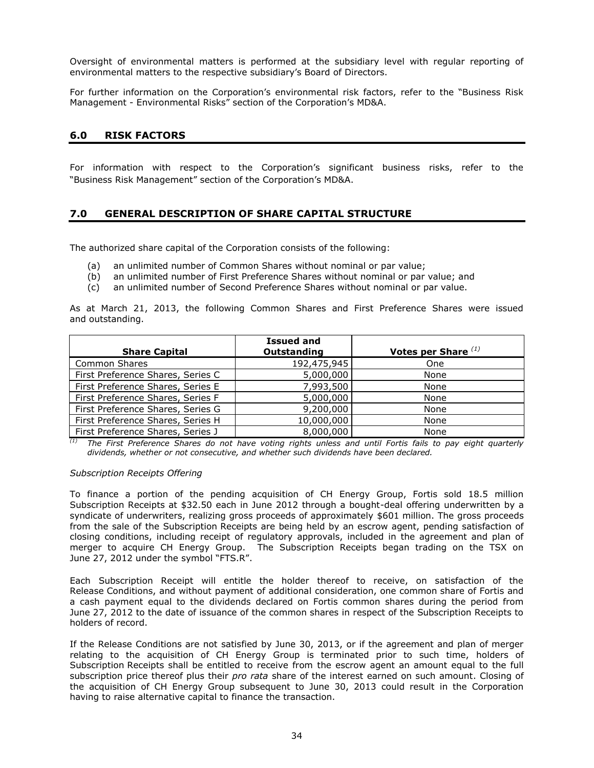Oversight of environmental matters is performed at the subsidiary level with regular reporting of environmental matters to the respective subsidiary's Board of Directors.

For further information on the Corporation's environmental risk factors, refer to the "Business Risk Management - Environmental Risks" section of the Corporation's MD&A.

## 6.0 RISK FACTORS

For information with respect to the Corporation's significant business risks, refer to the "Business Risk Management" section of the Corporation's MD&A.

## 7.0 GENERAL DESCRIPTION OF SHARE CAPITAL STRUCTURE

The authorized share capital of the Corporation consists of the following:

(a) an unlimited number of Common Shares without nominal or par value;
(b) an unlimited number of First Preference Shares without nominal or par value; and
(c) an unlimited number of Second Preference Shares without nominal or par value.

As at March 21, 2013, the following Common Shares and First Preference Shares were issued and outstanding.

| Share Capital | Issued and Outstanding | Votes per Share [(1)] |
|---|---|---|
| Common Shares | 192,475,945 | One |
| First Preference Shares, Series C | 5,000,000 | None |
| First Preference Shares, Series E | 7,993,500 | None |
| First Preference Shares, Series F | 5,000,000 | None |
| First Preference Shares, Series G | 9,200,000 | None |
| First Preference Shares, Series H | 10,000,000 | None |
| First Preference Shares, Series J | 8,000,000 | None |

[(1)] *The First Preference Shares do not have voting rights unless and until Fortis fails to pay eight quarterly dividends, whether or not consecutive, and whether such dividends have been declared.*

*Subscription Receipts Offering*

To finance a portion of the pending acquisition of CH Energy Group, Fortis sold 18.5 million Subscription Receipts at $32.50 each in June 2012 through a bought-deal offering underwritten by a syndicate of underwriters, realizing gross proceeds of approximately $601 million. The gross proceeds from the sale of the Subscription Receipts are being held by an escrow agent, pending satisfaction of closing conditions, including receipt of regulatory approvals, included in the agreement and plan of merger to acquire CH Energy Group. The Subscription Receipts began trading on the TSX on June 27, 2012 under the symbol "FTS.R".

Each Subscription Receipt will entitle the holder thereof to receive, on satisfaction of the Release Conditions, and without payment of additional consideration, one common share of Fortis and a cash payment equal to the dividends declared on Fortis common shares during the period from June 27, 2012 to the date of issuance of the common shares in respect of the Subscription Receipts to holders of record.

If the Release Conditions are not satisfied by June 30, 2013, or if the agreement and plan of merger relating to the acquisition of CH Energy Group is terminated prior to such time, holders of Subscription Receipts shall be entitled to receive from the escrow agent an amount equal to the full subscription price thereof plus their *pro rata* share of the interest earned on such amount. Closing of the acquisition of CH Energy Group subsequent to June 30, 2013 could result in the Corporation having to raise alternative capital to finance the transaction.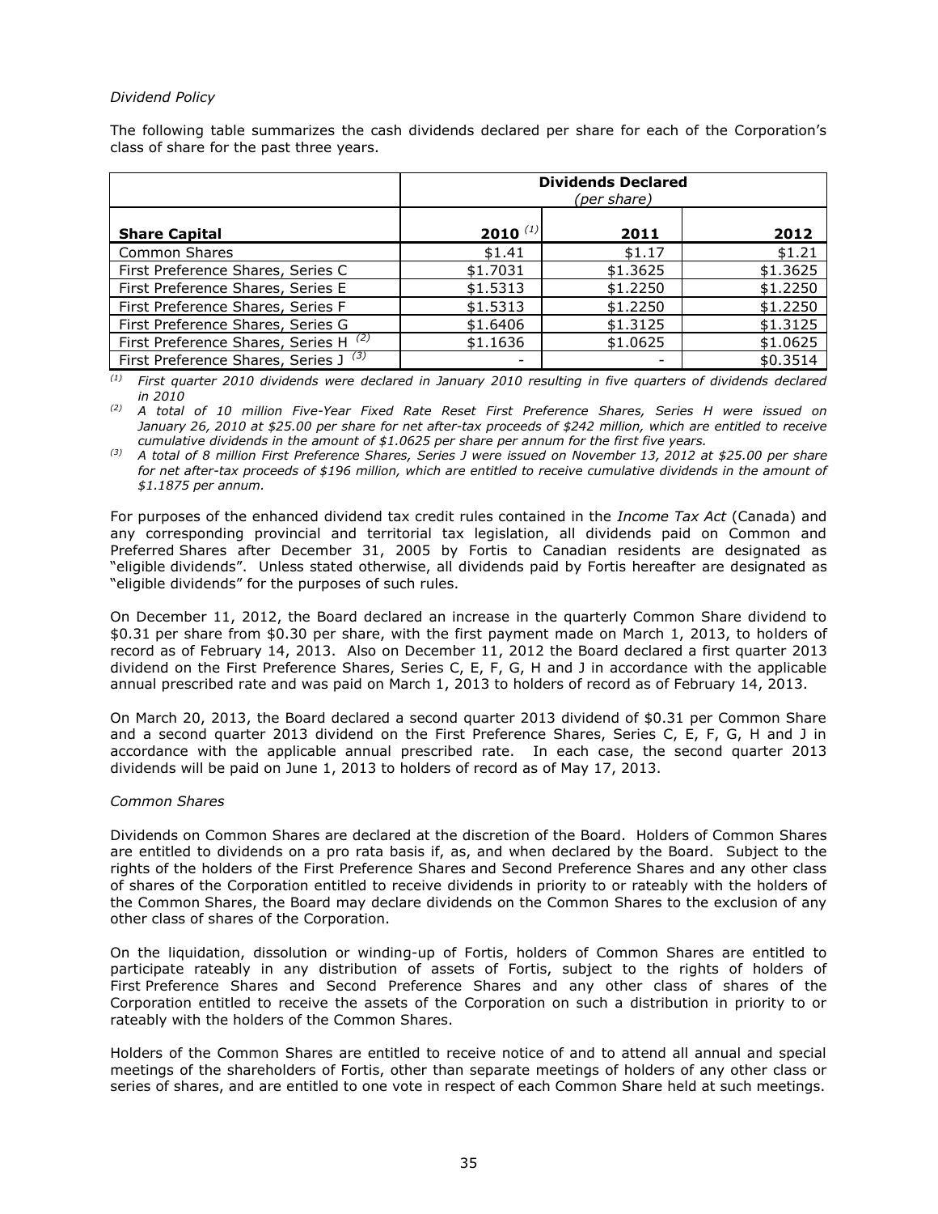*Dividend Policy*

The following table summarizes the cash dividends declared per share for each of the Corporation's class of share for the past three years.

| | **Dividends Declared** *(per share)* | | |
|---|---|---|---|
| **Share Capital** | **2010** [(1)] | **2011** | **2012** |
| Common Shares | $1.41 | $1.17 | $1.21 |
| First Preference Shares, Series C | $1.7031 | $1.3625 | $1.3625 |
| First Preference Shares, Series E | $1.5313 | $1.2250 | $1.2250 |
| First Preference Shares, Series F | $1.5313 | $1.2250 | $1.2250 |
| First Preference Shares, Series G | $1.6406 | $1.3125 | $1.3125 |
| First Preference Shares, Series H [(2)] | $1.1636 | $1.0625 | $1.0625 |
| First Preference Shares, Series J [(3)] | - | - | $0.3514 |

*(1) First quarter 2010 dividends were declared in January 2010 resulting in five quarters of dividends declared in 2010*

*(2) A total of 10 million Five-Year Fixed Rate Reset First Preference Shares, Series H were issued on January 26, 2010 at $25.00 per share for net after-tax proceeds of $242 million, which are entitled to receive cumulative dividends in the amount of $1.0625 per share per annum for the first five years.*

*(3) A total of 8 million First Preference Shares, Series J were issued on November 13, 2012 at $25.00 per share for net after-tax proceeds of $196 million, which are entitled to receive cumulative dividends in the amount of $1.1875 per annum.*

For purposes of the enhanced dividend tax credit rules contained in the *Income Tax Act* (Canada) and any corresponding provincial and territorial tax legislation, all dividends paid on Common and Preferred Shares after December 31, 2005 by Fortis to Canadian residents are designated as "eligible dividends". Unless stated otherwise, all dividends paid by Fortis hereafter are designated as "eligible dividends" for the purposes of such rules.

On December 11, 2012, the Board declared an increase in the quarterly Common Share dividend to $0.31 per share from $0.30 per share, with the first payment made on March 1, 2013, to holders of record as of February 14, 2013. Also on December 11, 2012 the Board declared a first quarter 2013 dividend on the First Preference Shares, Series C, E, F, G, H and J in accordance with the applicable annual prescribed rate and was paid on March 1, 2013 to holders of record as of February 14, 2013.

On March 20, 2013, the Board declared a second quarter 2013 dividend of $0.31 per Common Share and a second quarter 2013 dividend on the First Preference Shares, Series C, E, F, G, H and J in accordance with the applicable annual prescribed rate. In each case, the second quarter 2013 dividends will be paid on June 1, 2013 to holders of record as of May 17, 2013.

*Common Shares*

Dividends on Common Shares are declared at the discretion of the Board. Holders of Common Shares are entitled to dividends on a pro rata basis if, as, and when declared by the Board. Subject to the rights of the holders of the First Preference Shares and Second Preference Shares and any other class of shares of the Corporation entitled to receive dividends in priority to or rateably with the holders of the Common Shares, the Board may declare dividends on the Common Shares to the exclusion of any other class of shares of the Corporation.

On the liquidation, dissolution or winding-up of Fortis, holders of Common Shares are entitled to participate rateably in any distribution of assets of Fortis, subject to the rights of holders of First Preference Shares and Second Preference Shares and any other class of shares of the Corporation entitled to receive the assets of the Corporation on such a distribution in priority to or rateably with the holders of the Common Shares.

Holders of the Common Shares are entitled to receive notice of and to attend all annual and special meetings of the shareholders of Fortis, other than separate meetings of holders of any other class or series of shares, and are entitled to one vote in respect of each Common Share held at such meetings.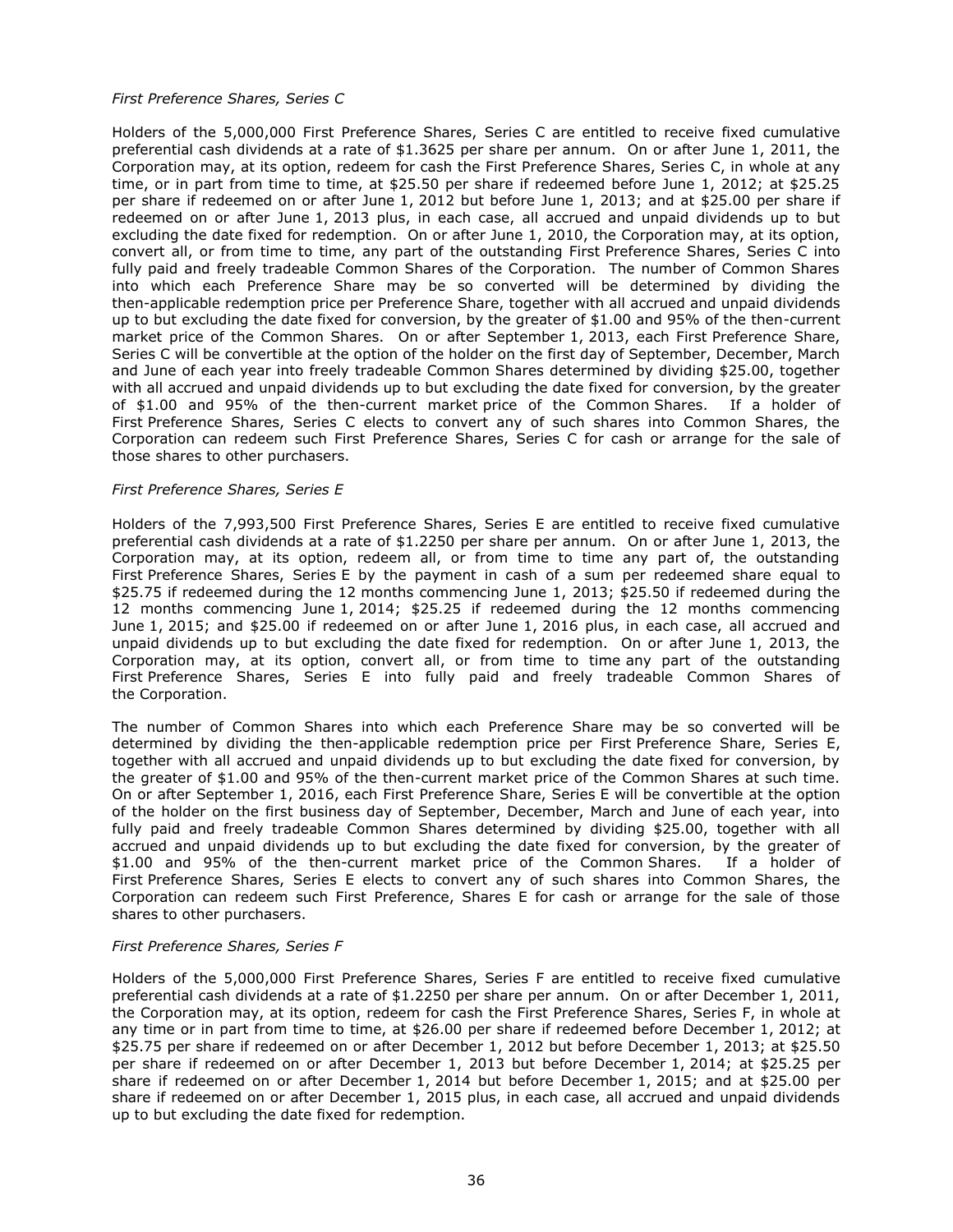*First Preference Shares, Series C*

Holders of the 5,000,000 First Preference Shares, Series C are entitled to receive fixed cumulative preferential cash dividends at a rate of $1.3625 per share per annum. On or after June 1, 2011, the Corporation may, at its option, redeem for cash the First Preference Shares, Series C, in whole at any time, or in part from time to time, at $25.50 per share if redeemed before June 1, 2012; at $25.25 per share if redeemed on or after June 1, 2012 but before June 1, 2013; and at $25.00 per share if redeemed on or after June 1, 2013 plus, in each case, all accrued and unpaid dividends up to but excluding the date fixed for redemption. On or after June 1, 2010, the Corporation may, at its option, convert all, or from time to time, any part of the outstanding First Preference Shares, Series C into fully paid and freely tradeable Common Shares of the Corporation. The number of Common Shares into which each Preference Share may be so converted will be determined by dividing the then-applicable redemption price per Preference Share, together with all accrued and unpaid dividends up to but excluding the date fixed for conversion, by the greater of $1.00 and 95% of the then-current market price of the Common Shares. On or after September 1, 2013, each First Preference Share, Series C will be convertible at the option of the holder on the first day of September, December, March and June of each year into freely tradeable Common Shares determined by dividing $25.00, together with all accrued and unpaid dividends up to but excluding the date fixed for conversion, by the greater of $1.00 and 95% of the then-current market price of the Common Shares. If a holder of First Preference Shares, Series C elects to convert any of such shares into Common Shares, the Corporation can redeem such First Preference Shares, Series C for cash or arrange for the sale of those shares to other purchasers.

*First Preference Shares, Series E*

Holders of the 7,993,500 First Preference Shares, Series E are entitled to receive fixed cumulative preferential cash dividends at a rate of $1.2250 per share per annum. On or after June 1, 2013, the Corporation may, at its option, redeem all, or from time to time any part of, the outstanding First Preference Shares, Series E by the payment in cash of a sum per redeemed share equal to $25.75 if redeemed during the 12 months commencing June 1, 2013; $25.50 if redeemed during the 12 months commencing June 1, 2014; $25.25 if redeemed during the 12 months commencing June 1, 2015; and $25.00 if redeemed on or after June 1, 2016 plus, in each case, all accrued and unpaid dividends up to but excluding the date fixed for redemption. On or after June 1, 2013, the Corporation may, at its option, convert all, or from time to time any part of the outstanding First Preference Shares, Series E into fully paid and freely tradeable Common Shares of the Corporation.

The number of Common Shares into which each Preference Share may be so converted will be determined by dividing the then-applicable redemption price per First Preference Share, Series E, together with all accrued and unpaid dividends up to but excluding the date fixed for conversion, by the greater of $1.00 and 95% of the then-current market price of the Common Shares at such time. On or after September 1, 2016, each First Preference Share, Series E will be convertible at the option of the holder on the first business day of September, December, March and June of each year, into fully paid and freely tradeable Common Shares determined by dividing $25.00, together with all accrued and unpaid dividends up to but excluding the date fixed for conversion, by the greater of $1.00 and 95% of the then-current market price of the Common Shares. If a holder of First Preference Shares, Series E elects to convert any of such shares into Common Shares, the Corporation can redeem such First Preference, Shares E for cash or arrange for the sale of those shares to other purchasers.

*First Preference Shares, Series F*

Holders of the 5,000,000 First Preference Shares, Series F are entitled to receive fixed cumulative preferential cash dividends at a rate of $1.2250 per share per annum. On or after December 1, 2011, the Corporation may, at its option, redeem for cash the First Preference Shares, Series F, in whole at any time or in part from time to time, at $26.00 per share if redeemed before December 1, 2012; at $25.75 per share if redeemed on or after December 1, 2012 but before December 1, 2013; at $25.50 per share if redeemed on or after December 1, 2013 but before December 1, 2014; at $25.25 per share if redeemed on or after December 1, 2014 but before December 1, 2015; and at $25.00 per share if redeemed on or after December 1, 2015 plus, in each case, all accrued and unpaid dividends up to but excluding the date fixed for redemption.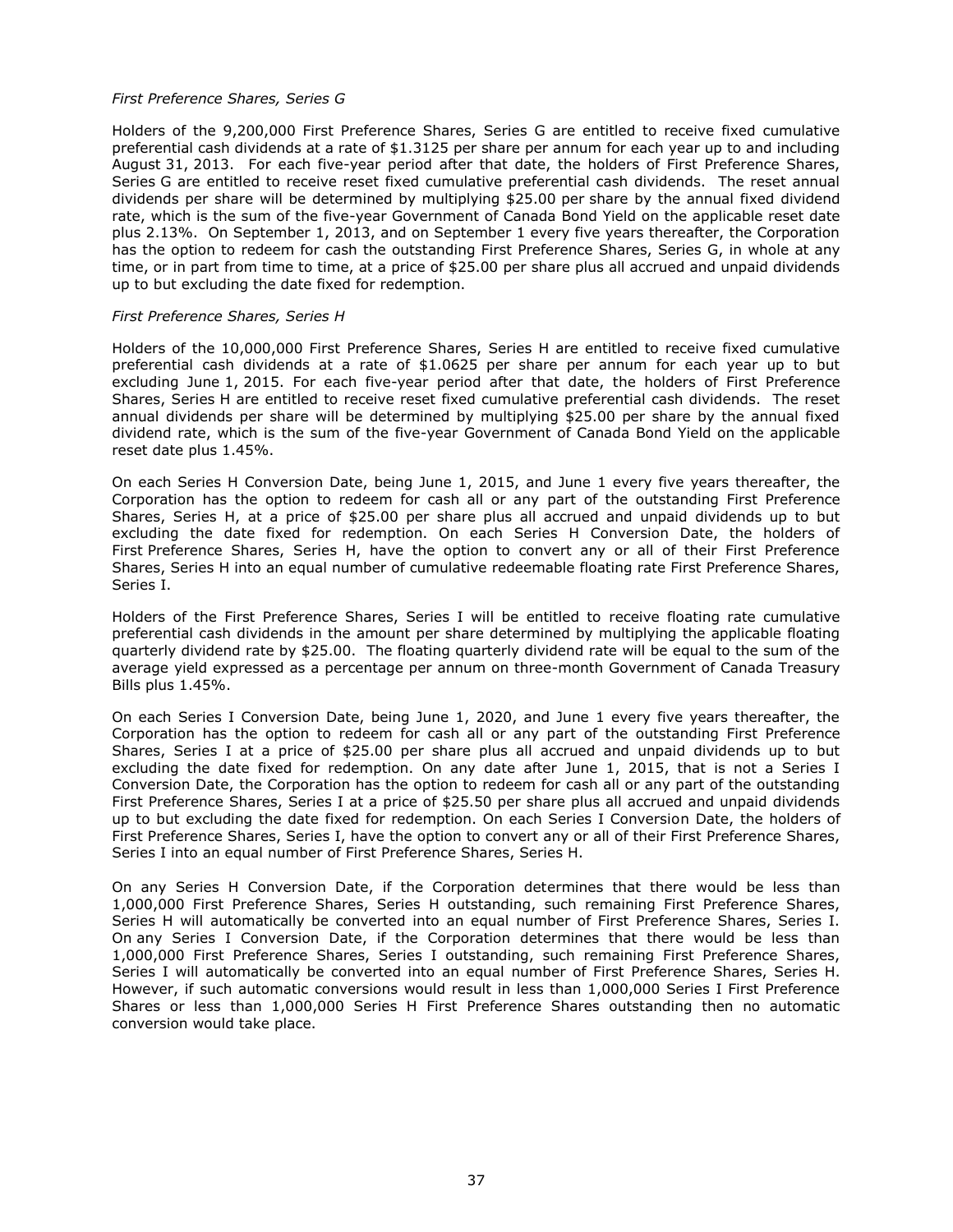*First Preference Shares, Series G*

Holders of the 9,200,000 First Preference Shares, Series G are entitled to receive fixed cumulative preferential cash dividends at a rate of $1.3125 per share per annum for each year up to and including August 31, 2013. For each five-year period after that date, the holders of First Preference Shares, Series G are entitled to receive reset fixed cumulative preferential cash dividends. The reset annual dividends per share will be determined by multiplying $25.00 per share by the annual fixed dividend rate, which is the sum of the five-year Government of Canada Bond Yield on the applicable reset date plus 2.13%. On September 1, 2013, and on September 1 every five years thereafter, the Corporation has the option to redeem for cash the outstanding First Preference Shares, Series G, in whole at any time, or in part from time to time, at a price of $25.00 per share plus all accrued and unpaid dividends up to but excluding the date fixed for redemption.

*First Preference Shares, Series H*

Holders of the 10,000,000 First Preference Shares, Series H are entitled to receive fixed cumulative preferential cash dividends at a rate of $1.0625 per share per annum for each year up to but excluding June 1, 2015. For each five-year period after that date, the holders of First Preference Shares, Series H are entitled to receive reset fixed cumulative preferential cash dividends. The reset annual dividends per share will be determined by multiplying $25.00 per share by the annual fixed dividend rate, which is the sum of the five-year Government of Canada Bond Yield on the applicable reset date plus 1.45%.

On each Series H Conversion Date, being June 1, 2015, and June 1 every five years thereafter, the Corporation has the option to redeem for cash all or any part of the outstanding First Preference Shares, Series H, at a price of $25.00 per share plus all accrued and unpaid dividends up to but excluding the date fixed for redemption. On each Series H Conversion Date, the holders of First Preference Shares, Series H, have the option to convert any or all of their First Preference Shares, Series H into an equal number of cumulative redeemable floating rate First Preference Shares, Series I.

Holders of the First Preference Shares, Series I will be entitled to receive floating rate cumulative preferential cash dividends in the amount per share determined by multiplying the applicable floating quarterly dividend rate by $25.00. The floating quarterly dividend rate will be equal to the sum of the average yield expressed as a percentage per annum on three-month Government of Canada Treasury Bills plus 1.45%.

On each Series I Conversion Date, being June 1, 2020, and June 1 every five years thereafter, the Corporation has the option to redeem for cash all or any part of the outstanding First Preference Shares, Series I at a price of $25.00 per share plus all accrued and unpaid dividends up to but excluding the date fixed for redemption. On any date after June 1, 2015, that is not a Series I Conversion Date, the Corporation has the option to redeem for cash all or any part of the outstanding First Preference Shares, Series I at a price of $25.50 per share plus all accrued and unpaid dividends up to but excluding the date fixed for redemption. On each Series I Conversion Date, the holders of First Preference Shares, Series I, have the option to convert any or all of their First Preference Shares, Series I into an equal number of First Preference Shares, Series H.

On any Series H Conversion Date, if the Corporation determines that there would be less than 1,000,000 First Preference Shares, Series H outstanding, such remaining First Preference Shares, Series H will automatically be converted into an equal number of First Preference Shares, Series I. On any Series I Conversion Date, if the Corporation determines that there would be less than 1,000,000 First Preference Shares, Series I outstanding, such remaining First Preference Shares, Series I will automatically be converted into an equal number of First Preference Shares, Series H. However, if such automatic conversions would result in less than 1,000,000 Series I First Preference Shares or less than 1,000,000 Series H First Preference Shares outstanding then no automatic conversion would take place.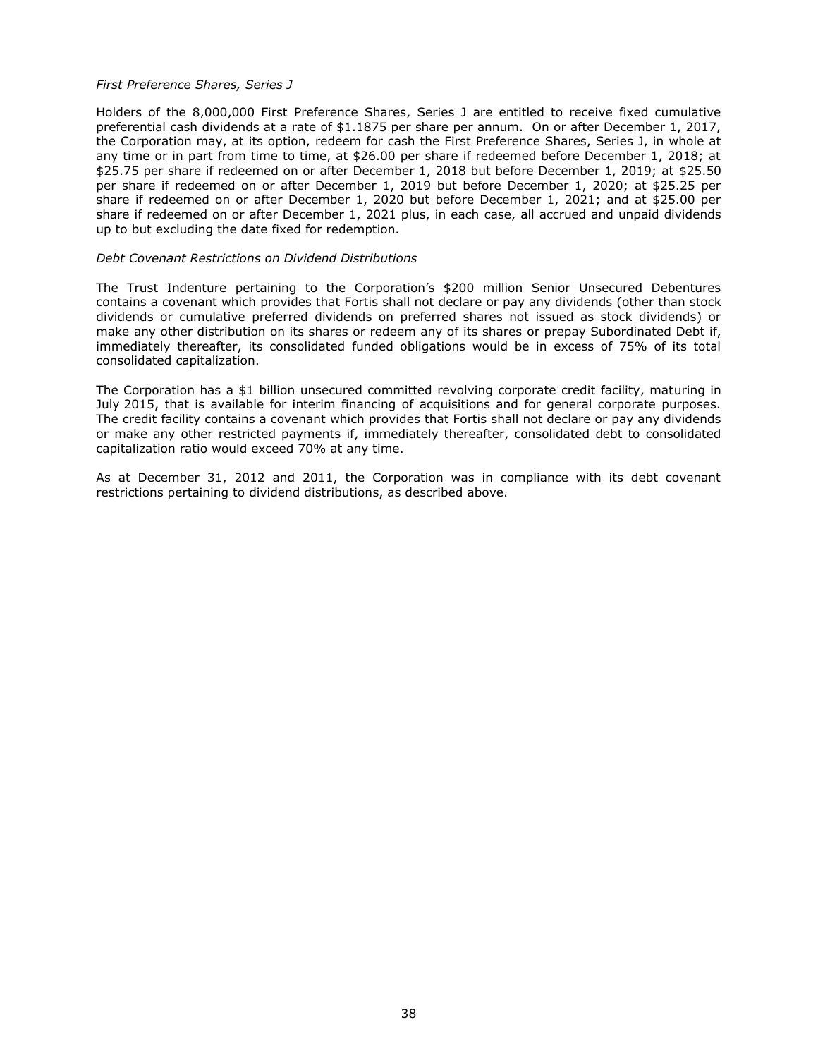*First Preference Shares, Series J*

Holders of the 8,000,000 First Preference Shares, Series J are entitled to receive fixed cumulative preferential cash dividends at a rate of $1.1875 per share per annum. On or after December 1, 2017, the Corporation may, at its option, redeem for cash the First Preference Shares, Series J, in whole at any time or in part from time to time, at $26.00 per share if redeemed before December 1, 2018; at $25.75 per share if redeemed on or after December 1, 2018 but before December 1, 2019; at $25.50 per share if redeemed on or after December 1, 2019 but before December 1, 2020; at $25.25 per share if redeemed on or after December 1, 2020 but before December 1, 2021; and at $25.00 per share if redeemed on or after December 1, 2021 plus, in each case, all accrued and unpaid dividends up to but excluding the date fixed for redemption.

*Debt Covenant Restrictions on Dividend Distributions*

The Trust Indenture pertaining to the Corporation's $200 million Senior Unsecured Debentures contains a covenant which provides that Fortis shall not declare or pay any dividends (other than stock dividends or cumulative preferred dividends on preferred shares not issued as stock dividends) or make any other distribution on its shares or redeem any of its shares or prepay Subordinated Debt if, immediately thereafter, its consolidated funded obligations would be in excess of 75% of its total consolidated capitalization.

The Corporation has a $1 billion unsecured committed revolving corporate credit facility, maturing in July 2015, that is available for interim financing of acquisitions and for general corporate purposes. The credit facility contains a covenant which provides that Fortis shall not declare or pay any dividends or make any other restricted payments if, immediately thereafter, consolidated debt to consolidated capitalization ratio would exceed 70% at any time.

As at December 31, 2012 and 2011, the Corporation was in compliance with its debt covenant restrictions pertaining to dividend distributions, as described above.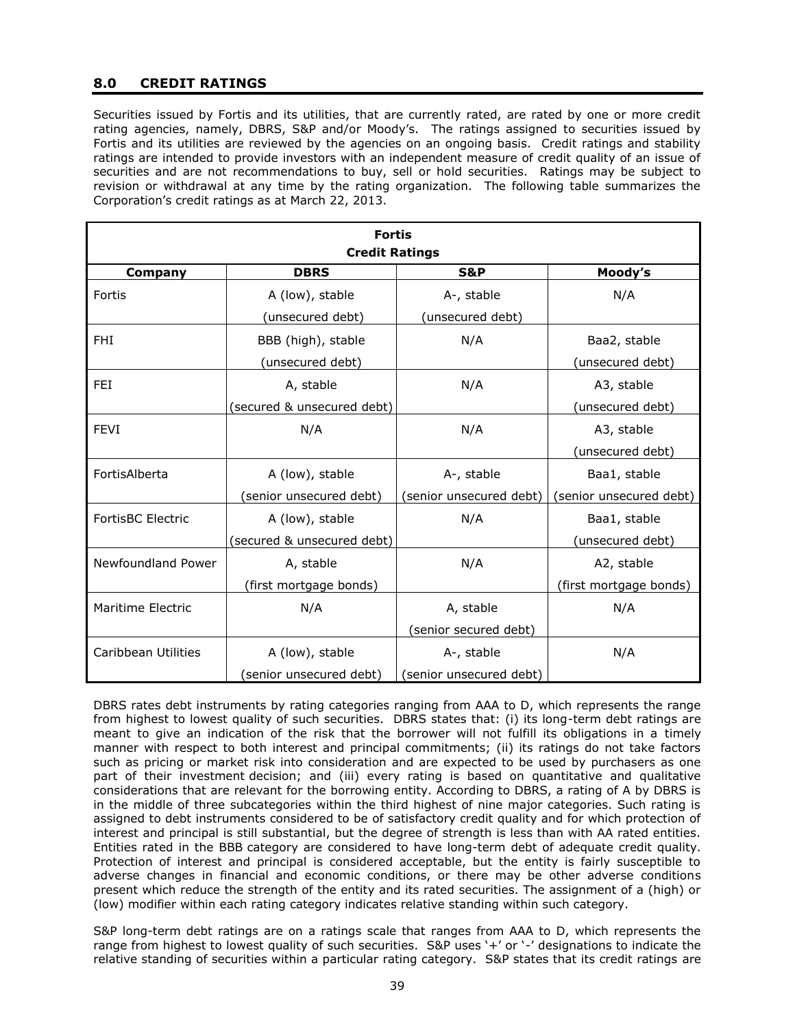## 8.0 CREDIT RATINGS

Securities issued by Fortis and its utilities, that are currently rated, are rated by one or more credit rating agencies, namely, DBRS, S&P and/or Moody's. The ratings assigned to securities issued by Fortis and its utilities are reviewed by the agencies on an ongoing basis. Credit ratings and stability ratings are intended to provide investors with an independent measure of credit quality of an issue of securities and are not recommendations to buy, sell or hold securities. Ratings may be subject to revision or withdrawal at any time by the rating organization. The following table summarizes the Corporation's credit ratings as at March 22, 2013.

| Fortis Credit Ratings | | | |
|---|---|---|---|
| **Company** | **DBRS** | **S&P** | **Moody's** |
| Fortis | A (low), stable (unsecured debt) | A-, stable (unsecured debt) | N/A |
| FHI | BBB (high), stable (unsecured debt) | N/A | Baa2, stable (unsecured debt) |
| FEI | A, stable (secured & unsecured debt) | N/A | A3, stable (unsecured debt) |
| FEVI | N/A | N/A | A3, stable (unsecured debt) |
| FortisAlberta | A (low), stable (senior unsecured debt) | A-, stable (senior unsecured debt) | Baa1, stable (senior unsecured debt) |
| FortisBC Electric | A (low), stable (secured & unsecured debt) | N/A | Baa1, stable (unsecured debt) |
| Newfoundland Power | A, stable (first mortgage bonds) | N/A | A2, stable (first mortgage bonds) |
| Maritime Electric | N/A | A, stable (senior secured debt) | N/A |
| Caribbean Utilities | A (low), stable (senior unsecured debt) | A-, stable (senior unsecured debt) | N/A |

DBRS rates debt instruments by rating categories ranging from AAA to D, which represents the range from highest to lowest quality of such securities. DBRS states that: (i) its long-term debt ratings are meant to give an indication of the risk that the borrower will not fulfill its obligations in a timely manner with respect to both interest and principal commitments; (ii) its ratings do not take factors such as pricing or market risk into consideration and are expected to be used by purchasers as one part of their investment decision; and (iii) every rating is based on quantitative and qualitative considerations that are relevant for the borrowing entity. According to DBRS, a rating of A by DBRS is in the middle of three subcategories within the third highest of nine major categories. Such rating is assigned to debt instruments considered to be of satisfactory credit quality and for which protection of interest and principal is still substantial, but the degree of strength is less than with AA rated entities. Entities rated in the BBB category are considered to have long-term debt of adequate credit quality. Protection of interest and principal is considered acceptable, but the entity is fairly susceptible to adverse changes in financial and economic conditions, or there may be other adverse conditions present which reduce the strength of the entity and its rated securities. The assignment of a (high) or (low) modifier within each rating category indicates relative standing within such category.

S&P long-term debt ratings are on a ratings scale that ranges from AAA to D, which represents the range from highest to lowest quality of such securities. S&P uses '+' or '-' designations to indicate the relative standing of securities within a particular rating category. S&P states that its credit ratings are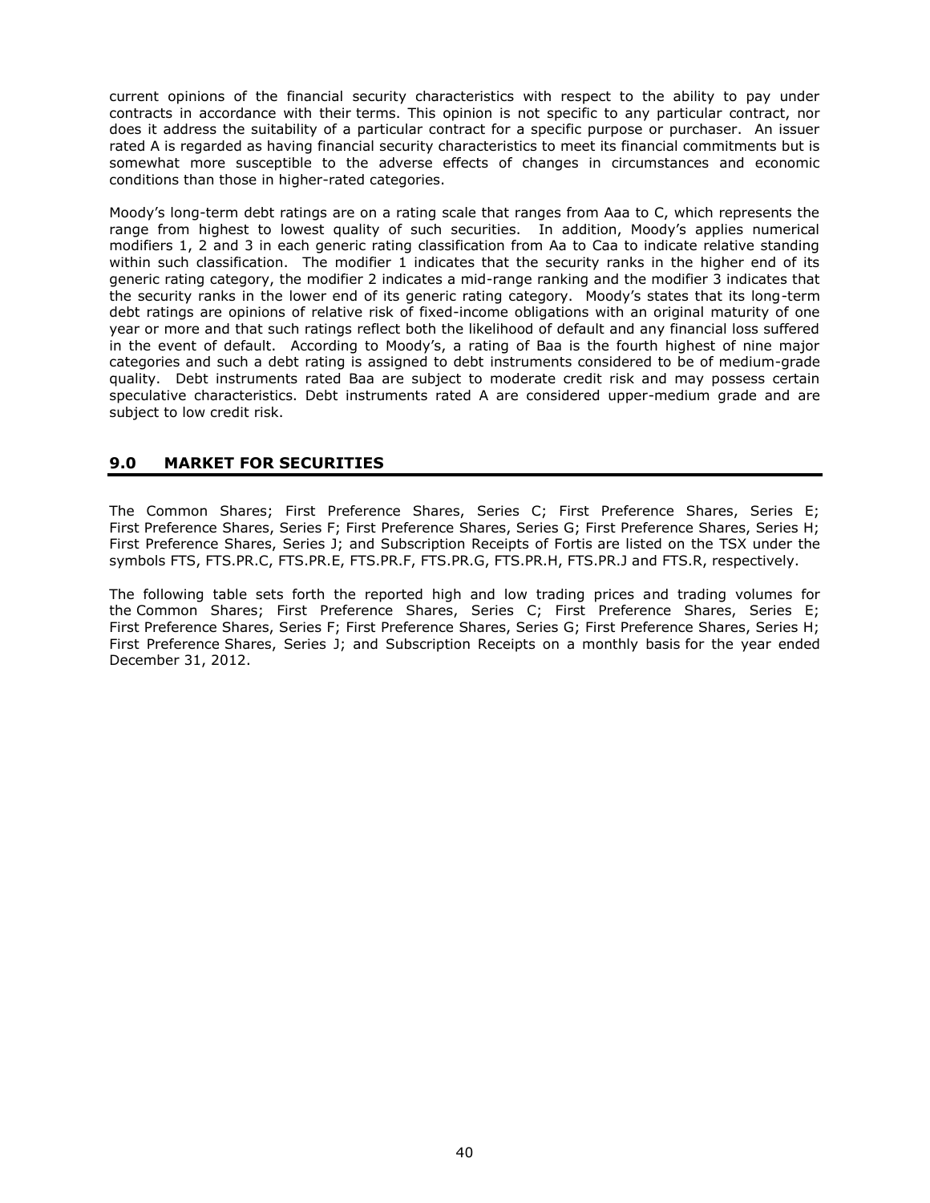current opinions of the financial security characteristics with respect to the ability to pay under contracts in accordance with their terms. This opinion is not specific to any particular contract, nor does it address the suitability of a particular contract for a specific purpose or purchaser. An issuer rated A is regarded as having financial security characteristics to meet its financial commitments but is somewhat more susceptible to the adverse effects of changes in circumstances and economic conditions than those in higher-rated categories.

Moody's long-term debt ratings are on a rating scale that ranges from Aaa to C, which represents the range from highest to lowest quality of such securities. In addition, Moody's applies numerical modifiers 1, 2 and 3 in each generic rating classification from Aa to Caa to indicate relative standing within such classification. The modifier 1 indicates that the security ranks in the higher end of its generic rating category, the modifier 2 indicates a mid-range ranking and the modifier 3 indicates that the security ranks in the lower end of its generic rating category. Moody's states that its long-term debt ratings are opinions of relative risk of fixed-income obligations with an original maturity of one year or more and that such ratings reflect both the likelihood of default and any financial loss suffered in the event of default. According to Moody's, a rating of Baa is the fourth highest of nine major categories and such a debt rating is assigned to debt instruments considered to be of medium-grade quality. Debt instruments rated Baa are subject to moderate credit risk and may possess certain speculative characteristics. Debt instruments rated A are considered upper-medium grade and are subject to low credit risk.

## 9.0 MARKET FOR SECURITIES

The Common Shares; First Preference Shares, Series C; First Preference Shares, Series E; First Preference Shares, Series F; First Preference Shares, Series G; First Preference Shares, Series H; First Preference Shares, Series J; and Subscription Receipts of Fortis are listed on the TSX under the symbols FTS, FTS.PR.C, FTS.PR.E, FTS.PR.F, FTS.PR.G, FTS.PR.H, FTS.PR.J and FTS.R, respectively.

The following table sets forth the reported high and low trading prices and trading volumes for the Common Shares; First Preference Shares, Series C; First Preference Shares, Series E; First Preference Shares, Series F; First Preference Shares, Series G; First Preference Shares, Series H; First Preference Shares, Series J; and Subscription Receipts on a monthly basis for the year ended December 31, 2012.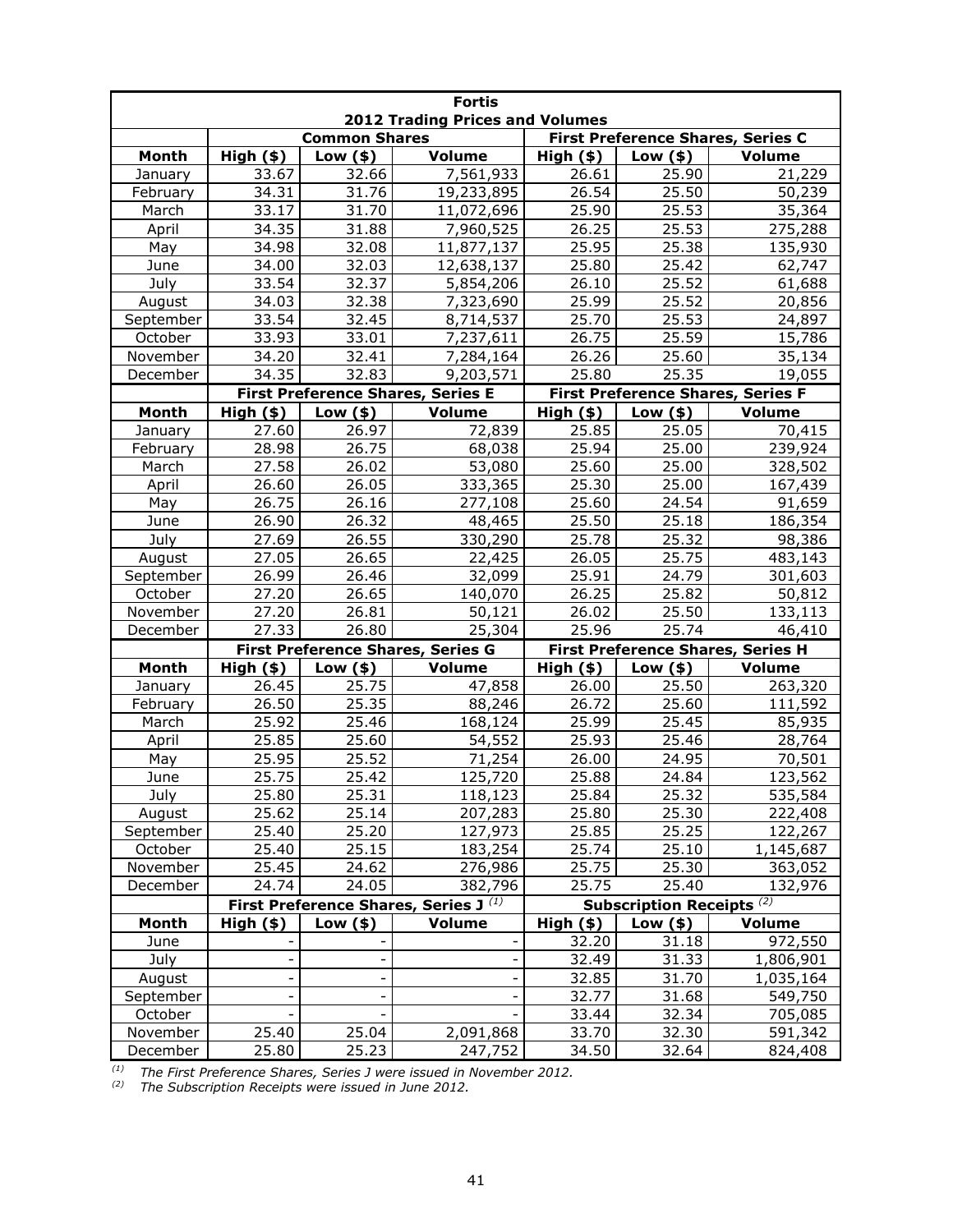| Fortis | | | | | | |
|---|---|---|---|---|---|---|
| **2012 Trading Prices and Volumes** | | | | | | |
| | **Common Shares** | | | **First Preference Shares, Series C** | | |
| **Month** | **High ($)** | **Low ($)** | **Volume** | **High ($)** | **Low ($)** | **Volume** |
| January | 33.67 | 32.66 | 7,561,933 | 26.61 | 25.90 | 21,229 |
| February | 34.31 | 31.76 | 19,233,895 | 26.54 | 25.50 | 50,239 |
| March | 33.17 | 31.70 | 11,072,696 | 25.90 | 25.53 | 35,364 |
| April | 34.35 | 31.88 | 7,960,525 | 26.25 | 25.53 | 275,288 |
| May | 34.98 | 32.08 | 11,877,137 | 25.95 | 25.38 | 135,930 |
| June | 34.00 | 32.03 | 12,638,137 | 25.80 | 25.42 | 62,747 |
| July | 33.54 | 32.37 | 5,854,206 | 26.10 | 25.52 | 61,688 |
| August | 34.03 | 32.38 | 7,323,690 | 25.99 | 25.52 | 20,856 |
| September | 33.54 | 32.45 | 8,714,537 | 25.70 | 25.53 | 24,897 |
| October | 33.93 | 33.01 | 7,237,611 | 26.75 | 25.59 | 15,786 |
| November | 34.20 | 32.41 | 7,284,164 | 26.26 | 25.60 | 35,134 |
| December | 34.35 | 32.83 | 9,203,571 | 25.80 | 25.35 | 19,055 |
| | **First Preference Shares, Series E** | | | **First Preference Shares, Series F** | | |
| **Month** | **High ($)** | **Low ($)** | **Volume** | **High ($)** | **Low ($)** | **Volume** |
| January | 27.60 | 26.97 | 72,839 | 25.85 | 25.05 | 70,415 |
| February | 28.98 | 26.75 | 68,038 | 25.94 | 25.00 | 239,924 |
| March | 27.58 | 26.02 | 53,080 | 25.60 | 25.00 | 328,502 |
| April | 26.60 | 26.05 | 333,365 | 25.30 | 25.00 | 167,439 |
| May | 26.75 | 26.16 | 277,108 | 25.60 | 24.54 | 91,659 |
| June | 26.90 | 26.32 | 48,465 | 25.50 | 25.18 | 186,354 |
| July | 27.69 | 26.55 | 330,290 | 25.78 | 25.32 | 98,386 |
| August | 27.05 | 26.65 | 22,425 | 26.05 | 25.75 | 483,143 |
| September | 26.99 | 26.46 | 32,099 | 25.91 | 24.79 | 301,603 |
| October | 27.20 | 26.65 | 140,070 | 26.25 | 25.82 | 50,812 |
| November | 27.20 | 26.81 | 50,121 | 26.02 | 25.50 | 133,113 |
| December | 27.33 | 26.80 | 25,304 | 25.96 | 25.74 | 46,410 |
| | **First Preference Shares, Series G** | | | **First Preference Shares, Series H** | | |
| **Month** | **High ($)** | **Low ($)** | **Volume** | **High ($)** | **Low ($)** | **Volume** |
| January | 26.45 | 25.75 | 47,858 | 26.00 | 25.50 | 263,320 |
| February | 26.50 | 25.35 | 88,246 | 26.72 | 25.60 | 111,592 |
| March | 25.92 | 25.46 | 168,124 | 25.99 | 25.45 | 85,935 |
| April | 25.85 | 25.60 | 54,552 | 25.93 | 25.46 | 28,764 |
| May | 25.95 | 25.52 | 71,254 | 26.00 | 24.95 | 70,501 |
| June | 25.75 | 25.42 | 125,720 | 25.88 | 24.84 | 123,562 |
| July | 25.80 | 25.31 | 118,123 | 25.84 | 25.32 | 535,584 |
| August | 25.62 | 25.14 | 207,283 | 25.80 | 25.30 | 222,408 |
| September | 25.40 | 25.20 | 127,973 | 25.85 | 25.25 | 122,267 |
| October | 25.40 | 25.15 | 183,254 | 25.74 | 25.10 | 1,145,687 |
| November | 25.45 | 24.62 | 276,986 | 25.75 | 25.30 | 363,052 |
| December | 24.74 | 24.05 | 382,796 | 25.75 | 25.40 | 132,976 |
| | **First Preference Shares, Series J** [(1)] | | | **Subscription Receipts** [(2)] | | |
| **Month** | **High ($)** | **Low ($)** | **Volume** | **High ($)** | **Low ($)** | **Volume** |
| June | - | - | - | 32.20 | 31.18 | 972,550 |
| July | - | - | - | 32.49 | 31.33 | 1,806,901 |
| August | - | - | - | 32.85 | 31.70 | 1,035,164 |
| September | - | - | - | 32.77 | 31.68 | 549,750 |
| October | - | - | - | 33.44 | 32.34 | 705,085 |
| November | 25.40 | 25.04 | 2,091,868 | 33.70 | 32.30 | 591,342 |
| December | 25.80 | 25.23 | 247,752 | 34.50 | 32.64 | 824,408 |

[(1)] *The First Preference Shares, Series J were issued in November 2012.*
[(2)] *The Subscription Receipts were issued in June 2012.*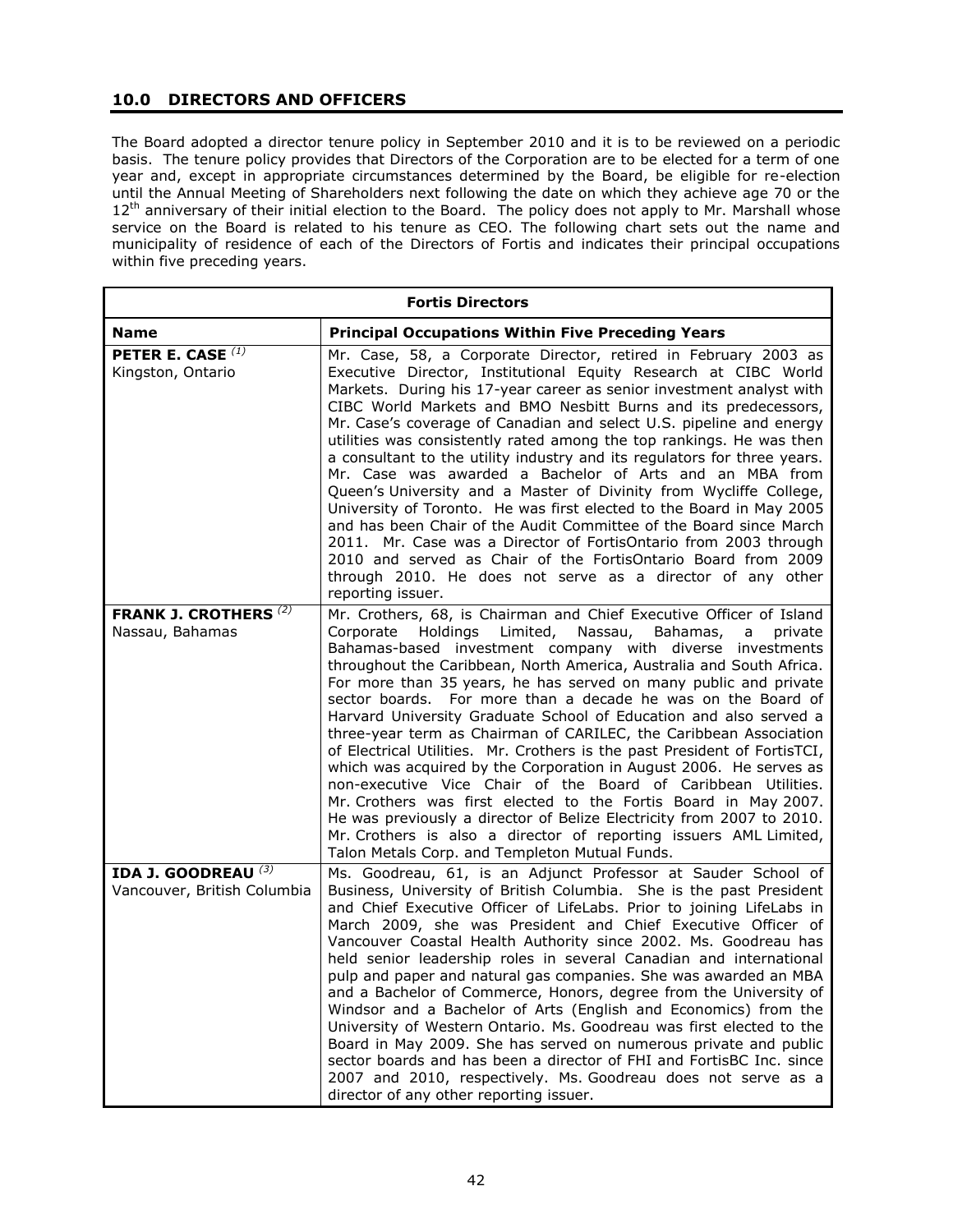## 10.0 DIRECTORS AND OFFICERS

The Board adopted a director tenure policy in September 2010 and it is to be reviewed on a periodic basis. The tenure policy provides that Directors of the Corporation are to be elected for a term of one year and, except in appropriate circumstances determined by the Board, be eligible for re-election until the Annual Meeting of Shareholders next following the date on which they achieve age 70 or the 12th anniversary of their initial election to the Board. The policy does not apply to Mr. Marshall whose service on the Board is related to his tenure as CEO. The following chart sets out the name and municipality of residence of each of the Directors of Fortis and indicates their principal occupations within five preceding years.

| **Fortis Directors** | |
|---|---|
| **Name** | **Principal Occupations Within Five Preceding Years** |
| **PETER E. CASE** (1)<br>Kingston, Ontario | Mr. Case, 58, a Corporate Director, retired in February 2003 as Executive Director, Institutional Equity Research at CIBC World Markets. During his 17-year career as senior investment analyst with CIBC World Markets and BMO Nesbitt Burns and its predecessors, Mr. Case's coverage of Canadian and select U.S. pipeline and energy utilities was consistently rated among the top rankings. He was then a consultant to the utility industry and its regulators for three years. Mr. Case was awarded a Bachelor of Arts and an MBA from Queen's University and a Master of Divinity from Wycliffe College, University of Toronto. He was first elected to the Board in May 2005 and has been Chair of the Audit Committee of the Board since March 2011. Mr. Case was a Director of FortisOntario from 2003 through 2010 and served as Chair of the FortisOntario Board from 2009 through 2010. He does not serve as a director of any other reporting issuer. |
| **FRANK J. CROTHERS** (2)<br>Nassau, Bahamas | Mr. Crothers, 68, is Chairman and Chief Executive Officer of Island Corporate Holdings Limited, Nassau, Bahamas, a private Bahamas-based investment company with diverse investments throughout the Caribbean, North America, Australia and South Africa. For more than 35 years, he has served on many public and private sector boards. For more than a decade he was on the Board of Harvard University Graduate School of Education and also served a three-year term as Chairman of CARILEC, the Caribbean Association of Electrical Utilities. Mr. Crothers is the past President of FortisTCI, which was acquired by the Corporation in August 2006. He serves as non-executive Vice Chair of the Board of Caribbean Utilities. Mr. Crothers was first elected to the Fortis Board in May 2007. He was previously a director of Belize Electricity from 2007 to 2010. Mr. Crothers is also a director of reporting issuers AML Limited, Talon Metals Corp. and Templeton Mutual Funds. |
| **IDA J. GOODREAU** (3)<br>Vancouver, British Columbia | Ms. Goodreau, 61, is an Adjunct Professor at Sauder School of Business, University of British Columbia. She is the past President and Chief Executive Officer of LifeLabs. Prior to joining LifeLabs in March 2009, she was President and Chief Executive Officer of Vancouver Coastal Health Authority since 2002. Ms. Goodreau has held senior leadership roles in several Canadian and international pulp and paper and natural gas companies. She was awarded an MBA and a Bachelor of Commerce, Honors, degree from the University of Windsor and a Bachelor of Arts (English and Economics) from the University of Western Ontario. Ms. Goodreau was first elected to the Board in May 2009. She has served on numerous private and public sector boards and has been a director of FHI and FortisBC Inc. since 2007 and 2010, respectively. Ms. Goodreau does not serve as a director of any other reporting issuer. |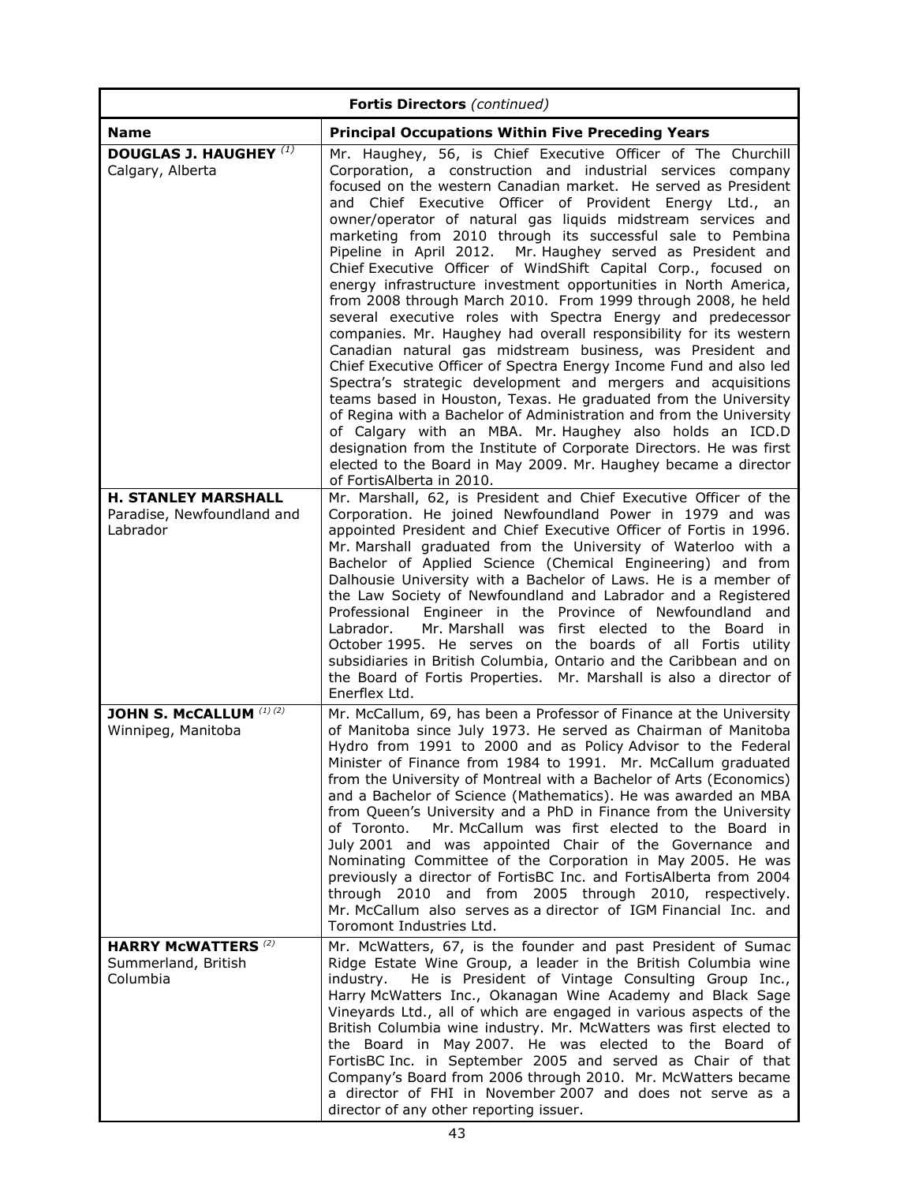| **Fortis Directors** *(continued)* | |
|---|---|
| **Name** | **Principal Occupations Within Five Preceding Years** |
| **DOUGLAS J. HAUGHEY** *(1)*<br>Calgary, Alberta | Mr. Haughey, 56, is Chief Executive Officer of The Churchill Corporation, a construction and industrial services company focused on the western Canadian market. He served as President and Chief Executive Officer of Provident Energy Ltd., an owner/operator of natural gas liquids midstream services and marketing from 2010 through its successful sale to Pembina Pipeline in April 2012. Mr. Haughey served as President and Chief Executive Officer of WindShift Capital Corp., focused on energy infrastructure investment opportunities in North America, from 2008 through March 2010. From 1999 through 2008, he held several executive roles with Spectra Energy and predecessor companies. Mr. Haughey had overall responsibility for its western Canadian natural gas midstream business, was President and Chief Executive Officer of Spectra Energy Income Fund and also led Spectra's strategic development and mergers and acquisitions teams based in Houston, Texas. He graduated from the University of Regina with a Bachelor of Administration and from the University of Calgary with an MBA. Mr. Haughey also holds an ICD.D designation from the Institute of Corporate Directors. He was first elected to the Board in May 2009. Mr. Haughey became a director of FortisAlberta in 2010. |
| **H. STANLEY MARSHALL**<br>Paradise, Newfoundland and Labrador | Mr. Marshall, 62, is President and Chief Executive Officer of the Corporation. He joined Newfoundland Power in 1979 and was appointed President and Chief Executive Officer of Fortis in 1996. Mr. Marshall graduated from the University of Waterloo with a Bachelor of Applied Science (Chemical Engineering) and from Dalhousie University with a Bachelor of Laws. He is a member of the Law Society of Newfoundland and Labrador and a Registered Professional Engineer in the Province of Newfoundland and Labrador. Mr. Marshall was first elected to the Board in October 1995. He serves on the boards of all Fortis utility subsidiaries in British Columbia, Ontario and the Caribbean and on the Board of Fortis Properties. Mr. Marshall is also a director of Enerflex Ltd. |
| **JOHN S. McCALLUM** *(1) (2)*<br>Winnipeg, Manitoba | Mr. McCallum, 69, has been a Professor of Finance at the University of Manitoba since July 1973. He served as Chairman of Manitoba Hydro from 1991 to 2000 and as Policy Advisor to the Federal Minister of Finance from 1984 to 1991. Mr. McCallum graduated from the University of Montreal with a Bachelor of Arts (Economics) and a Bachelor of Science (Mathematics). He was awarded an MBA from Queen's University and a PhD in Finance from the University of Toronto. Mr. McCallum was first elected to the Board in July 2001 and was appointed Chair of the Governance and Nominating Committee of the Corporation in May 2005. He was previously a director of FortisBC Inc. and FortisAlberta from 2004 through 2010 and from 2005 through 2010, respectively. Mr. McCallum also serves as a director of IGM Financial Inc. and Toromont Industries Ltd. |
| **HARRY McWATTERS** *(2)*<br>Summerland, British Columbia | Mr. McWatters, 67, is the founder and past President of Sumac Ridge Estate Wine Group, a leader in the British Columbia wine industry. He is President of Vintage Consulting Group Inc., Harry McWatters Inc., Okanagan Wine Academy and Black Sage Vineyards Ltd., all of which are engaged in various aspects of the British Columbia wine industry. Mr. McWatters was first elected to the Board in May 2007. He was elected to the Board of FortisBC Inc. in September 2005 and served as Chair of that Company's Board from 2006 through 2010. Mr. McWatters became a director of FHI in November 2007 and does not serve as a director of any other reporting issuer. |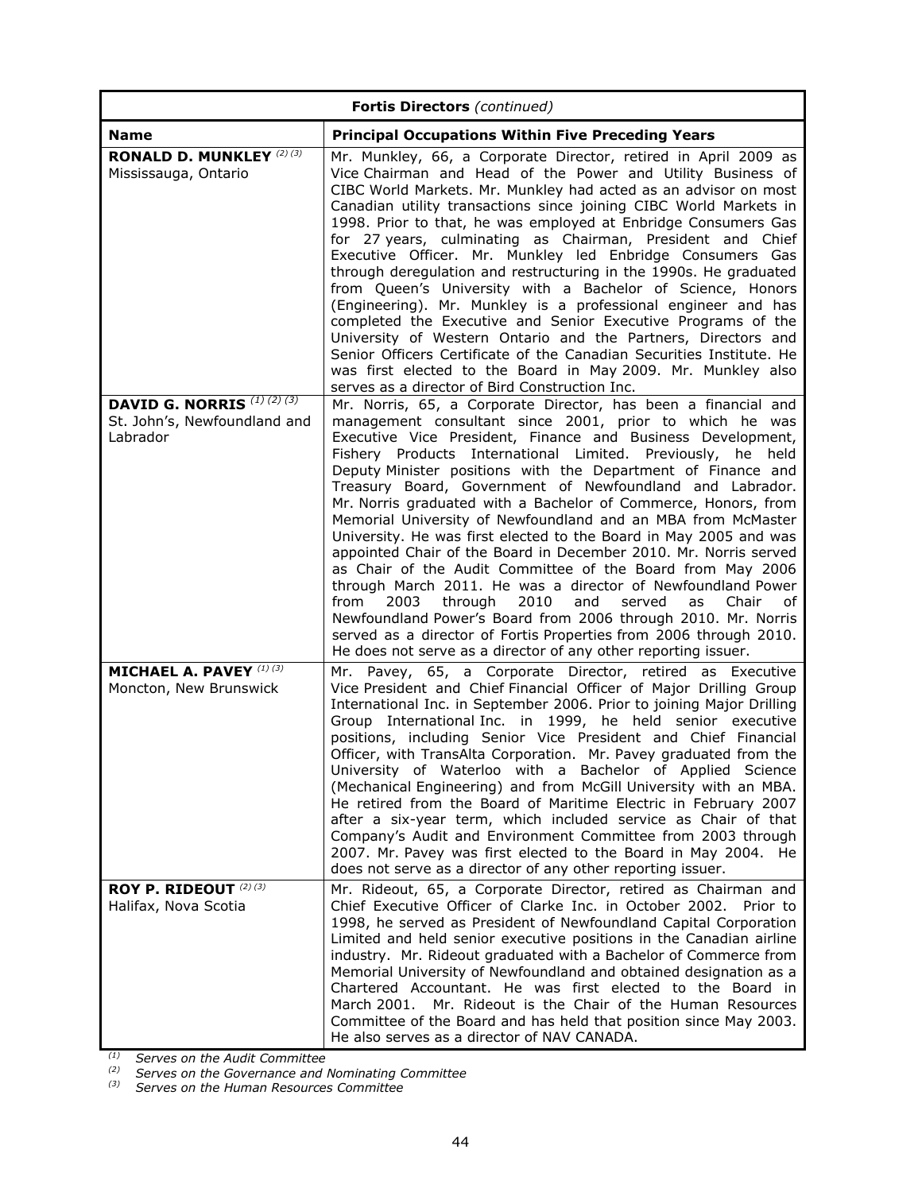| **Fortis Directors** *(continued)* | |
|---|---|
| **Name** | **Principal Occupations Within Five Preceding Years** |
| **RONALD D. MUNKLEY** [(2) (3)]<br>Mississauga, Ontario | Mr. Munkley, 66, a Corporate Director, retired in April 2009 as Vice Chairman and Head of the Power and Utility Business of CIBC World Markets. Mr. Munkley had acted as an advisor on most Canadian utility transactions since joining CIBC World Markets in 1998. Prior to that, he was employed at Enbridge Consumers Gas for 27 years, culminating as Chairman, President and Chief Executive Officer. Mr. Munkley led Enbridge Consumers Gas through deregulation and restructuring in the 1990s. He graduated from Queen's University with a Bachelor of Science, Honors (Engineering). Mr. Munkley is a professional engineer and has completed the Executive and Senior Executive Programs of the University of Western Ontario and the Partners, Directors and Senior Officers Certificate of the Canadian Securities Institute. He was first elected to the Board in May 2009. Mr. Munkley also serves as a director of Bird Construction Inc. |
| **DAVID G. NORRIS** [(1) (2) (3)]<br>St. John's, Newfoundland and Labrador | Mr. Norris, 65, a Corporate Director, has been a financial and management consultant since 2001, prior to which he was Executive Vice President, Finance and Business Development, Fishery Products International Limited. Previously, he held Deputy Minister positions with the Department of Finance and Treasury Board, Government of Newfoundland and Labrador. Mr. Norris graduated with a Bachelor of Commerce, Honors, from Memorial University of Newfoundland and an MBA from McMaster University. He was first elected to the Board in May 2005 and was appointed Chair of the Board in December 2010. Mr. Norris served as Chair of the Audit Committee of the Board from May 2006 through March 2011. He was a director of Newfoundland Power from 2003 through 2010 and served as Chair of Newfoundland Power's Board from 2006 through 2010. Mr. Norris served as a director of Fortis Properties from 2006 through 2010. He does not serve as a director of any other reporting issuer. |
| **MICHAEL A. PAVEY** [(1) (3)]<br>Moncton, New Brunswick | Mr. Pavey, 65, a Corporate Director, retired as Executive Vice President and Chief Financial Officer of Major Drilling Group International Inc. in September 2006. Prior to joining Major Drilling Group International Inc. in 1999, he held senior executive positions, including Senior Vice President and Chief Financial Officer, with TransAlta Corporation. Mr. Pavey graduated from the University of Waterloo with a Bachelor of Applied Science (Mechanical Engineering) and from McGill University with an MBA. He retired from the Board of Maritime Electric in February 2007 after a six-year term, which included service as Chair of that Company's Audit and Environment Committee from 2003 through 2007. Mr. Pavey was first elected to the Board in May 2004. He does not serve as a director of any other reporting issuer. |
| **ROY P. RIDEOUT** [(2) (3)]<br>Halifax, Nova Scotia | Mr. Rideout, 65, a Corporate Director, retired as Chairman and Chief Executive Officer of Clarke Inc. in October 2002. Prior to 1998, he served as President of Newfoundland Capital Corporation Limited and held senior executive positions in the Canadian airline industry. Mr. Rideout graduated with a Bachelor of Commerce from Memorial University of Newfoundland and obtained designation as a Chartered Accountant. He was first elected to the Board in March 2001. Mr. Rideout is the Chair of the Human Resources Committee of the Board and has held that position since May 2003. He also serves as a director of NAV CANADA. |

[(1)] *Serves on the Audit Committee*
[(2)] *Serves on the Governance and Nominating Committee*
[(3)] *Serves on the Human Resources Committee*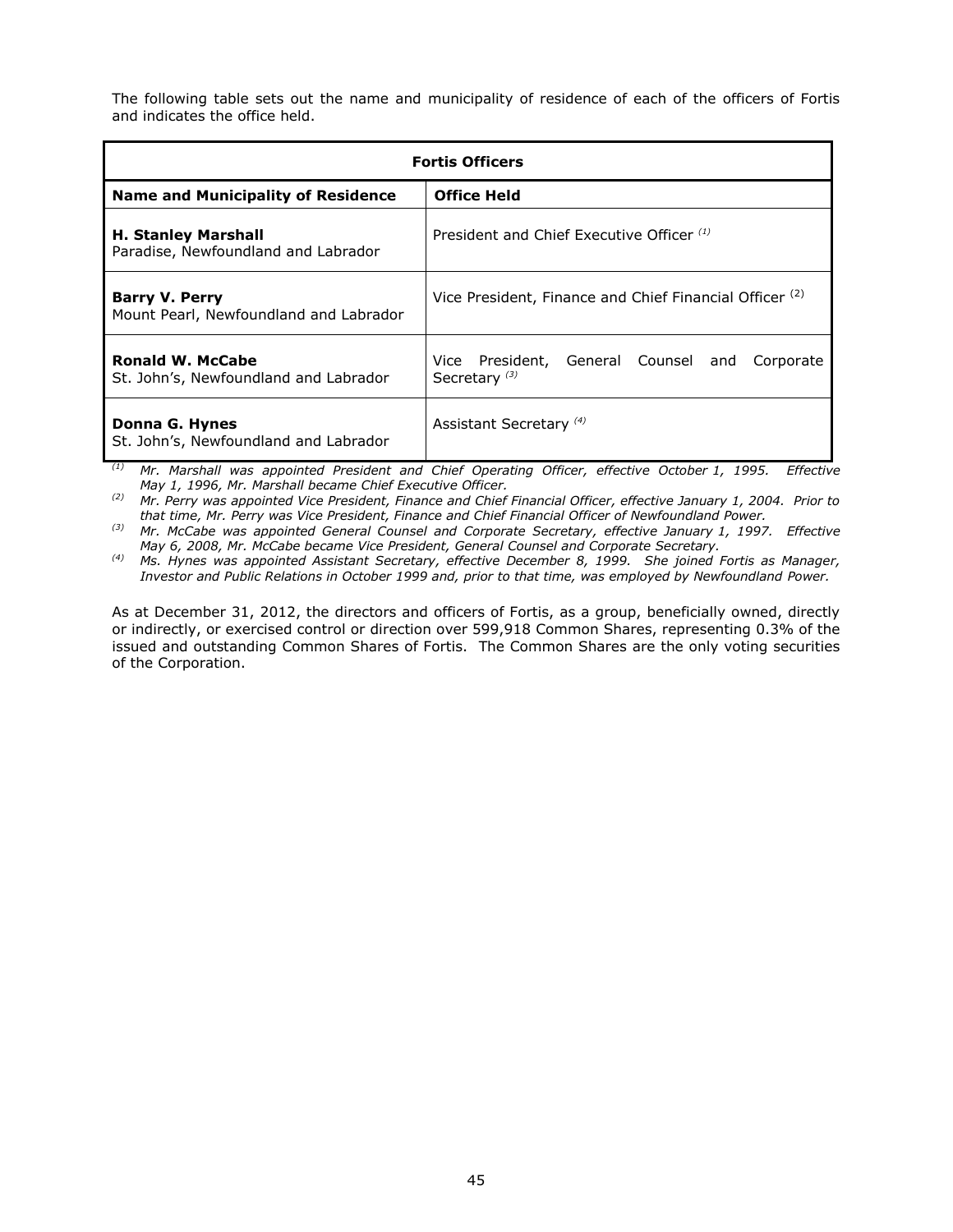The following table sets out the name and municipality of residence of each of the officers of Fortis and indicates the office held.

| **Fortis Officers** | |
|---|---|
| **Name and Municipality of Residence** | **Office Held** |
| **H. Stanley Marshall**<br>Paradise, Newfoundland and Labrador | President and Chief Executive Officer [(1)] |
| **Barry V. Perry**<br>Mount Pearl, Newfoundland and Labrador | Vice President, Finance and Chief Financial Officer [(2)] |
| **Ronald W. McCabe**<br>St. John's, Newfoundland and Labrador | Vice President, General Counsel and Corporate Secretary [(3)] |
| **Donna G. Hynes**<br>St. John's, Newfoundland and Labrador | Assistant Secretary [(4)] |

[(1)] *Mr. Marshall was appointed President and Chief Operating Officer, effective October 1, 1995. Effective May 1, 1996, Mr. Marshall became Chief Executive Officer.*

[(2)] *Mr. Perry was appointed Vice President, Finance and Chief Financial Officer, effective January 1, 2004. Prior to that time, Mr. Perry was Vice President, Finance and Chief Financial Officer of Newfoundland Power.*

[(3)] *Mr. McCabe was appointed General Counsel and Corporate Secretary, effective January 1, 1997. Effective May 6, 2008, Mr. McCabe became Vice President, General Counsel and Corporate Secretary.*

[(4)] *Ms. Hynes was appointed Assistant Secretary, effective December 8, 1999. She joined Fortis as Manager, Investor and Public Relations in October 1999 and, prior to that time, was employed by Newfoundland Power.*

As at December 31, 2012, the directors and officers of Fortis, as a group, beneficially owned, directly or indirectly, or exercised control or direction over 599,918 Common Shares, representing 0.3% of the issued and outstanding Common Shares of Fortis. The Common Shares are the only voting securities of the Corporation.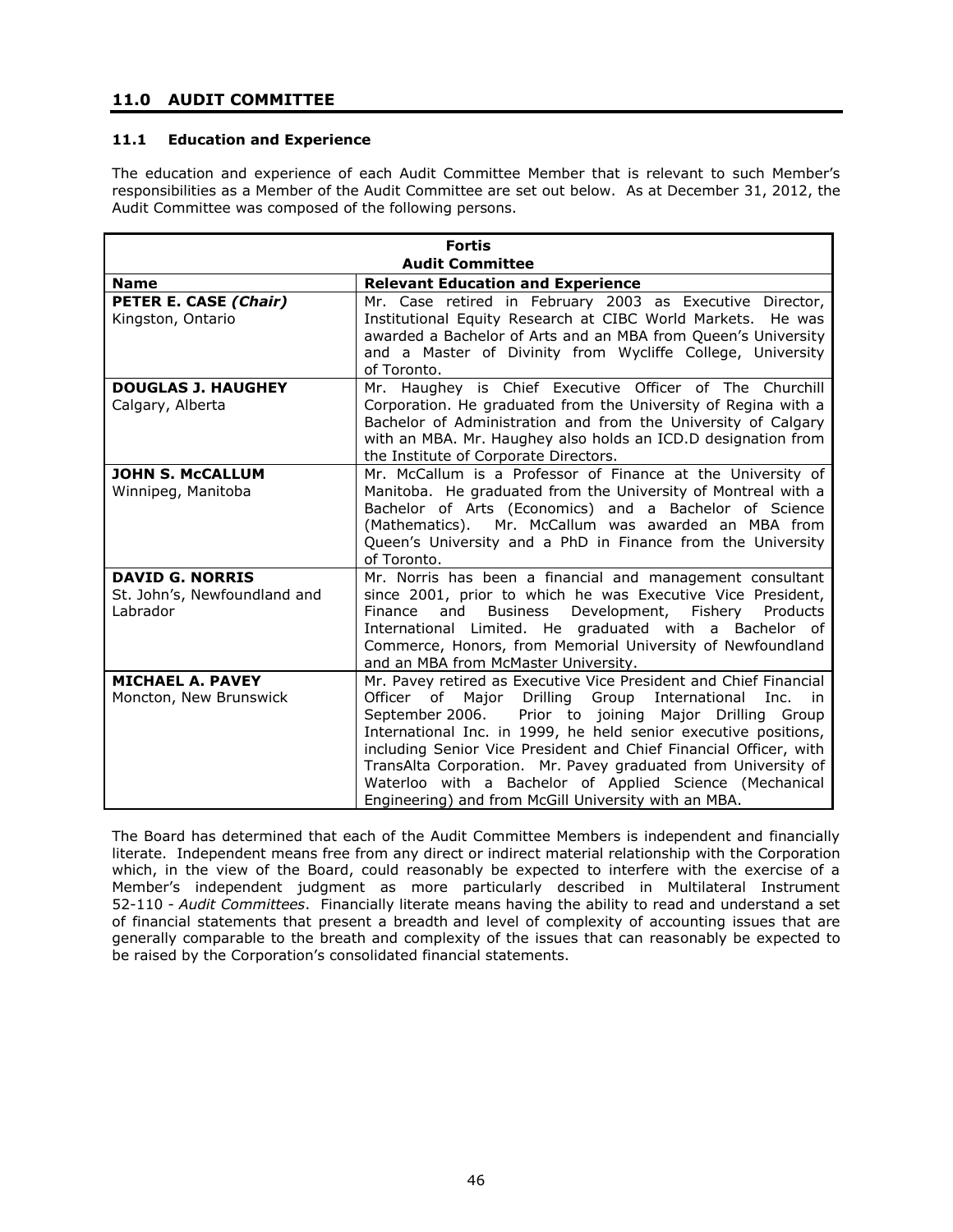## 11.0 AUDIT COMMITTEE

### 11.1 Education and Experience

The education and experience of each Audit Committee Member that is relevant to such Member's responsibilities as a Member of the Audit Committee are set out below. As at December 31, 2012, the Audit Committee was composed of the following persons.

| **Fortis Audit Committee** | |
|---|---|
| **Name** | **Relevant Education and Experience** |
| **PETER E. CASE *(Chair)***<br>Kingston, Ontario | Mr. Case retired in February 2003 as Executive Director, Institutional Equity Research at CIBC World Markets. He was awarded a Bachelor of Arts and an MBA from Queen's University and a Master of Divinity from Wycliffe College, University of Toronto. |
| **DOUGLAS J. HAUGHEY**<br>Calgary, Alberta | Mr. Haughey is Chief Executive Officer of The Churchill Corporation. He graduated from the University of Regina with a Bachelor of Administration and from the University of Calgary with an MBA. Mr. Haughey also holds an ICD.D designation from the Institute of Corporate Directors. |
| **JOHN S. McCALLUM**<br>Winnipeg, Manitoba | Mr. McCallum is a Professor of Finance at the University of Manitoba. He graduated from the University of Montreal with a Bachelor of Arts (Economics) and a Bachelor of Science (Mathematics). Mr. McCallum was awarded an MBA from Queen's University and a PhD in Finance from the University of Toronto. |
| **DAVID G. NORRIS**<br>St. John's, Newfoundland and Labrador | Mr. Norris has been a financial and management consultant since 2001, prior to which he was Executive Vice President, Finance and Business Development, Fishery Products International Limited. He graduated with a Bachelor of Commerce, Honors, from Memorial University of Newfoundland and an MBA from McMaster University. |
| **MICHAEL A. PAVEY**<br>Moncton, New Brunswick | Mr. Pavey retired as Executive Vice President and Chief Financial Officer of Major Drilling Group International Inc. in September 2006. Prior to joining Major Drilling Group International Inc. in 1999, he held senior executive positions, including Senior Vice President and Chief Financial Officer, with TransAlta Corporation. Mr. Pavey graduated from University of Waterloo with a Bachelor of Applied Science (Mechanical Engineering) and from McGill University with an MBA. |

The Board has determined that each of the Audit Committee Members is independent and financially literate. Independent means free from any direct or indirect material relationship with the Corporation which, in the view of the Board, could reasonably be expected to interfere with the exercise of a Member's independent judgment as more particularly described in Multilateral Instrument 52-110 - *Audit Committees*. Financially literate means having the ability to read and understand a set of financial statements that present a breadth and level of complexity of accounting issues that are generally comparable to the breath and complexity of the issues that can reasonably be expected to be raised by the Corporation's consolidated financial statements.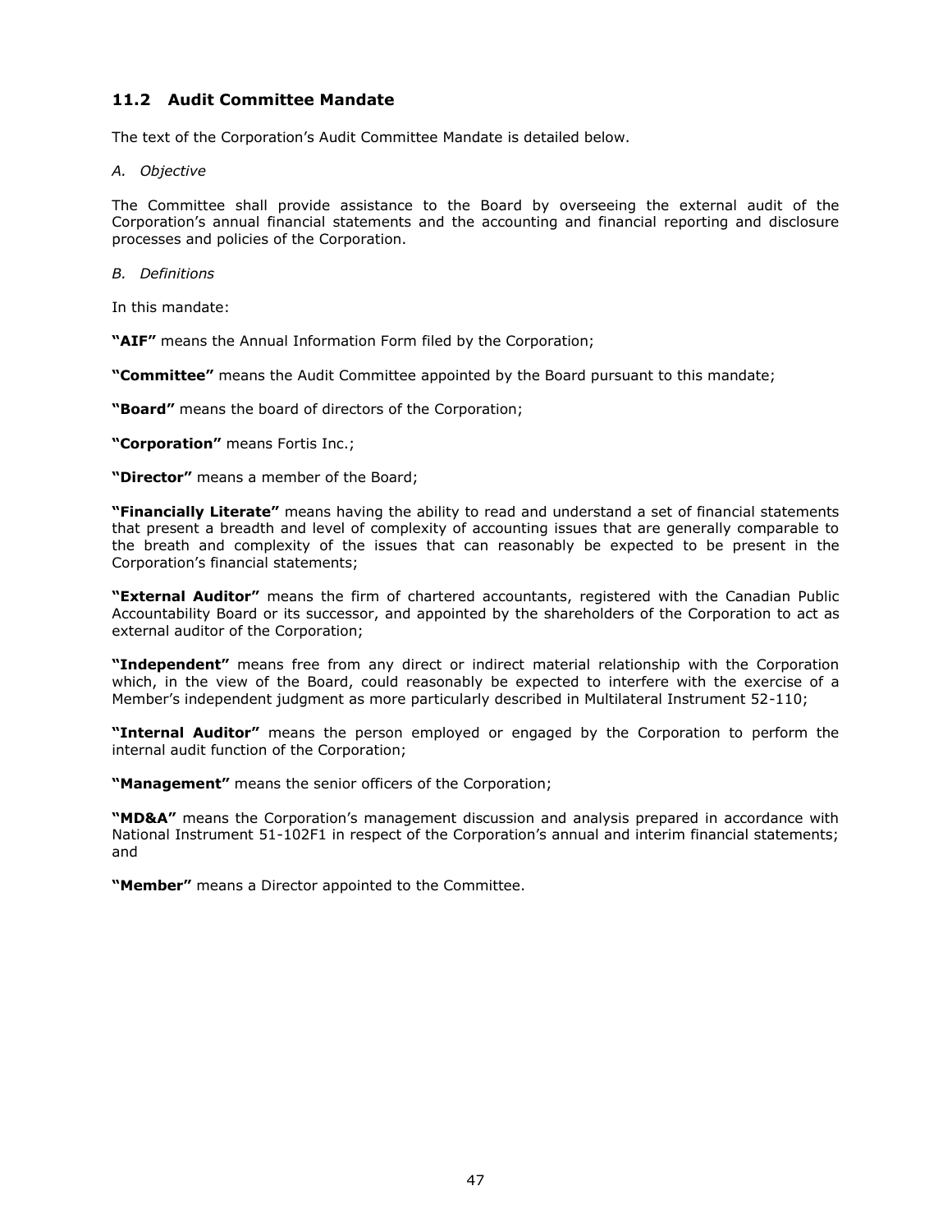## 11.2 Audit Committee Mandate

The text of the Corporation's Audit Committee Mandate is detailed below.

*A. Objective*

The Committee shall provide assistance to the Board by overseeing the external audit of the Corporation's annual financial statements and the accounting and financial reporting and disclosure processes and policies of the Corporation.

*B. Definitions*

In this mandate:

**"AIF"** means the Annual Information Form filed by the Corporation;

**"Committee"** means the Audit Committee appointed by the Board pursuant to this mandate;

**"Board"** means the board of directors of the Corporation;

**"Corporation"** means Fortis Inc.;

**"Director"** means a member of the Board;

**"Financially Literate"** means having the ability to read and understand a set of financial statements that present a breadth and level of complexity of accounting issues that are generally comparable to the breath and complexity of the issues that can reasonably be expected to be present in the Corporation's financial statements;

**"External Auditor"** means the firm of chartered accountants, registered with the Canadian Public Accountability Board or its successor, and appointed by the shareholders of the Corporation to act as external auditor of the Corporation;

**"Independent"** means free from any direct or indirect material relationship with the Corporation which, in the view of the Board, could reasonably be expected to interfere with the exercise of a Member's independent judgment as more particularly described in Multilateral Instrument 52-110;

**"Internal Auditor"** means the person employed or engaged by the Corporation to perform the internal audit function of the Corporation;

**"Management"** means the senior officers of the Corporation;

**"MD&A"** means the Corporation's management discussion and analysis prepared in accordance with National Instrument 51-102F1 in respect of the Corporation's annual and interim financial statements; and

**"Member"** means a Director appointed to the Committee.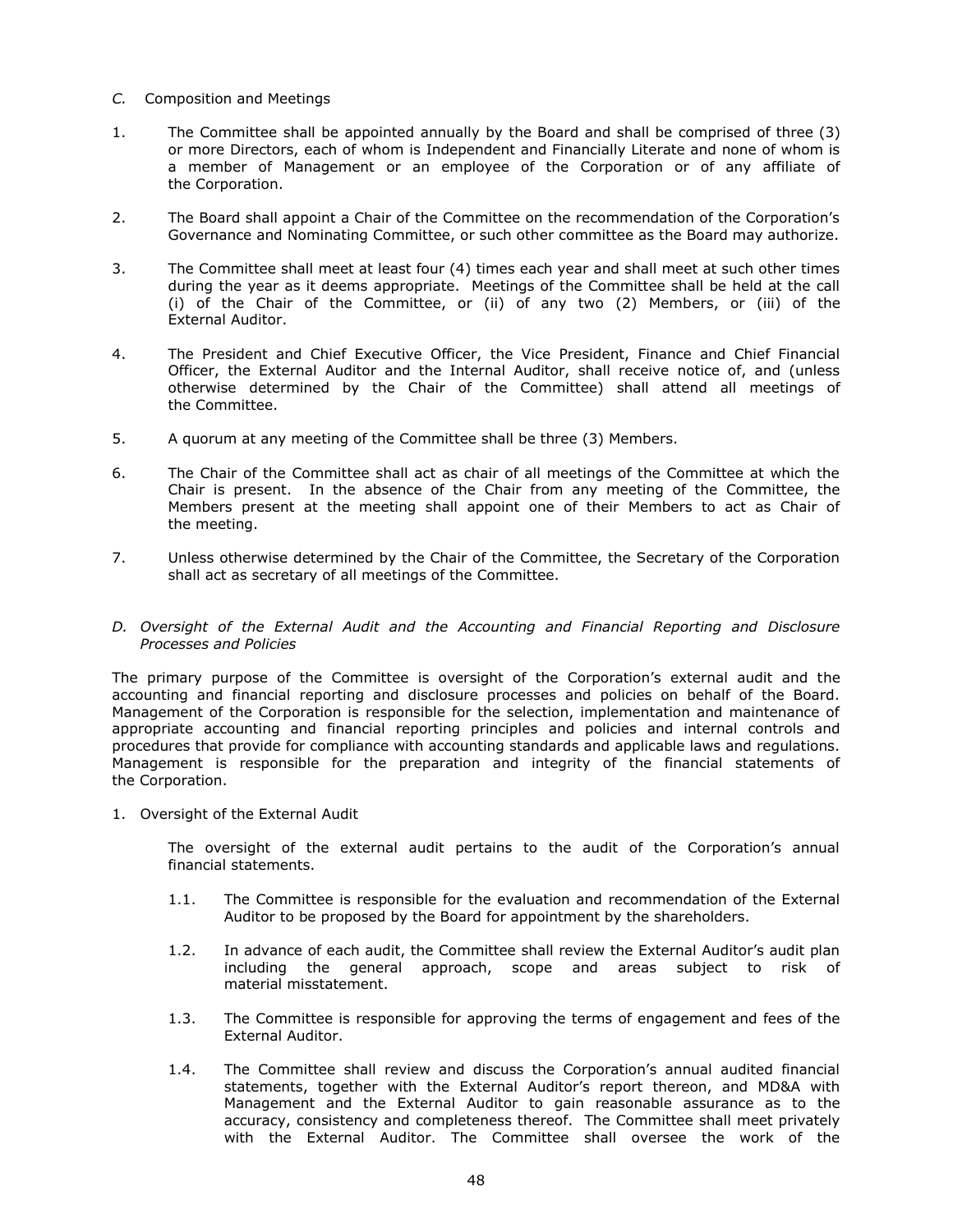*C.* Composition and Meetings

1. The Committee shall be appointed annually by the Board and shall be comprised of three (3) or more Directors, each of whom is Independent and Financially Literate and none of whom is a member of Management or an employee of the Corporation or of any affiliate of the Corporation.

2. The Board shall appoint a Chair of the Committee on the recommendation of the Corporation's Governance and Nominating Committee, or such other committee as the Board may authorize.

3. The Committee shall meet at least four (4) times each year and shall meet at such other times during the year as it deems appropriate. Meetings of the Committee shall be held at the call (i) of the Chair of the Committee, or (ii) of any two (2) Members, or (iii) of the External Auditor.

4. The President and Chief Executive Officer, the Vice President, Finance and Chief Financial Officer, the External Auditor and the Internal Auditor, shall receive notice of, and (unless otherwise determined by the Chair of the Committee) shall attend all meetings of the Committee.

5. A quorum at any meeting of the Committee shall be three (3) Members.

6. The Chair of the Committee shall act as chair of all meetings of the Committee at which the Chair is present. In the absence of the Chair from any meeting of the Committee, the Members present at the meeting shall appoint one of their Members to act as Chair of the meeting.

7. Unless otherwise determined by the Chair of the Committee, the Secretary of the Corporation shall act as secretary of all meetings of the Committee.

*D. Oversight of the External Audit and the Accounting and Financial Reporting and Disclosure Processes and Policies*

The primary purpose of the Committee is oversight of the Corporation's external audit and the accounting and financial reporting and disclosure processes and policies on behalf of the Board. Management of the Corporation is responsible for the selection, implementation and maintenance of appropriate accounting and financial reporting principles and policies and internal controls and procedures that provide for compliance with accounting standards and applicable laws and regulations. Management is responsible for the preparation and integrity of the financial statements of the Corporation.

1. Oversight of the External Audit

   The oversight of the external audit pertains to the audit of the Corporation's annual financial statements.

   1.1. The Committee is responsible for the evaluation and recommendation of the External Auditor to be proposed by the Board for appointment by the shareholders.

   1.2. In advance of each audit, the Committee shall review the External Auditor's audit plan including the general approach, scope and areas subject to risk of material misstatement.

   1.3. The Committee is responsible for approving the terms of engagement and fees of the External Auditor.

   1.4. The Committee shall review and discuss the Corporation's annual audited financial statements, together with the External Auditor's report thereon, and MD&A with Management and the External Auditor to gain reasonable assurance as to the accuracy, consistency and completeness thereof. The Committee shall meet privately with the External Auditor. The Committee shall oversee the work of the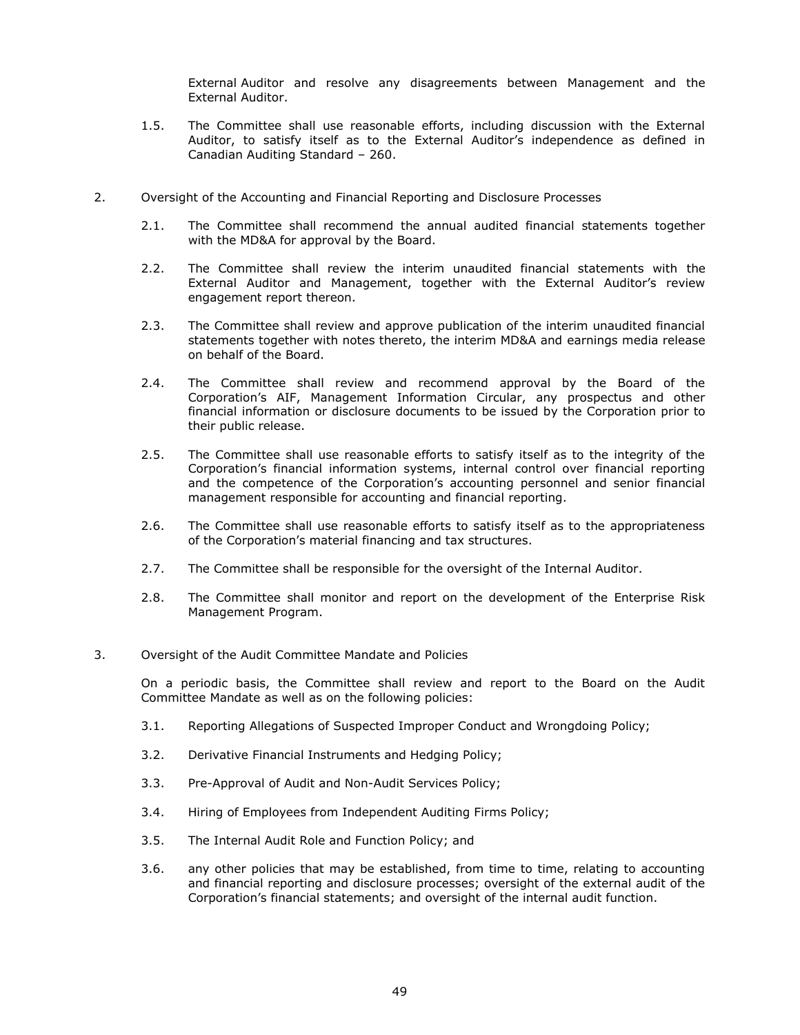External Auditor and resolve any disagreements between Management and the External Auditor.

1.5. The Committee shall use reasonable efforts, including discussion with the External Auditor, to satisfy itself as to the External Auditor's independence as defined in Canadian Auditing Standard – 260.

2. Oversight of the Accounting and Financial Reporting and Disclosure Processes

2.1. The Committee shall recommend the annual audited financial statements together with the MD&A for approval by the Board.

2.2. The Committee shall review the interim unaudited financial statements with the External Auditor and Management, together with the External Auditor's review engagement report thereon.

2.3. The Committee shall review and approve publication of the interim unaudited financial statements together with notes thereto, the interim MD&A and earnings media release on behalf of the Board.

2.4. The Committee shall review and recommend approval by the Board of the Corporation's AIF, Management Information Circular, any prospectus and other financial information or disclosure documents to be issued by the Corporation prior to their public release.

2.5. The Committee shall use reasonable efforts to satisfy itself as to the integrity of the Corporation's financial information systems, internal control over financial reporting and the competence of the Corporation's accounting personnel and senior financial management responsible for accounting and financial reporting.

2.6. The Committee shall use reasonable efforts to satisfy itself as to the appropriateness of the Corporation's material financing and tax structures.

2.7. The Committee shall be responsible for the oversight of the Internal Auditor.

2.8. The Committee shall monitor and report on the development of the Enterprise Risk Management Program.

3. Oversight of the Audit Committee Mandate and Policies

On a periodic basis, the Committee shall review and report to the Board on the Audit Committee Mandate as well as on the following policies:

3.1. Reporting Allegations of Suspected Improper Conduct and Wrongdoing Policy;

3.2. Derivative Financial Instruments and Hedging Policy;

3.3. Pre-Approval of Audit and Non-Audit Services Policy;

3.4. Hiring of Employees from Independent Auditing Firms Policy;

3.5. The Internal Audit Role and Function Policy; and

3.6. any other policies that may be established, from time to time, relating to accounting and financial reporting and disclosure processes; oversight of the external audit of the Corporation's financial statements; and oversight of the internal audit function.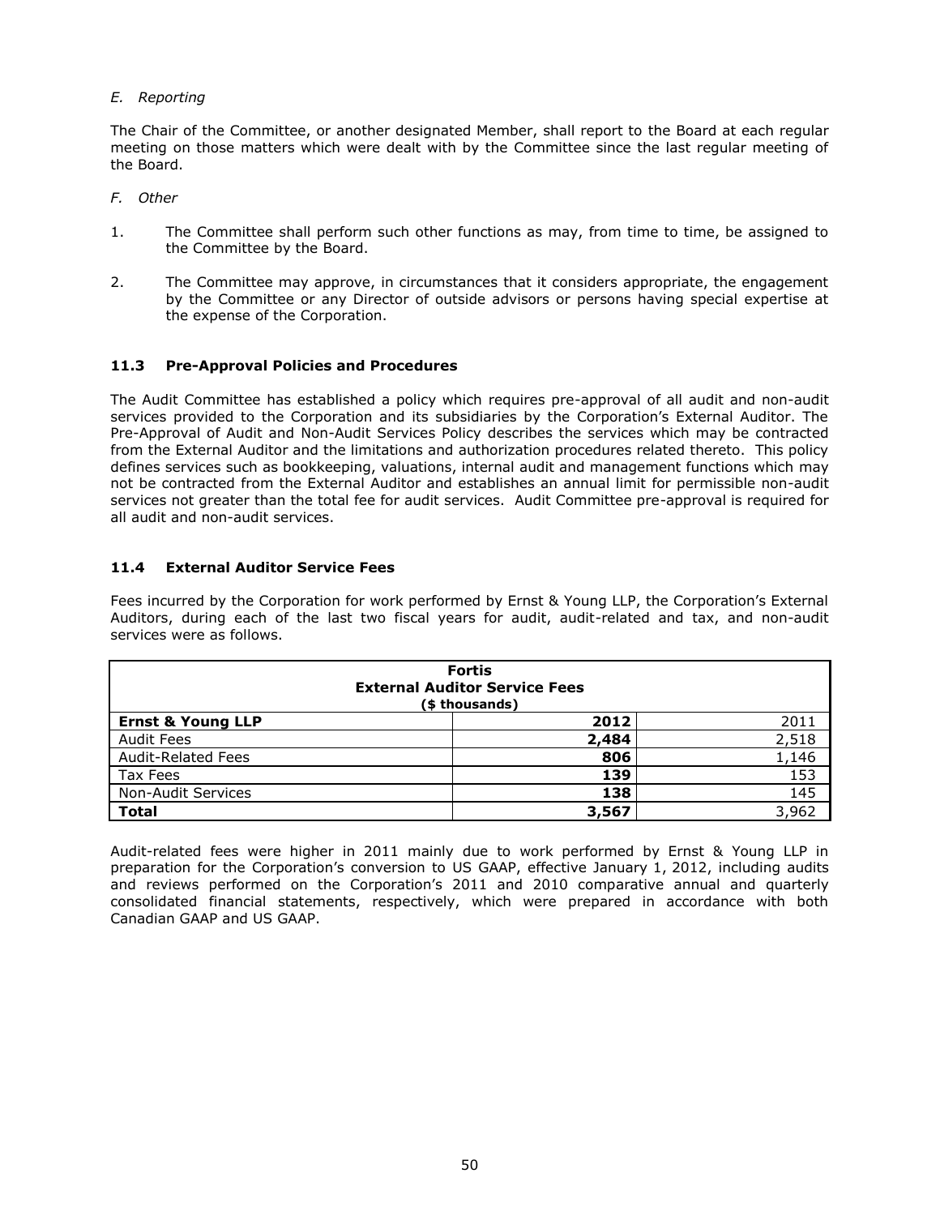*E. Reporting*

The Chair of the Committee, or another designated Member, shall report to the Board at each regular meeting on those matters which were dealt with by the Committee since the last regular meeting of the Board.

*F. Other*

1. The Committee shall perform such other functions as may, from time to time, be assigned to the Committee by the Board.

2. The Committee may approve, in circumstances that it considers appropriate, the engagement by the Committee or any Director of outside advisors or persons having special expertise at the expense of the Corporation.

### 11.3 Pre-Approval Policies and Procedures

The Audit Committee has established a policy which requires pre-approval of all audit and non-audit services provided to the Corporation and its subsidiaries by the Corporation's External Auditor. The Pre-Approval of Audit and Non-Audit Services Policy describes the services which may be contracted from the External Auditor and the limitations and authorization procedures related thereto. This policy defines services such as bookkeeping, valuations, internal audit and management functions which may not be contracted from the External Auditor and establishes an annual limit for permissible non-audit services not greater than the total fee for audit services. Audit Committee pre-approval is required for all audit and non-audit services.

### 11.4 External Auditor Service Fees

Fees incurred by the Corporation for work performed by Ernst & Young LLP, the Corporation's External Auditors, during each of the last two fiscal years for audit, audit-related and tax, and non-audit services were as follows.

| **Fortis External Auditor Service Fees (\$ thousands)** | | |
|---|---|---|
| **Ernst & Young LLP** | **2012** | 2011 |
| Audit Fees | **2,484** | 2,518 |
| Audit-Related Fees | **806** | 1,146 |
| Tax Fees | **139** | 153 |
| Non-Audit Services | **138** | 145 |
| **Total** | **3,567** | 3,962 |

Audit-related fees were higher in 2011 mainly due to work performed by Ernst & Young LLP in preparation for the Corporation's conversion to US GAAP, effective January 1, 2012, including audits and reviews performed on the Corporation's 2011 and 2010 comparative annual and quarterly consolidated financial statements, respectively, which were prepared in accordance with both Canadian GAAP and US GAAP.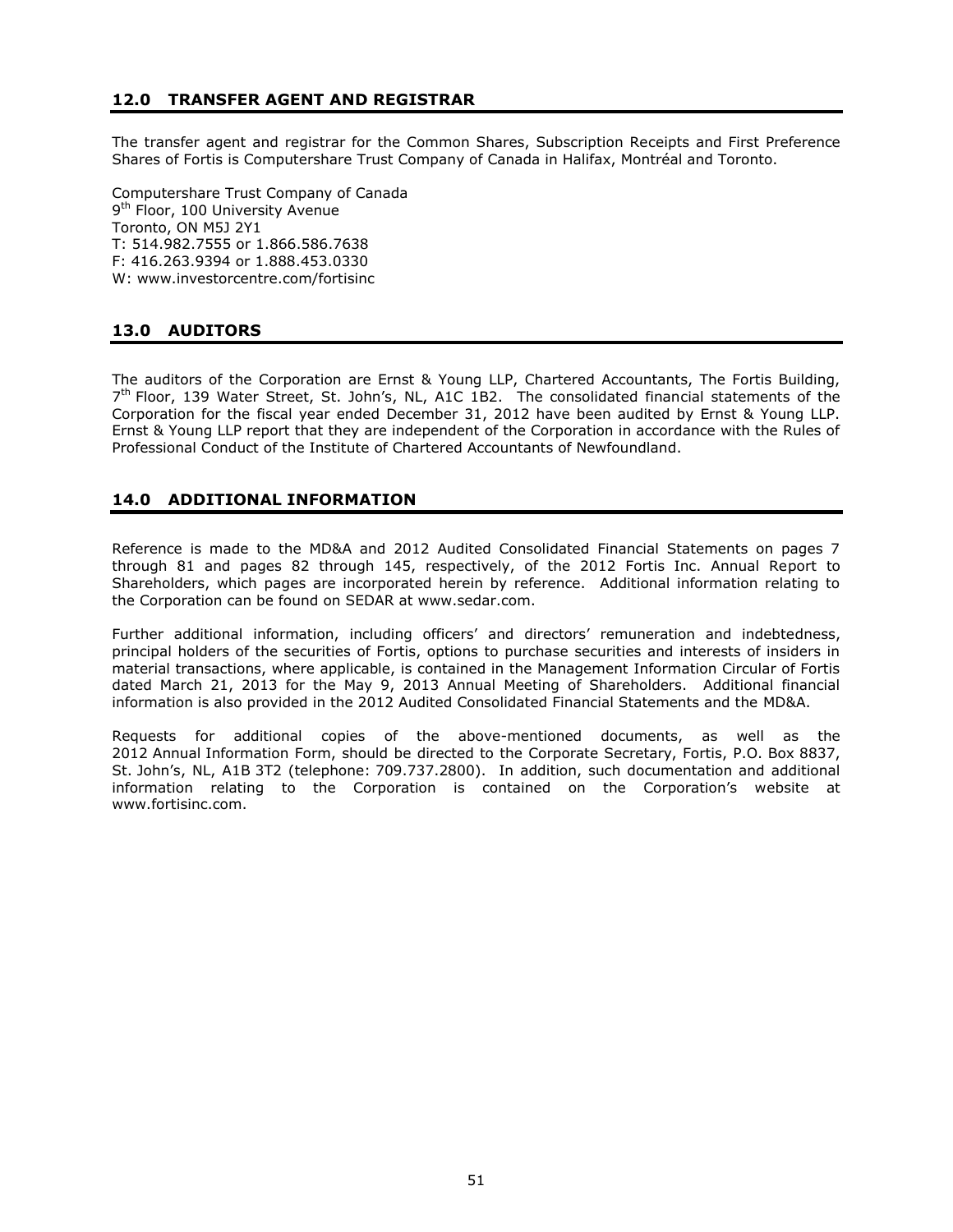## 12.0 TRANSFER AGENT AND REGISTRAR

The transfer agent and registrar for the Common Shares, Subscription Receipts and First Preference Shares of Fortis is Computershare Trust Company of Canada in Halifax, Montréal and Toronto.

Computershare Trust Company of Canada
9th Floor, 100 University Avenue
Toronto, ON M5J 2Y1
T: 514.982.7555 or 1.866.586.7638
F: 416.263.9394 or 1.888.453.0330
W: www.investorcentre.com/fortisinc

## 13.0 AUDITORS

The auditors of the Corporation are Ernst & Young LLP, Chartered Accountants, The Fortis Building, 7th Floor, 139 Water Street, St. John's, NL, A1C 1B2. The consolidated financial statements of the Corporation for the fiscal year ended December 31, 2012 have been audited by Ernst & Young LLP. Ernst & Young LLP report that they are independent of the Corporation in accordance with the Rules of Professional Conduct of the Institute of Chartered Accountants of Newfoundland.

## 14.0 ADDITIONAL INFORMATION

Reference is made to the MD&A and 2012 Audited Consolidated Financial Statements on pages 7 through 81 and pages 82 through 145, respectively, of the 2012 Fortis Inc. Annual Report to Shareholders, which pages are incorporated herein by reference. Additional information relating to the Corporation can be found on SEDAR at www.sedar.com.

Further additional information, including officers' and directors' remuneration and indebtedness, principal holders of the securities of Fortis, options to purchase securities and interests of insiders in material transactions, where applicable, is contained in the Management Information Circular of Fortis dated March 21, 2013 for the May 9, 2013 Annual Meeting of Shareholders. Additional financial information is also provided in the 2012 Audited Consolidated Financial Statements and the MD&A.

Requests for additional copies of the above-mentioned documents, as well as the 2012 Annual Information Form, should be directed to the Corporate Secretary, Fortis, P.O. Box 8837, St. John's, NL, A1B 3T2 (telephone: 709.737.2800). In addition, such documentation and additional information relating to the Corporation is contained on the Corporation's website at www.fortisinc.com.